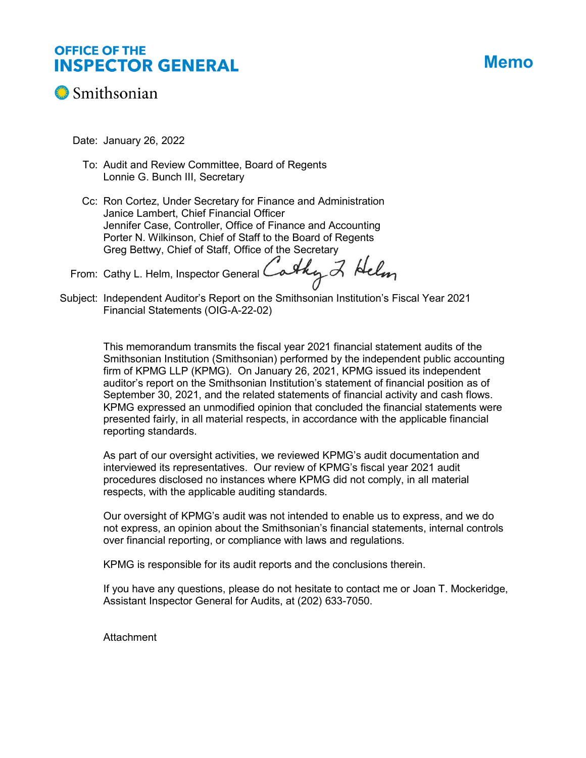**OFFICE OF THE**
**INSPECTOR GENERAL**

Smithsonian

# Memo

Date: January 26, 2022

To: Audit and Review Committee, Board of Regents
Lonnie G. Bunch III, Secretary

Cc: Ron Cortez, Under Secretary for Finance and Administration
Janice Lambert, Chief Financial Officer
Jennifer Case, Controller, Office of Finance and Accounting
Porter N. Wilkinson, Chief of Staff to the Board of Regents
Greg Bettwy, Chief of Staff, Office of the Secretary

From: Cathy L. Helm, Inspector General

Subject: Independent Auditor's Report on the Smithsonian Institution's Fiscal Year 2021 Financial Statements (OIG-A-22-02)

This memorandum transmits the fiscal year 2021 financial statement audits of the Smithsonian Institution (Smithsonian) performed by the independent public accounting firm of KPMG LLP (KPMG). On January 26, 2021, KPMG issued its independent auditor's report on the Smithsonian Institution's statement of financial position as of September 30, 2021, and the related statements of financial activity and cash flows. KPMG expressed an unmodified opinion that concluded the financial statements were presented fairly, in all material respects, in accordance with the applicable financial reporting standards.

As part of our oversight activities, we reviewed KPMG's audit documentation and interviewed its representatives. Our review of KPMG's fiscal year 2021 audit procedures disclosed no instances where KPMG did not comply, in all material respects, with the applicable auditing standards.

Our oversight of KPMG's audit was not intended to enable us to express, and we do not express, an opinion about the Smithsonian's financial statements, internal controls over financial reporting, or compliance with laws and regulations.

KPMG is responsible for its audit reports and the conclusions therein.

If you have any questions, please do not hesitate to contact me or Joan T. Mockeridge, Assistant Inspector General for Audits, at (202) 633-7050.

Attachment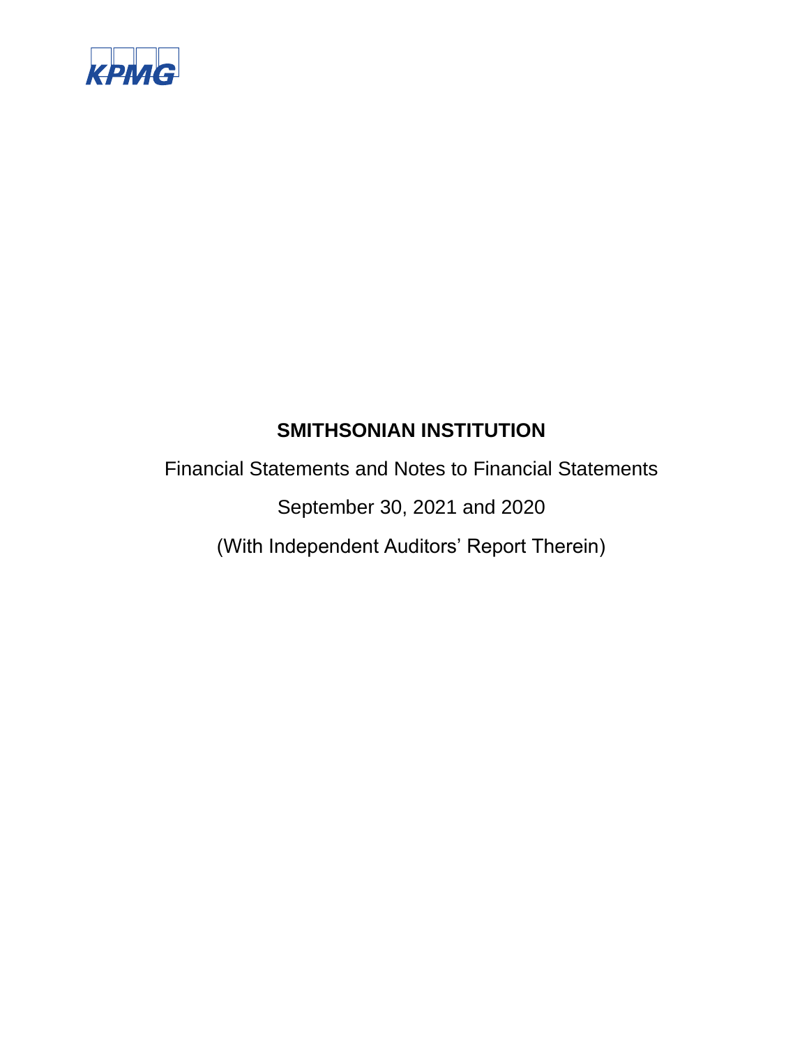KPMG

# SMITHSONIAN INSTITUTION

Financial Statements and Notes to Financial Statements

September 30, 2021 and 2020

(With Independent Auditors' Report Therein)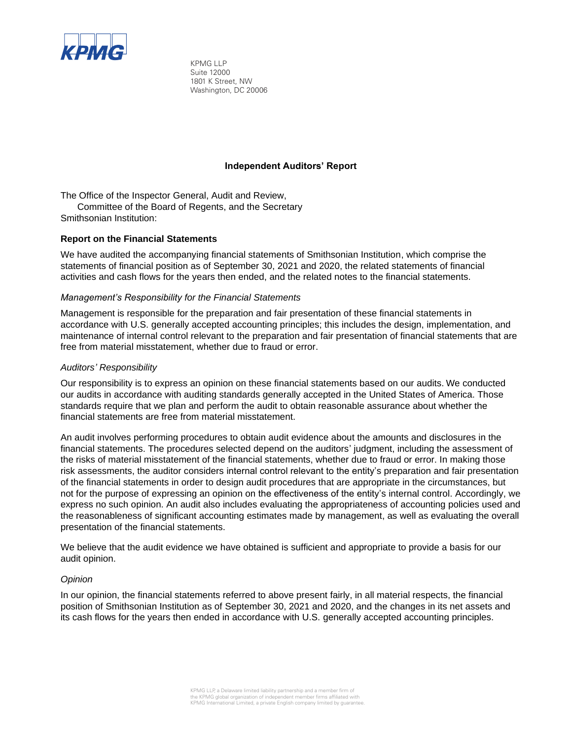KPMG LLP
Suite 12000
1801 K Street, NW
Washington, DC 20006

## Independent Auditors' Report

The Office of the Inspector General, Audit and Review,
Committee of the Board of Regents, and the Secretary
Smithsonian Institution:

### Report on the Financial Statements

We have audited the accompanying financial statements of Smithsonian Institution, which comprise the statements of financial position as of September 30, 2021 and 2020, the related statements of financial activities and cash flows for the years then ended, and the related notes to the financial statements.

#### *Management's Responsibility for the Financial Statements*

Management is responsible for the preparation and fair presentation of these financial statements in accordance with U.S. generally accepted accounting principles; this includes the design, implementation, and maintenance of internal control relevant to the preparation and fair presentation of financial statements that are free from material misstatement, whether due to fraud or error.

#### *Auditors' Responsibility*

Our responsibility is to express an opinion on these financial statements based on our audits. We conducted our audits in accordance with auditing standards generally accepted in the United States of America. Those standards require that we plan and perform the audit to obtain reasonable assurance about whether the financial statements are free from material misstatement.

An audit involves performing procedures to obtain audit evidence about the amounts and disclosures in the financial statements. The procedures selected depend on the auditors' judgment, including the assessment of the risks of material misstatement of the financial statements, whether due to fraud or error. In making those risk assessments, the auditor considers internal control relevant to the entity's preparation and fair presentation of the financial statements in order to design audit procedures that are appropriate in the circumstances, but not for the purpose of expressing an opinion on the effectiveness of the entity's internal control. Accordingly, we express no such opinion. An audit also includes evaluating the appropriateness of accounting policies used and the reasonableness of significant accounting estimates made by management, as well as evaluating the overall presentation of the financial statements.

We believe that the audit evidence we have obtained is sufficient and appropriate to provide a basis for our audit opinion.

#### *Opinion*

In our opinion, the financial statements referred to above present fairly, in all material respects, the financial position of Smithsonian Institution as of September 30, 2021 and 2020, and the changes in its net assets and its cash flows for the years then ended in accordance with U.S. generally accepted accounting principles.

KPMG LLP, a Delaware limited liability partnership and a member firm of the KPMG global organization of independent member firms affiliated with KPMG International Limited, a private English company limited by guarantee.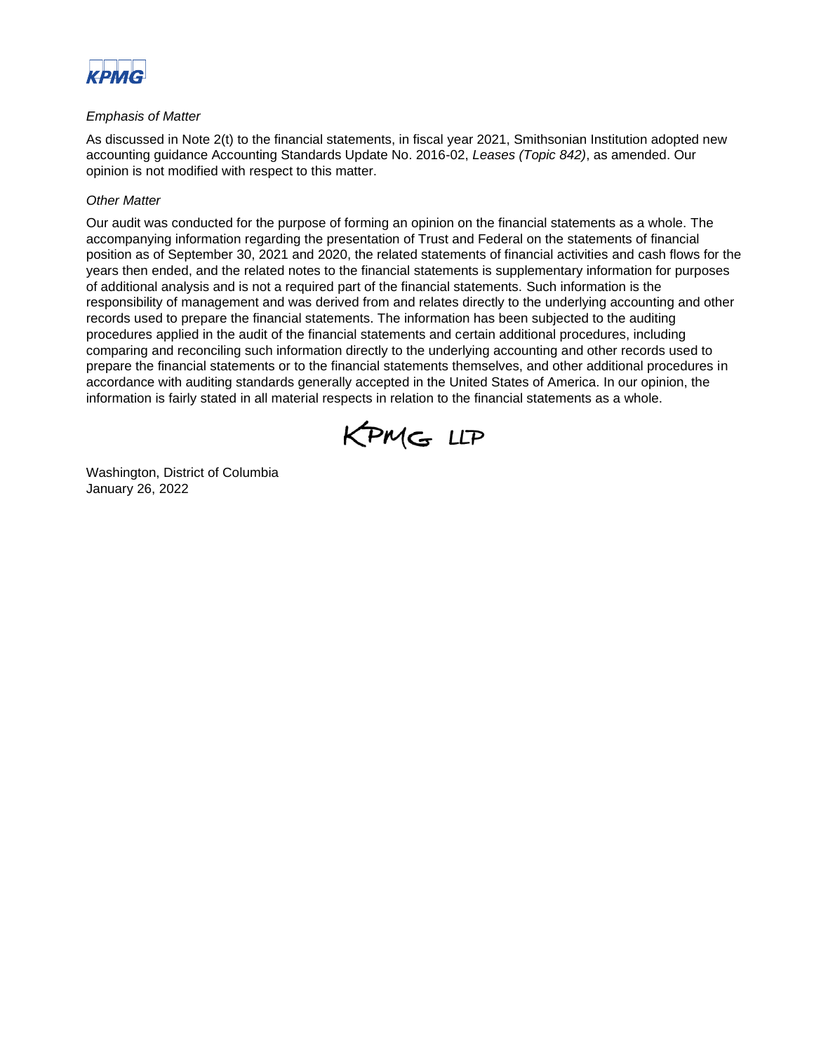*Emphasis of Matter*

As discussed in Note 2(t) to the financial statements, in fiscal year 2021, Smithsonian Institution adopted new accounting guidance Accounting Standards Update No. 2016-02, *Leases (Topic 842)*, as amended. Our opinion is not modified with respect to this matter.

*Other Matter*

Our audit was conducted for the purpose of forming an opinion on the financial statements as a whole. The accompanying information regarding the presentation of Trust and Federal on the statements of financial position as of September 30, 2021 and 2020, the related statements of financial activities and cash flows for the years then ended, and the related notes to the financial statements is supplementary information for purposes of additional analysis and is not a required part of the financial statements. Such information is the responsibility of management and was derived from and relates directly to the underlying accounting and other records used to prepare the financial statements. The information has been subjected to the auditing procedures applied in the audit of the financial statements and certain additional procedures, including comparing and reconciling such information directly to the underlying accounting and other records used to prepare the financial statements or to the financial statements themselves, and other additional procedures in accordance with auditing standards generally accepted in the United States of America. In our opinion, the information is fairly stated in all material respects in relation to the financial statements as a whole.

KPMG LLP

Washington, District of Columbia
January 26, 2022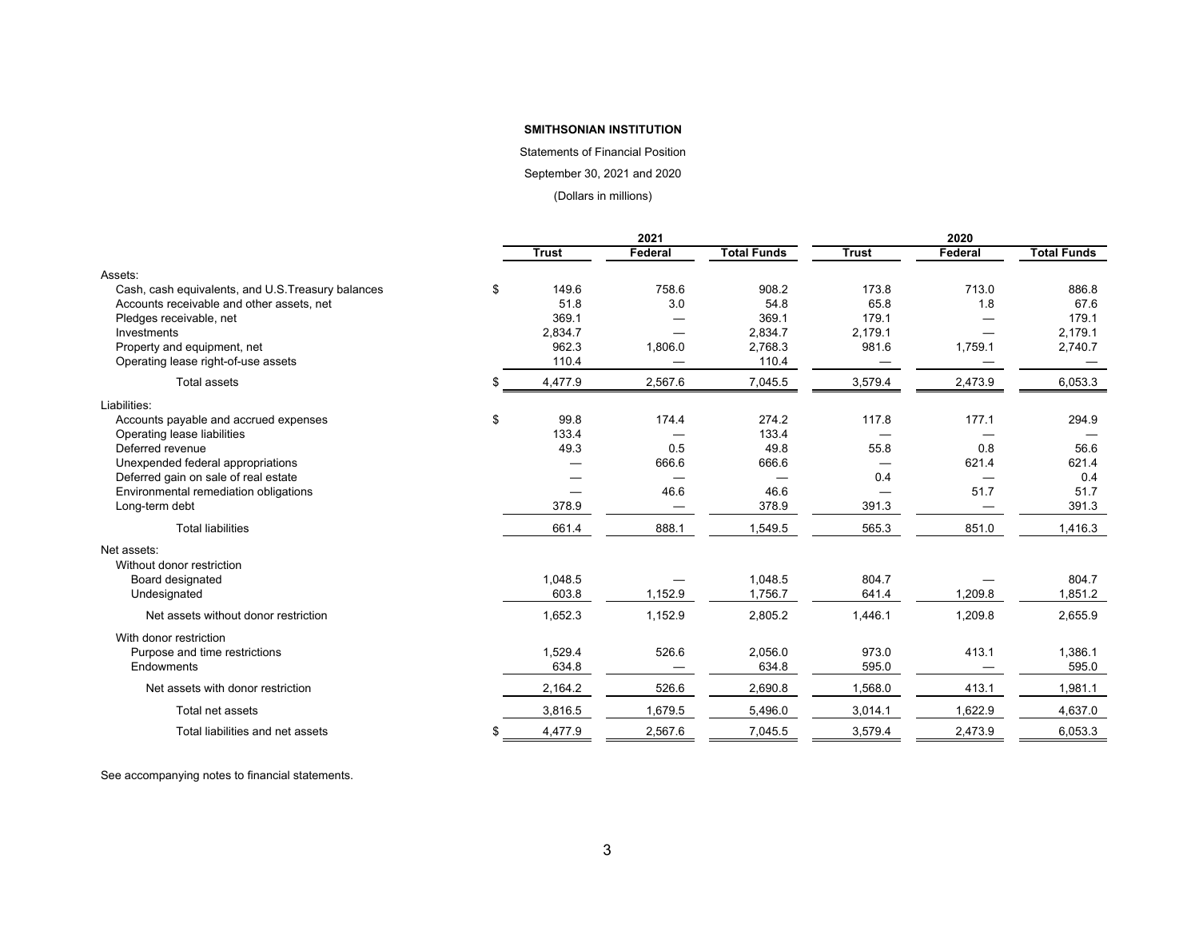**SMITHSONIAN INSTITUTION**

Statements of Financial Position

September 30, 2021 and 2020

(Dollars in millions)

| | 2021 | | | 2020 | | |
|---|---|---|---|---|---|---|
| | **Trust** | **Federal** | **Total Funds** | **Trust** | **Federal** | **Total Funds** |
| Assets: | | | | | | |
| Cash, cash equivalents, and U.S.Treasury balances | $ 149.6 | 758.6 | 908.2 | 173.8 | 713.0 | 886.8 |
| Accounts receivable and other assets, net | 51.8 | 3.0 | 54.8 | 65.8 | 1.8 | 67.6 |
| Pledges receivable, net | 369.1 | — | 369.1 | 179.1 | — | 179.1 |
| Investments | 2,834.7 | — | 2,834.7 | 2,179.1 | — | 2,179.1 |
| Property and equipment, net | 962.3 | 1,806.0 | 2,768.3 | 981.6 | 1,759.1 | 2,740.7 |
| Operating lease right-of-use assets | 110.4 | — | 110.4 | — | — | — |
| Total assets | $ 4,477.9 | 2,567.6 | 7,045.5 | 3,579.4 | 2,473.9 | 6,053.3 |
| Liabilities: | | | | | | |
| Accounts payable and accrued expenses | $ 99.8 | 174.4 | 274.2 | 117.8 | 177.1 | 294.9 |
| Operating lease liabilities | 133.4 | — | 133.4 | — | — | — |
| Deferred revenue | 49.3 | 0.5 | 49.8 | 55.8 | 0.8 | 56.6 |
| Unexpended federal appropriations | — | 666.6 | 666.6 | — | 621.4 | 621.4 |
| Deferred gain on sale of real estate | — | — | — | 0.4 | — | 0.4 |
| Environmental remediation obligations | — | 46.6 | 46.6 | — | 51.7 | 51.7 |
| Long-term debt | 378.9 | — | 378.9 | 391.3 | — | 391.3 |
| Total liabilities | 661.4 | 888.1 | 1,549.5 | 565.3 | 851.0 | 1,416.3 |
| Net assets: | | | | | | |
| Without donor restriction | | | | | | |
| Board designated | 1,048.5 | — | 1,048.5 | 804.7 | — | 804.7 |
| Undesignated | 603.8 | 1,152.9 | 1,756.7 | 641.4 | 1,209.8 | 1,851.2 |
| Net assets without donor restriction | 1,652.3 | 1,152.9 | 2,805.2 | 1,446.1 | 1,209.8 | 2,655.9 |
| With donor restriction | | | | | | |
| Purpose and time restrictions | 1,529.4 | 526.6 | 2,056.0 | 973.0 | 413.1 | 1,386.1 |
| Endowments | 634.8 | — | 634.8 | 595.0 | — | 595.0 |
| Net assets with donor restriction | 2,164.2 | 526.6 | 2,690.8 | 1,568.0 | 413.1 | 1,981.1 |
| Total net assets | 3,816.5 | 1,679.5 | 5,496.0 | 3,014.1 | 1,622.9 | 4,637.0 |
| Total liabilities and net assets | $ 4,477.9 | 2,567.6 | 7,045.5 | 3,579.4 | 2,473.9 | 6,053.3 |

See accompanying notes to financial statements.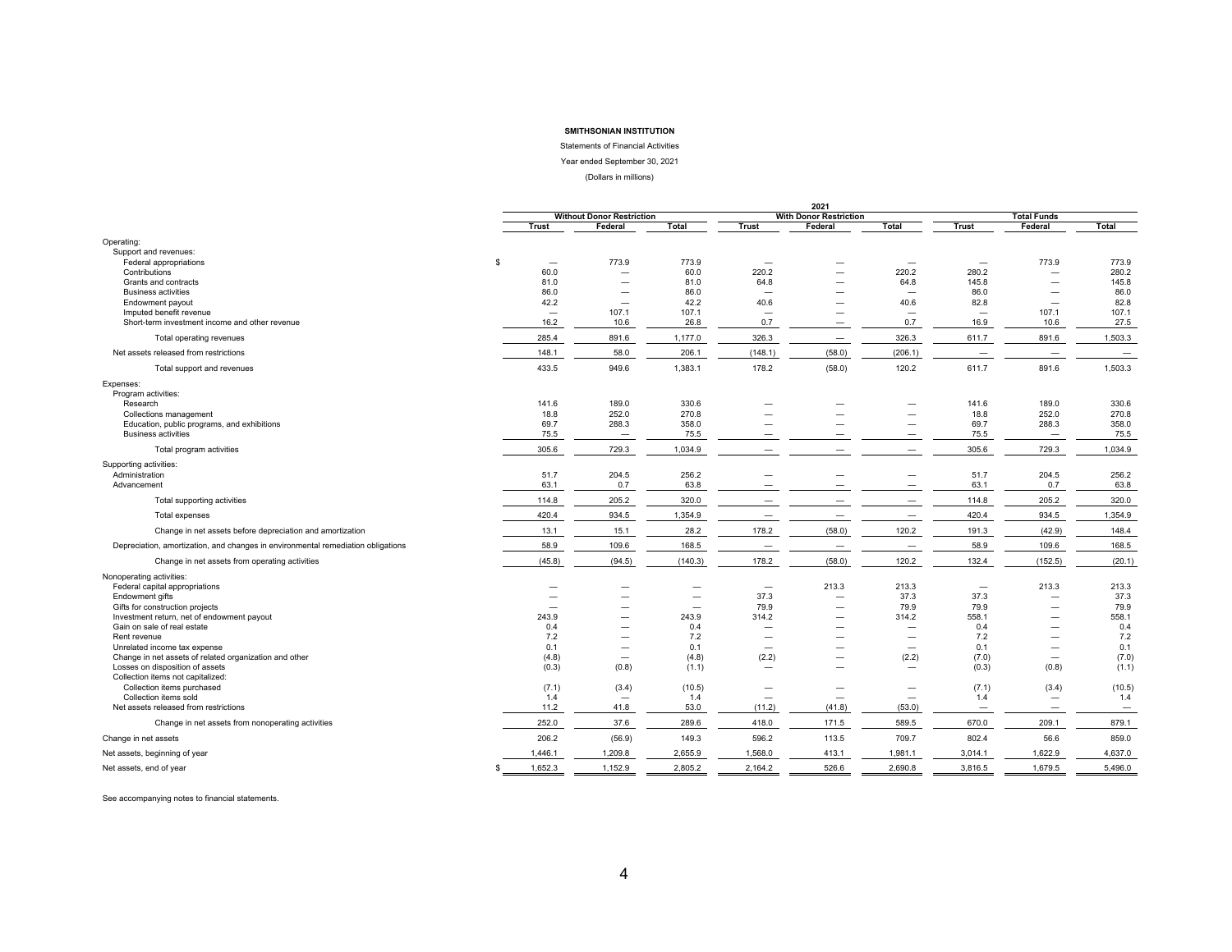**SMITHSONIAN INSTITUTION**

Statements of Financial Activities

Year ended September 30, 2021

(Dollars in millions)

| | 2021 | | | | | | | | |
|---|---|---|---|---|---|---|---|---|---|
| | Without Donor Restriction | | | With Donor Restriction | | | Total Funds | | |
| | Trust | Federal | Total | Trust | Federal | Total | Trust | Federal | Total |
| Operating: | | | | | | | | | |
| Support and revenues: | | | | | | | | | |
| Federal appropriations | $ — | 773.9 | 773.9 | — | — | — | — | 773.9 | 773.9 |
| Contributions | 60.0 | — | 60.0 | 220.2 | — | 220.2 | 280.2 | — | 280.2 |
| Grants and contracts | 81.0 | — | 81.0 | 64.8 | — | 64.8 | 145.8 | — | 145.8 |
| Business activities | 86.0 | — | 86.0 | — | — | — | 86.0 | — | 86.0 |
| Endowment payout | 42.2 | — | 42.2 | 40.6 | — | 40.6 | 82.8 | — | 82.8 |
| Imputed benefit revenue | — | 107.1 | 107.1 | — | — | — | — | 107.1 | 107.1 |
| Short-term investment income and other revenue | 16.2 | 10.6 | 26.8 | 0.7 | — | 0.7 | 16.9 | 10.6 | 27.5 |
| Total operating revenues | 285.4 | 891.6 | 1,177.0 | 326.3 | — | 326.3 | 611.7 | 891.6 | 1,503.3 |
| Net assets released from restrictions | 148.1 | 58.0 | 206.1 | (148.1) | (58.0) | (206.1) | — | — | — |
| Total support and revenues | 433.5 | 949.6 | 1,383.1 | 178.2 | (58.0) | 120.2 | 611.7 | 891.6 | 1,503.3 |
| Expenses: | | | | | | | | | |
| Program activities: | | | | | | | | | |
| Research | 141.6 | 189.0 | 330.6 | — | — | — | 141.6 | 189.0 | 330.6 |
| Collections management | 18.8 | 252.0 | 270.8 | — | — | — | 18.8 | 252.0 | 270.8 |
| Education, public programs, and exhibitions | 69.7 | 288.3 | 358.0 | — | — | — | 69.7 | 288.3 | 358.0 |
| Business activities | 75.5 | — | 75.5 | — | — | — | 75.5 | — | 75.5 |
| Total program activities | 305.6 | 729.3 | 1,034.9 | — | — | — | 305.6 | 729.3 | 1,034.9 |
| Supporting activities: | | | | | | | | | |
| Administration | 51.7 | 204.5 | 256.2 | — | — | — | 51.7 | 204.5 | 256.2 |
| Advancement | 63.1 | 0.7 | 63.8 | — | — | — | 63.1 | 0.7 | 63.8 |
| Total supporting activities | 114.8 | 205.2 | 320.0 | — | — | — | 114.8 | 205.2 | 320.0 |
| Total expenses | 420.4 | 934.5 | 1,354.9 | — | — | — | 420.4 | 934.5 | 1,354.9 |
| Change in net assets before depreciation and amortization | 13.1 | 15.1 | 28.2 | 178.2 | (58.0) | 120.2 | 191.3 | (42.9) | 148.4 |
| Depreciation, amortization, and changes in environmental remediation obligations | 58.9 | 109.6 | 168.5 | — | — | — | 58.9 | 109.6 | 168.5 |
| Change in net assets from operating activities | (45.8) | (94.5) | (140.3) | 178.2 | (58.0) | 120.2 | 132.4 | (152.5) | (20.1) |
| Nonoperating activities: | | | | | | | | | |
| Federal capital appropriations | — | — | — | — | 213.3 | 213.3 | — | 213.3 | 213.3 |
| Endowment gifts | — | — | — | 37.3 | — | 37.3 | 37.3 | — | 37.3 |
| Gifts for construction projects | — | — | — | 79.9 | — | 79.9 | 79.9 | — | 79.9 |
| Investment return, net of endowment payout | 243.9 | — | 243.9 | 314.2 | — | 314.2 | 558.1 | — | 558.1 |
| Gain on sale of real estate | 0.4 | — | 0.4 | — | — | — | 0.4 | — | 0.4 |
| Rent revenue | 7.2 | — | 7.2 | — | — | — | 7.2 | — | 7.2 |
| Unrelated income tax expense | 0.1 | — | 0.1 | — | — | — | 0.1 | — | 0.1 |
| Change in net assets of related organization and other | (4.8) | — | (4.8) | (2.2) | — | (2.2) | (7.0) | — | (7.0) |
| Losses on disposition of assets | (0.3) | (0.8) | (1.1) | — | — | — | (0.3) | (0.8) | (1.1) |
| Collection items not capitalized: | | | | | | | | | |
| Collection items purchased | (7.1) | (3.4) | (10.5) | — | — | — | (7.1) | (3.4) | (10.5) |
| Collection items sold | 1.4 | — | 1.4 | — | — | — | 1.4 | — | 1.4 |
| Net assets released from restrictions | 11.2 | 41.8 | 53.0 | (11.2) | (41.8) | (53.0) | — | — | — |
| Change in net assets from nonoperating activities | 252.0 | 37.6 | 289.6 | 418.0 | 171.5 | 589.5 | 670.0 | 209.1 | 879.1 |
| Change in net assets | 206.2 | (56.9) | 149.3 | 596.2 | 113.5 | 709.7 | 802.4 | 56.6 | 859.0 |
| Net assets, beginning of year | 1,446.1 | 1,209.8 | 2,655.9 | 1,568.0 | 413.1 | 1,981.1 | 3,014.1 | 1,622.9 | 4,637.0 |
| Net assets, end of year | $ 1,652.3 | 1,152.9 | 2,805.2 | 2,164.2 | 526.6 | 2,690.8 | 3,816.5 | 1,679.5 | 5,496.0 |

See accompanying notes to financial statements.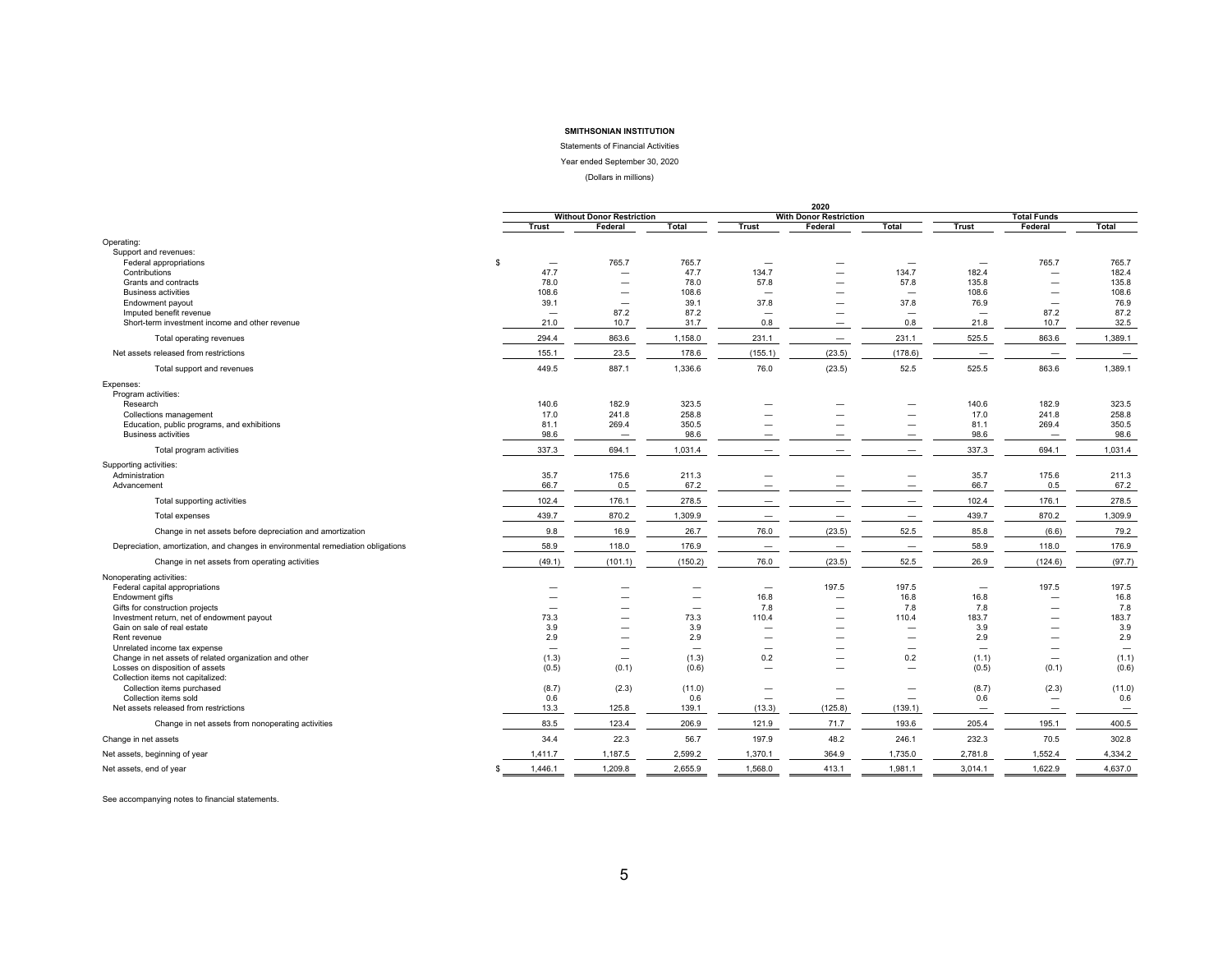**SMITHSONIAN INSTITUTION**

Statements of Financial Activities

Year ended September 30, 2020

(Dollars in millions)

| | 2020 | | | | | | | | |
|---|---|---|---|---|---|---|---|---|---|
| | Without Donor Restriction | | | With Donor Restriction | | | Total Funds | | |
| | Trust | Federal | Total | Trust | Federal | Total | Trust | Federal | Total |
| Operating: | | | | | | | | | |
| Support and revenues: | | | | | | | | | |
| Federal appropriations | $ — | 765.7 | 765.7 | — | — | — | — | 765.7 | 765.7 |
| Contributions | 47.7 | — | 47.7 | 134.7 | — | 134.7 | 182.4 | — | 182.4 |
| Grants and contracts | 78.0 | — | 78.0 | 57.8 | — | 57.8 | 135.8 | — | 135.8 |
| Business activities | 108.6 | — | 108.6 | — | — | — | 108.6 | — | 108.6 |
| Endowment payout | 39.1 | — | 39.1 | 37.8 | — | 37.8 | 76.9 | — | 76.9 |
| Imputed benefit revenue | — | 87.2 | 87.2 | — | — | — | — | 87.2 | 87.2 |
| Short-term investment income and other revenue | 21.0 | 10.7 | 31.7 | 0.8 | — | 0.8 | 21.8 | 10.7 | 32.5 |
| Total operating revenues | 294.4 | 863.6 | 1,158.0 | 231.1 | — | 231.1 | 525.5 | 863.6 | 1,389.1 |
| Net assets released from restrictions | 155.1 | 23.5 | 178.6 | (155.1) | (23.5) | (178.6) | — | — | — |
| Total support and revenues | 449.5 | 887.1 | 1,336.6 | 76.0 | (23.5) | 52.5 | 525.5 | 863.6 | 1,389.1 |
| Expenses: | | | | | | | | | |
| Program activities: | | | | | | | | | |
| Research | 140.6 | 182.9 | 323.5 | — | — | — | 140.6 | 182.9 | 323.5 |
| Collections management | 17.0 | 241.8 | 258.8 | — | — | — | 17.0 | 241.8 | 258.8 |
| Education, public programs, and exhibitions | 81.1 | 269.4 | 350.5 | — | — | — | 81.1 | 269.4 | 350.5 |
| Business activities | 98.6 | — | 98.6 | — | — | — | 98.6 | — | 98.6 |
| Total program activities | 337.3 | 694.1 | 1,031.4 | — | — | — | 337.3 | 694.1 | 1,031.4 |
| Supporting activities: | | | | | | | | | |
| Administration | 35.7 | 175.6 | 211.3 | — | — | — | 35.7 | 175.6 | 211.3 |
| Advancement | 66.7 | 0.5 | 67.2 | — | — | — | 66.7 | 0.5 | 67.2 |
| Total supporting activities | 102.4 | 176.1 | 278.5 | — | — | — | 102.4 | 176.1 | 278.5 |
| Total expenses | 439.7 | 870.2 | 1,309.9 | — | — | — | 439.7 | 870.2 | 1,309.9 |
| Change in net assets before depreciation and amortization | 9.8 | 16.9 | 26.7 | 76.0 | (23.5) | 52.5 | 85.8 | (6.6) | 79.2 |
| Depreciation, amortization, and changes in environmental remediation obligations | 58.9 | 118.0 | 176.9 | — | — | — | 58.9 | 118.0 | 176.9 |
| Change in net assets from operating activities | (49.1) | (101.1) | (150.2) | 76.0 | (23.5) | 52.5 | 26.9 | (124.6) | (97.7) |
| Nonoperating activities: | | | | | | | | | |
| Federal capital appropriations | — | — | — | — | 197.5 | 197.5 | — | 197.5 | 197.5 |
| Endowment gifts | — | — | — | 16.8 | — | 16.8 | 16.8 | — | 16.8 |
| Gifts for construction projects | — | — | — | 7.8 | — | 7.8 | 7.8 | — | 7.8 |
| Investment return, net of endowment payout | 73.3 | — | 73.3 | 110.4 | — | 110.4 | 183.7 | — | 183.7 |
| Gain on sale of real estate | 3.9 | — | 3.9 | — | — | — | 3.9 | — | 3.9 |
| Rent revenue | 2.9 | — | 2.9 | — | — | — | 2.9 | — | 2.9 |
| Unrelated income tax expense | — | — | — | — | — | — | — | — | — |
| Change in net assets of related organization and other | (1.3) | — | (1.3) | 0.2 | — | 0.2 | (1.1) | — | (1.1) |
| Losses on disposition of assets | (0.5) | (0.1) | (0.6) | — | — | — | (0.5) | (0.1) | (0.6) |
| Collection items not capitalized: | | | | | | | | | |
| Collection items purchased | (8.7) | (2.3) | (11.0) | — | — | — | (8.7) | (2.3) | (11.0) |
| Collection items sold | 0.6 | | 0.6 | — | — | — | 0.6 | — | 0.6 |
| Net assets released from restrictions | 13.3 | 125.8 | 139.1 | (13.3) | (125.8) | (139.1) | — | — | — |
| Change in net assets from nonoperating activities | 83.5 | 123.4 | 206.9 | 121.9 | 71.7 | 193.6 | 205.4 | 195.1 | 400.5 |
| Change in net assets | 34.4 | 22.3 | 56.7 | 197.9 | 48.2 | 246.1 | 232.3 | 70.5 | 302.8 |
| Net assets, beginning of year | 1,411.7 | 1,187.5 | 2,599.2 | 1,370.1 | 364.9 | 1,735.0 | 2,781.8 | 1,552.4 | 4,334.2 |
| Net assets, end of year | $ 1,446.1 | 1,209.8 | 2,655.9 | 1,568.0 | 413.1 | 1,981.1 | 3,014.1 | 1,622.9 | 4,637.0 |

See accompanying notes to financial statements.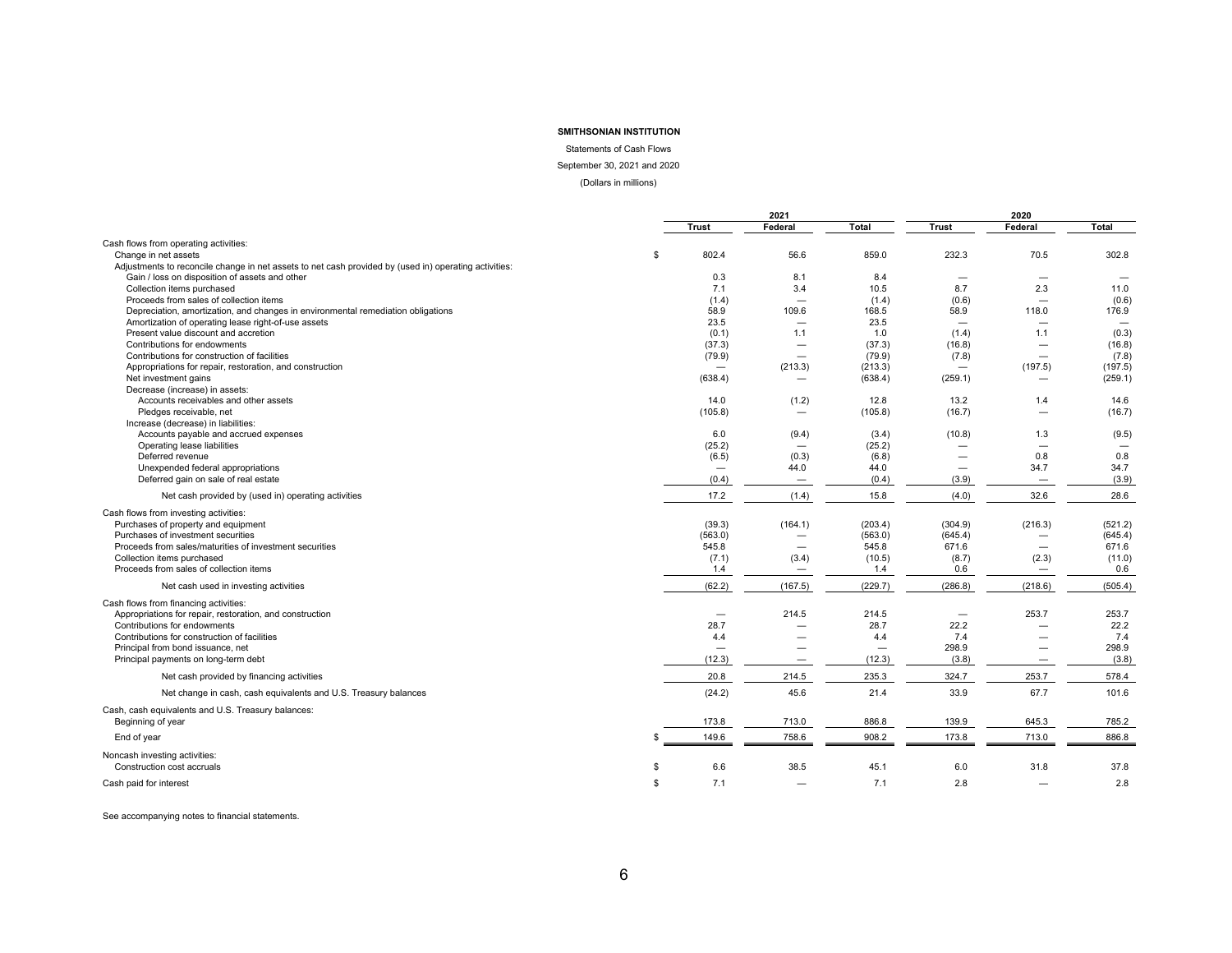**SMITHSONIAN INSTITUTION**

Statements of Cash Flows

September 30, 2021 and 2020

(Dollars in millions)

| | 2021 | | | 2020 | | |
|---|---|---|---|---|---|---|
| | Trust | Federal | Total | Trust | Federal | Total |
| Cash flows from operating activities: | | | | | | |
| Change in net assets | $ 802.4 | 56.6 | 859.0 | 232.3 | 70.5 | 302.8 |
| Adjustments to reconcile change in net assets to net cash provided by (used in) operating activities: | | | | | | |
| Gain / loss on disposition of assets and other | 0.3 | 8.1 | 8.4 | — | — | — |
| Collection items purchased | 7.1 | 3.4 | 10.5 | 8.7 | 2.3 | 11.0 |
| Proceeds from sales of collection items | (1.4) | — | (1.4) | (0.6) | — | (0.6) |
| Depreciation, amortization, and changes in environmental remediation obligations | 58.9 | 109.6 | 168.5 | 58.9 | 118.0 | 176.9 |
| Amortization of operating lease right-of-use assets | 23.5 | — | 23.5 | — | — | — |
| Present value discount and accretion | (0.1) | 1.1 | 1.0 | (1.4) | 1.1 | (0.3) |
| Contributions for endowments | (37.3) | — | (37.3) | (16.8) | — | (16.8) |
| Contributions for construction of facilities | (79.9) | — | (79.9) | (7.8) | — | (7.8) |
| Appropriations for repair, restoration, and construction | — | (213.3) | (213.3) | — | (197.5) | (197.5) |
| Net investment gains | (638.4) | — | (638.4) | (259.1) | — | (259.1) |
| Decrease (increase) in assets: | | | | | | |
| Accounts receivables and other assets | 14.0 | (1.2) | 12.8 | 13.2 | 1.4 | 14.6 |
| Pledges receivable, net | (105.8) | — | (105.8) | (16.7) | — | (16.7) |
| Increase (decrease) in liabilities: | | | | | | |
| Accounts payable and accrued expenses | 6.0 | (9.4) | (3.4) | (10.8) | 1.3 | (9.5) |
| Operating lease liabilities | (25.2) | — | (25.2) | — | — | — |
| Deferred revenue | (6.5) | (0.3) | (6.8) | — | 0.8 | 0.8 |
| Unexpended federal appropriations | — | 44.0 | 44.0 | — | 34.7 | 34.7 |
| Deferred gain on sale of real estate | (0.4) | — | (0.4) | (3.9) | — | (3.9) |
| Net cash provided by (used in) operating activities | 17.2 | (1.4) | 15.8 | (4.0) | 32.6 | 28.6 |
| Cash flows from investing activities: | | | | | | |
| Purchases of property and equipment | (39.3) | (164.1) | (203.4) | (304.9) | (216.3) | (521.2) |
| Purchases of investment securities | (563.0) | — | (563.0) | (645.4) | — | (645.4) |
| Proceeds from sales/maturities of investment securities | 545.8 | — | 545.8 | 671.6 | — | 671.6 |
| Collection items purchased | (7.1) | (3.4) | (10.5) | (8.7) | (2.3) | (11.0) |
| Proceeds from sales of collection items | 1.4 | — | 1.4 | 0.6 | — | 0.6 |
| Net cash used in investing activities | (62.2) | (167.5) | (229.7) | (286.8) | (218.6) | (505.4) |
| Cash flows from financing activities: | | | | | | |
| Appropriations for repair, restoration, and construction | — | 214.5 | 214.5 | — | 253.7 | 253.7 |
| Contributions for endowments | 28.7 | — | 28.7 | 22.2 | — | 22.2 |
| Contributions for construction of facilities | 4.4 | — | 4.4 | 7.4 | — | 7.4 |
| Principal from bond issuance, net | — | — | — | 298.9 | — | 298.9 |
| Principal payments on long-term debt | (12.3) | — | (12.3) | (3.8) | — | (3.8) |
| Net cash provided by financing activities | 20.8 | 214.5 | 235.3 | 324.7 | 253.7 | 578.4 |
| Net change in cash, cash equivalents and U.S. Treasury balances | (24.2) | 45.6 | 21.4 | 33.9 | 67.7 | 101.6 |
| Cash, cash equivalents and U.S. Treasury balances: | | | | | | |
| Beginning of year | 173.8 | 713.0 | 886.8 | 139.9 | 645.3 | 785.2 |
| End of year | $ 149.6 | 758.6 | 908.2 | 173.8 | 713.0 | 886.8 |
| Noncash investing activities: | | | | | | |
| Construction cost accruals | $ 6.6 | 38.5 | 45.1 | 6.0 | 31.8 | 37.8 |
| Cash paid for interest | $ 7.1 | — | 7.1 | 2.8 | — | 2.8 |

See accompanying notes to financial statements.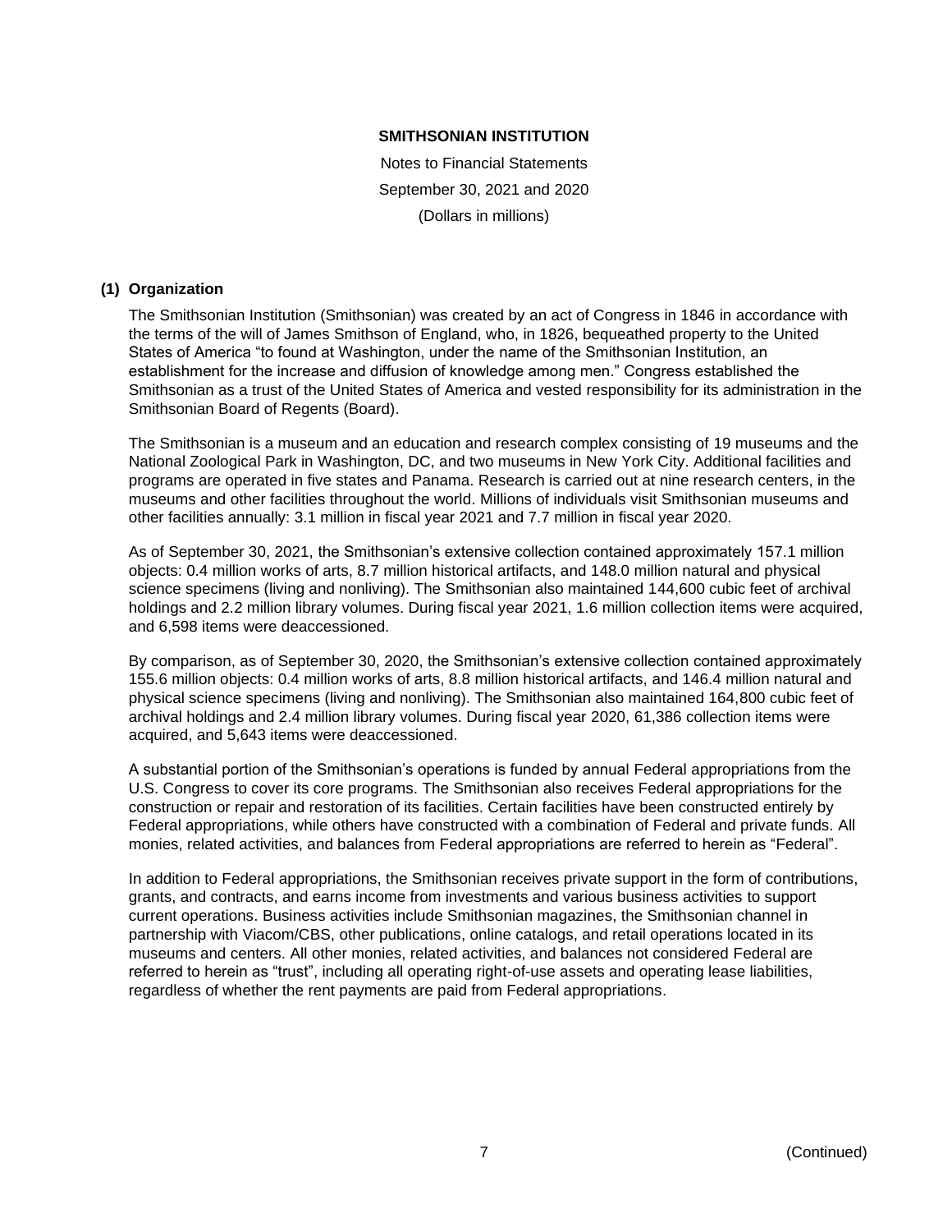# SMITHSONIAN INSTITUTION

Notes to Financial Statements

September 30, 2021 and 2020

(Dollars in millions)

## (1) Organization

The Smithsonian Institution (Smithsonian) was created by an act of Congress in 1846 in accordance with the terms of the will of James Smithson of England, who, in 1826, bequeathed property to the United States of America "to found at Washington, under the name of the Smithsonian Institution, an establishment for the increase and diffusion of knowledge among men." Congress established the Smithsonian as a trust of the United States of America and vested responsibility for its administration in the Smithsonian Board of Regents (Board).

The Smithsonian is a museum and an education and research complex consisting of 19 museums and the National Zoological Park in Washington, DC, and two museums in New York City. Additional facilities and programs are operated in five states and Panama. Research is carried out at nine research centers, in the museums and other facilities throughout the world. Millions of individuals visit Smithsonian museums and other facilities annually: 3.1 million in fiscal year 2021 and 7.7 million in fiscal year 2020.

As of September 30, 2021, the Smithsonian's extensive collection contained approximately 157.1 million objects: 0.4 million works of arts, 8.7 million historical artifacts, and 148.0 million natural and physical science specimens (living and nonliving). The Smithsonian also maintained 144,600 cubic feet of archival holdings and 2.2 million library volumes. During fiscal year 2021, 1.6 million collection items were acquired, and 6,598 items were deaccessioned.

By comparison, as of September 30, 2020, the Smithsonian's extensive collection contained approximately 155.6 million objects: 0.4 million works of arts, 8.8 million historical artifacts, and 146.4 million natural and physical science specimens (living and nonliving). The Smithsonian also maintained 164,800 cubic feet of archival holdings and 2.4 million library volumes. During fiscal year 2020, 61,386 collection items were acquired, and 5,643 items were deaccessioned.

A substantial portion of the Smithsonian's operations is funded by annual Federal appropriations from the U.S. Congress to cover its core programs. The Smithsonian also receives Federal appropriations for the construction or repair and restoration of its facilities. Certain facilities have been constructed entirely by Federal appropriations, while others have constructed with a combination of Federal and private funds. All monies, related activities, and balances from Federal appropriations are referred to herein as "Federal".

In addition to Federal appropriations, the Smithsonian receives private support in the form of contributions, grants, and contracts, and earns income from investments and various business activities to support current operations. Business activities include Smithsonian magazines, the Smithsonian channel in partnership with Viacom/CBS, other publications, online catalogs, and retail operations located in its museums and centers. All other monies, related activities, and balances not considered Federal are referred to herein as "trust", including all operating right-of-use assets and operating lease liabilities, regardless of whether the rent payments are paid from Federal appropriations.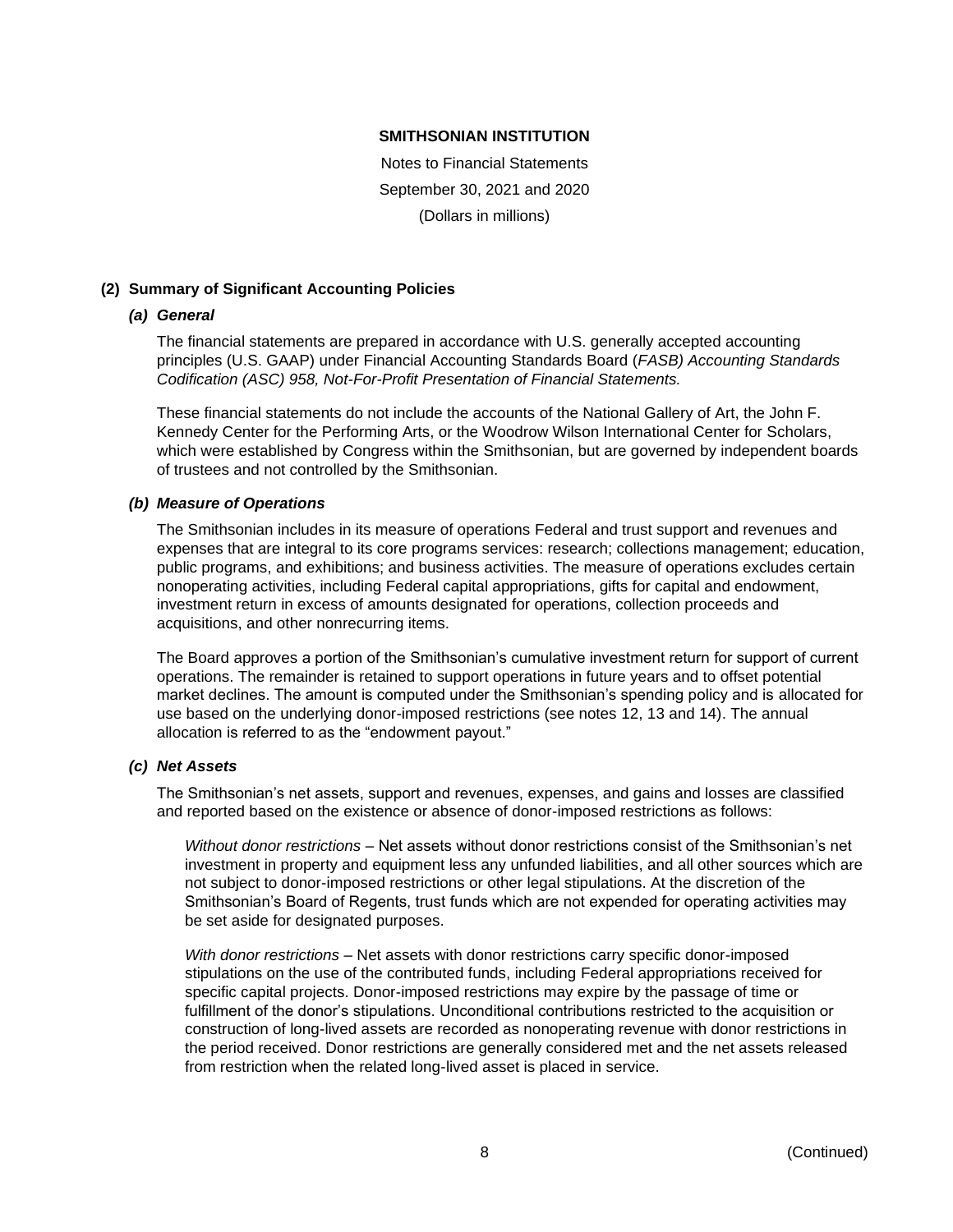## (2) Summary of Significant Accounting Policies

### *(a) General*

The financial statements are prepared in accordance with U.S. generally accepted accounting principles (U.S. GAAP) under Financial Accounting Standards Board (*FASB) Accounting Standards Codification (ASC) 958, Not-For-Profit Presentation of Financial Statements.*

These financial statements do not include the accounts of the National Gallery of Art, the John F. Kennedy Center for the Performing Arts, or the Woodrow Wilson International Center for Scholars, which were established by Congress within the Smithsonian, but are governed by independent boards of trustees and not controlled by the Smithsonian.

### *(b) Measure of Operations*

The Smithsonian includes in its measure of operations Federal and trust support and revenues and expenses that are integral to its core programs services: research; collections management; education, public programs, and exhibitions; and business activities. The measure of operations excludes certain nonoperating activities, including Federal capital appropriations, gifts for capital and endowment, investment return in excess of amounts designated for operations, collection proceeds and acquisitions, and other nonrecurring items.

The Board approves a portion of the Smithsonian's cumulative investment return for support of current operations. The remainder is retained to support operations in future years and to offset potential market declines. The amount is computed under the Smithsonian's spending policy and is allocated for use based on the underlying donor-imposed restrictions (see notes 12, 13 and 14). The annual allocation is referred to as the "endowment payout."

### *(c) Net Assets*

The Smithsonian's net assets, support and revenues, expenses, and gains and losses are classified and reported based on the existence or absence of donor-imposed restrictions as follows:

*Without donor restrictions* – Net assets without donor restrictions consist of the Smithsonian's net investment in property and equipment less any unfunded liabilities, and all other sources which are not subject to donor-imposed restrictions or other legal stipulations. At the discretion of the Smithsonian's Board of Regents, trust funds which are not expended for operating activities may be set aside for designated purposes.

*With donor restrictions* – Net assets with donor restrictions carry specific donor-imposed stipulations on the use of the contributed funds, including Federal appropriations received for specific capital projects. Donor-imposed restrictions may expire by the passage of time or fulfillment of the donor's stipulations. Unconditional contributions restricted to the acquisition or construction of long-lived assets are recorded as nonoperating revenue with donor restrictions in the period received. Donor restrictions are generally considered met and the net assets released from restriction when the related long-lived asset is placed in service.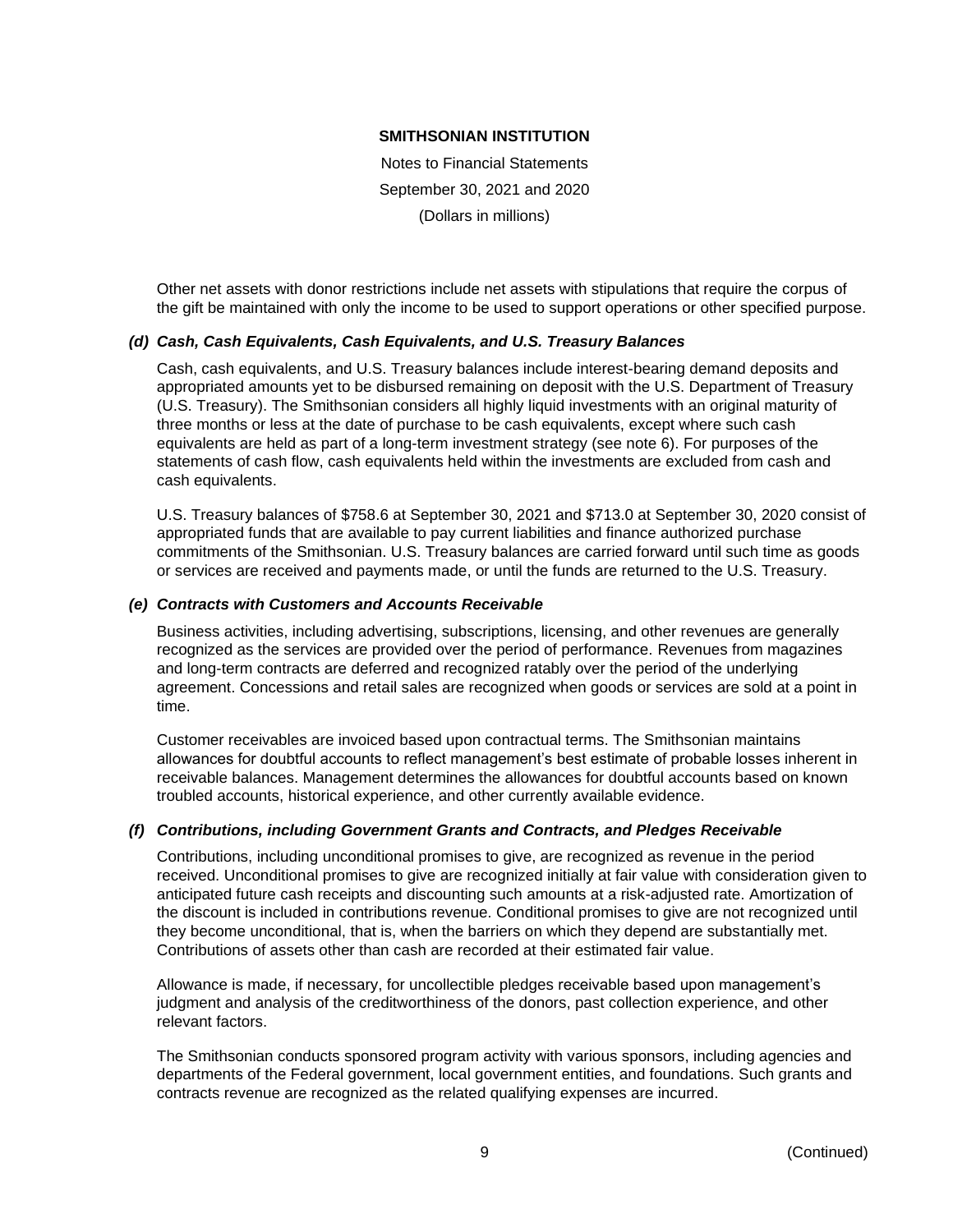Other net assets with donor restrictions include net assets with stipulations that require the corpus of the gift be maintained with only the income to be used to support operations or other specified purpose.

### *(d) Cash, Cash Equivalents, Cash Equivalents, and U.S. Treasury Balances*

Cash, cash equivalents, and U.S. Treasury balances include interest-bearing demand deposits and appropriated amounts yet to be disbursed remaining on deposit with the U.S. Department of Treasury (U.S. Treasury). The Smithsonian considers all highly liquid investments with an original maturity of three months or less at the date of purchase to be cash equivalents, except where such cash equivalents are held as part of a long-term investment strategy (see note 6). For purposes of the statements of cash flow, cash equivalents held within the investments are excluded from cash and cash equivalents.

U.S. Treasury balances of $758.6 at September 30, 2021 and $713.0 at September 30, 2020 consist of appropriated funds that are available to pay current liabilities and finance authorized purchase commitments of the Smithsonian. U.S. Treasury balances are carried forward until such time as goods or services are received and payments made, or until the funds are returned to the U.S. Treasury.

### *(e) Contracts with Customers and Accounts Receivable*

Business activities, including advertising, subscriptions, licensing, and other revenues are generally recognized as the services are provided over the period of performance. Revenues from magazines and long-term contracts are deferred and recognized ratably over the period of the underlying agreement. Concessions and retail sales are recognized when goods or services are sold at a point in time.

Customer receivables are invoiced based upon contractual terms. The Smithsonian maintains allowances for doubtful accounts to reflect management's best estimate of probable losses inherent in receivable balances. Management determines the allowances for doubtful accounts based on known troubled accounts, historical experience, and other currently available evidence.

### *(f) Contributions, including Government Grants and Contracts, and Pledges Receivable*

Contributions, including unconditional promises to give, are recognized as revenue in the period received. Unconditional promises to give are recognized initially at fair value with consideration given to anticipated future cash receipts and discounting such amounts at a risk-adjusted rate. Amortization of the discount is included in contributions revenue. Conditional promises to give are not recognized until they become unconditional, that is, when the barriers on which they depend are substantially met. Contributions of assets other than cash are recorded at their estimated fair value.

Allowance is made, if necessary, for uncollectible pledges receivable based upon management's judgment and analysis of the creditworthiness of the donors, past collection experience, and other relevant factors.

The Smithsonian conducts sponsored program activity with various sponsors, including agencies and departments of the Federal government, local government entities, and foundations. Such grants and contracts revenue are recognized as the related qualifying expenses are incurred.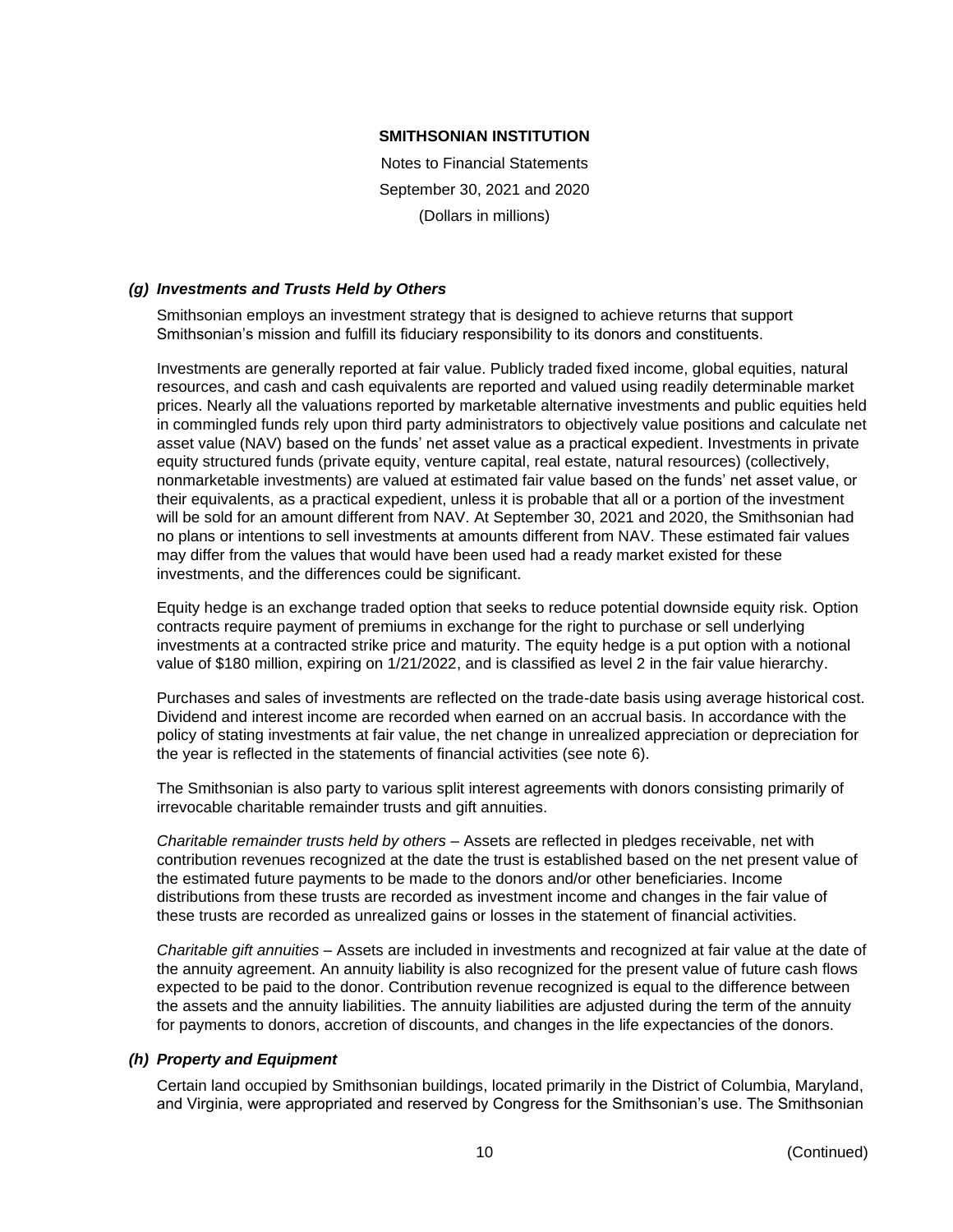### *(g) Investments and Trusts Held by Others*

Smithsonian employs an investment strategy that is designed to achieve returns that support Smithsonian's mission and fulfill its fiduciary responsibility to its donors and constituents.

Investments are generally reported at fair value. Publicly traded fixed income, global equities, natural resources, and cash and cash equivalents are reported and valued using readily determinable market prices. Nearly all the valuations reported by marketable alternative investments and public equities held in commingled funds rely upon third party administrators to objectively value positions and calculate net asset value (NAV) based on the funds' net asset value as a practical expedient. Investments in private equity structured funds (private equity, venture capital, real estate, natural resources) (collectively, nonmarketable investments) are valued at estimated fair value based on the funds' net asset value, or their equivalents, as a practical expedient, unless it is probable that all or a portion of the investment will be sold for an amount different from NAV. At September 30, 2021 and 2020, the Smithsonian had no plans or intentions to sell investments at amounts different from NAV. These estimated fair values may differ from the values that would have been used had a ready market existed for these investments, and the differences could be significant.

Equity hedge is an exchange traded option that seeks to reduce potential downside equity risk. Option contracts require payment of premiums in exchange for the right to purchase or sell underlying investments at a contracted strike price and maturity. The equity hedge is a put option with a notional value of $180 million, expiring on 1/21/2022, and is classified as level 2 in the fair value hierarchy.

Purchases and sales of investments are reflected on the trade-date basis using average historical cost. Dividend and interest income are recorded when earned on an accrual basis. In accordance with the policy of stating investments at fair value, the net change in unrealized appreciation or depreciation for the year is reflected in the statements of financial activities (see note 6).

The Smithsonian is also party to various split interest agreements with donors consisting primarily of irrevocable charitable remainder trusts and gift annuities.

*Charitable remainder trusts held by others* – Assets are reflected in pledges receivable, net with contribution revenues recognized at the date the trust is established based on the net present value of the estimated future payments to be made to the donors and/or other beneficiaries. Income distributions from these trusts are recorded as investment income and changes in the fair value of these trusts are recorded as unrealized gains or losses in the statement of financial activities.

*Charitable gift annuities* – Assets are included in investments and recognized at fair value at the date of the annuity agreement. An annuity liability is also recognized for the present value of future cash flows expected to be paid to the donor. Contribution revenue recognized is equal to the difference between the assets and the annuity liabilities. The annuity liabilities are adjusted during the term of the annuity for payments to donors, accretion of discounts, and changes in the life expectancies of the donors.

### *(h) Property and Equipment*

Certain land occupied by Smithsonian buildings, located primarily in the District of Columbia, Maryland, and Virginia, were appropriated and reserved by Congress for the Smithsonian's use. The Smithsonian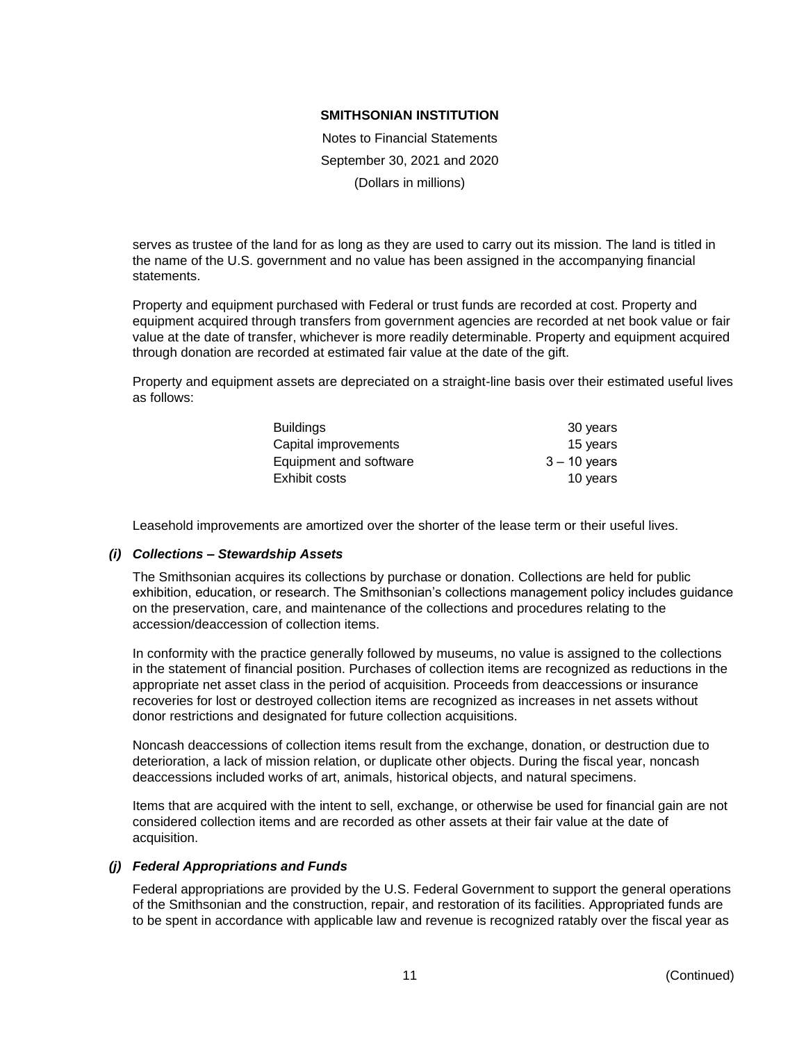serves as trustee of the land for as long as they are used to carry out its mission. The land is titled in the name of the U.S. government and no value has been assigned in the accompanying financial statements.

Property and equipment purchased with Federal or trust funds are recorded at cost. Property and equipment acquired through transfers from government agencies are recorded at net book value or fair value at the date of transfer, whichever is more readily determinable. Property and equipment acquired through donation are recorded at estimated fair value at the date of the gift.

Property and equipment assets are depreciated on a straight-line basis over their estimated useful lives as follows:

| | |
|---|---|
| Buildings | 30 years |
| Capital improvements | 15 years |
| Equipment and software | 3 – 10 years |
| Exhibit costs | 10 years |

Leasehold improvements are amortized over the shorter of the lease term or their useful lives.

### *(i) Collections – Stewardship Assets*

The Smithsonian acquires its collections by purchase or donation. Collections are held for public exhibition, education, or research. The Smithsonian's collections management policy includes guidance on the preservation, care, and maintenance of the collections and procedures relating to the accession/deaccession of collection items.

In conformity with the practice generally followed by museums, no value is assigned to the collections in the statement of financial position. Purchases of collection items are recognized as reductions in the appropriate net asset class in the period of acquisition. Proceeds from deaccessions or insurance recoveries for lost or destroyed collection items are recognized as increases in net assets without donor restrictions and designated for future collection acquisitions.

Noncash deaccessions of collection items result from the exchange, donation, or destruction due to deterioration, a lack of mission relation, or duplicate other objects. During the fiscal year, noncash deaccessions included works of art, animals, historical objects, and natural specimens.

Items that are acquired with the intent to sell, exchange, or otherwise be used for financial gain are not considered collection items and are recorded as other assets at their fair value at the date of acquisition.

### *(j) Federal Appropriations and Funds*

Federal appropriations are provided by the U.S. Federal Government to support the general operations of the Smithsonian and the construction, repair, and restoration of its facilities. Appropriated funds are to be spent in accordance with applicable law and revenue is recognized ratably over the fiscal year as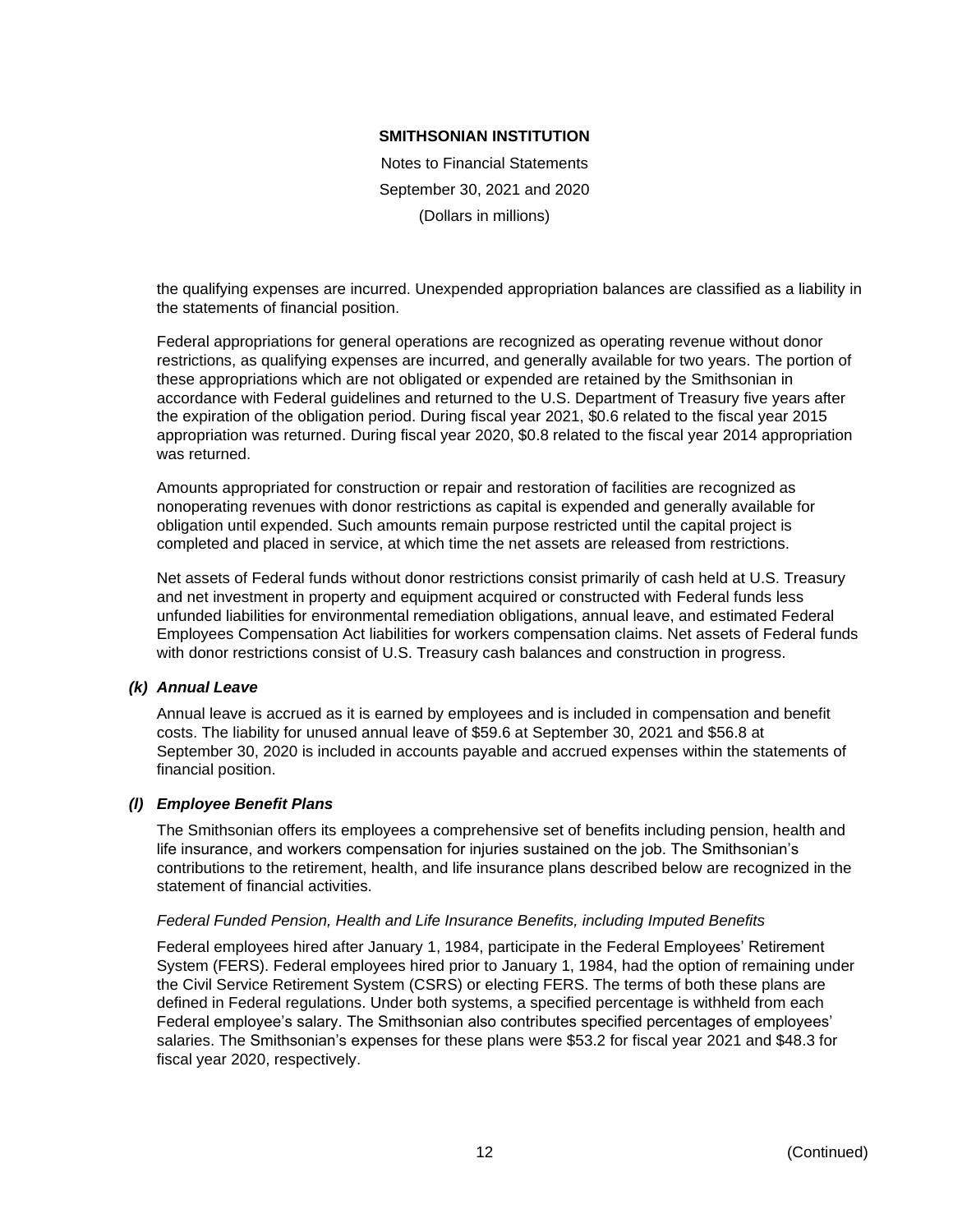the qualifying expenses are incurred. Unexpended appropriation balances are classified as a liability in the statements of financial position.

Federal appropriations for general operations are recognized as operating revenue without donor restrictions, as qualifying expenses are incurred, and generally available for two years. The portion of these appropriations which are not obligated or expended are retained by the Smithsonian in accordance with Federal guidelines and returned to the U.S. Department of Treasury five years after the expiration of the obligation period. During fiscal year 2021, \$0.6 related to the fiscal year 2015 appropriation was returned. During fiscal year 2020, \$0.8 related to the fiscal year 2014 appropriation was returned.

Amounts appropriated for construction or repair and restoration of facilities are recognized as nonoperating revenues with donor restrictions as capital is expended and generally available for obligation until expended. Such amounts remain purpose restricted until the capital project is completed and placed in service, at which time the net assets are released from restrictions.

Net assets of Federal funds without donor restrictions consist primarily of cash held at U.S. Treasury and net investment in property and equipment acquired or constructed with Federal funds less unfunded liabilities for environmental remediation obligations, annual leave, and estimated Federal Employees Compensation Act liabilities for workers compensation claims. Net assets of Federal funds with donor restrictions consist of U.S. Treasury cash balances and construction in progress.

### *(k) Annual Leave*

Annual leave is accrued as it is earned by employees and is included in compensation and benefit costs. The liability for unused annual leave of \$59.6 at September 30, 2021 and \$56.8 at September 30, 2020 is included in accounts payable and accrued expenses within the statements of financial position.

### *(l) Employee Benefit Plans*

The Smithsonian offers its employees a comprehensive set of benefits including pension, health and life insurance, and workers compensation for injuries sustained on the job. The Smithsonian's contributions to the retirement, health, and life insurance plans described below are recognized in the statement of financial activities.

*Federal Funded Pension, Health and Life Insurance Benefits, including Imputed Benefits*

Federal employees hired after January 1, 1984, participate in the Federal Employees' Retirement System (FERS). Federal employees hired prior to January 1, 1984, had the option of remaining under the Civil Service Retirement System (CSRS) or electing FERS. The terms of both these plans are defined in Federal regulations. Under both systems, a specified percentage is withheld from each Federal employee's salary. The Smithsonian also contributes specified percentages of employees' salaries. The Smithsonian's expenses for these plans were \$53.2 for fiscal year 2021 and \$48.3 for fiscal year 2020, respectively.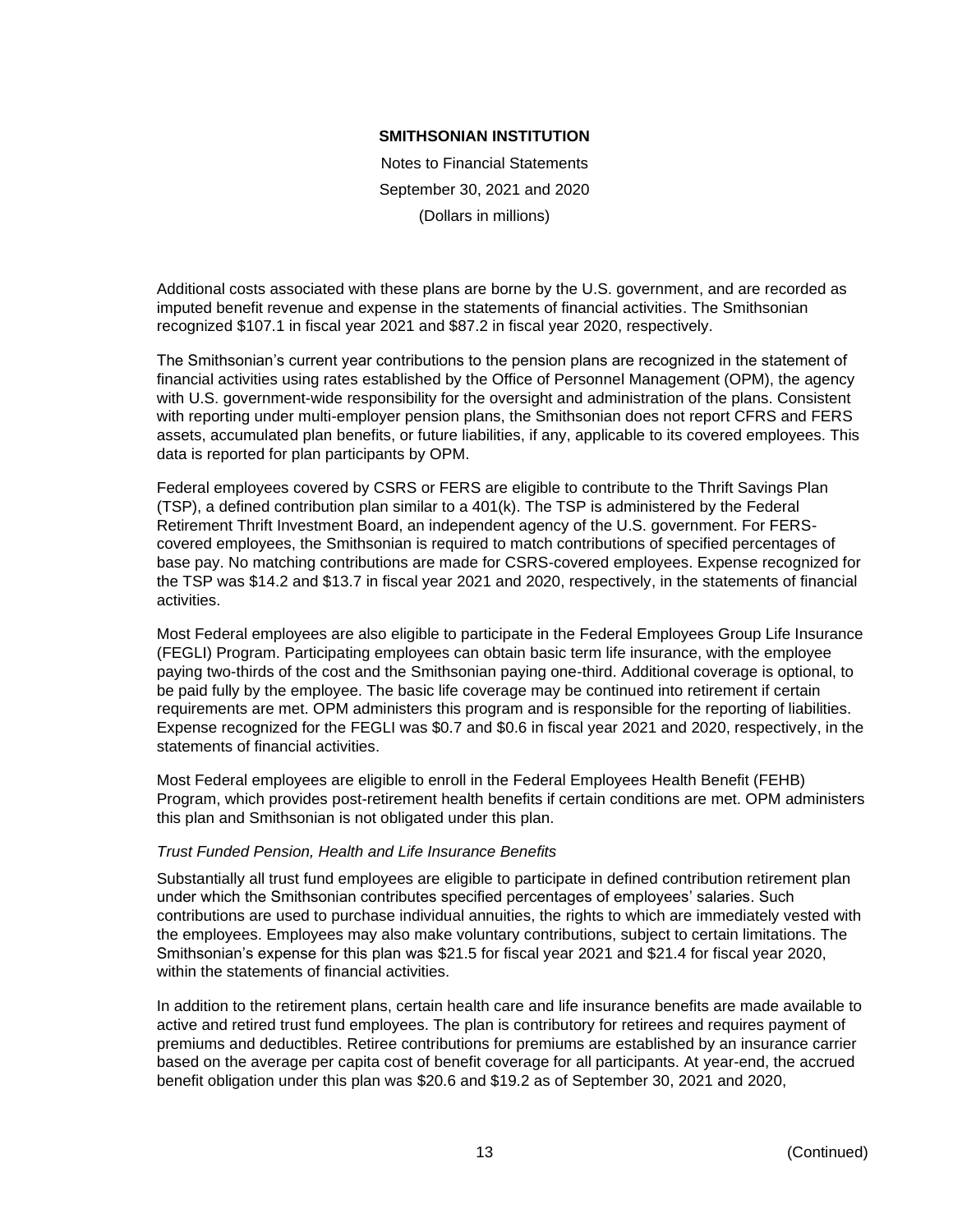Additional costs associated with these plans are borne by the U.S. government, and are recorded as imputed benefit revenue and expense in the statements of financial activities. The Smithsonian recognized $107.1 in fiscal year 2021 and $87.2 in fiscal year 2020, respectively.

The Smithsonian's current year contributions to the pension plans are recognized in the statement of financial activities using rates established by the Office of Personnel Management (OPM), the agency with U.S. government-wide responsibility for the oversight and administration of the plans. Consistent with reporting under multi-employer pension plans, the Smithsonian does not report CFRS and FERS assets, accumulated plan benefits, or future liabilities, if any, applicable to its covered employees. This data is reported for plan participants by OPM.

Federal employees covered by CSRS or FERS are eligible to contribute to the Thrift Savings Plan (TSP), a defined contribution plan similar to a 401(k). The TSP is administered by the Federal Retirement Thrift Investment Board, an independent agency of the U.S. government. For FERS-covered employees, the Smithsonian is required to match contributions of specified percentages of base pay. No matching contributions are made for CSRS-covered employees. Expense recognized for the TSP was $14.2 and $13.7 in fiscal year 2021 and 2020, respectively, in the statements of financial activities.

Most Federal employees are also eligible to participate in the Federal Employees Group Life Insurance (FEGLI) Program. Participating employees can obtain basic term life insurance, with the employee paying two-thirds of the cost and the Smithsonian paying one-third. Additional coverage is optional, to be paid fully by the employee. The basic life coverage may be continued into retirement if certain requirements are met. OPM administers this program and is responsible for the reporting of liabilities. Expense recognized for the FEGLI was $0.7 and $0.6 in fiscal year 2021 and 2020, respectively, in the statements of financial activities.

Most Federal employees are eligible to enroll in the Federal Employees Health Benefit (FEHB) Program, which provides post-retirement health benefits if certain conditions are met. OPM administers this plan and Smithsonian is not obligated under this plan.

*Trust Funded Pension, Health and Life Insurance Benefits*

Substantially all trust fund employees are eligible to participate in defined contribution retirement plan under which the Smithsonian contributes specified percentages of employees' salaries. Such contributions are used to purchase individual annuities, the rights to which are immediately vested with the employees. Employees may also make voluntary contributions, subject to certain limitations. The Smithsonian's expense for this plan was $21.5 for fiscal year 2021 and $21.4 for fiscal year 2020, within the statements of financial activities.

In addition to the retirement plans, certain health care and life insurance benefits are made available to active and retired trust fund employees. The plan is contributory for retirees and requires payment of premiums and deductibles. Retiree contributions for premiums are established by an insurance carrier based on the average per capita cost of benefit coverage for all participants. At year-end, the accrued benefit obligation under this plan was $20.6 and $19.2 as of September 30, 2021 and 2020,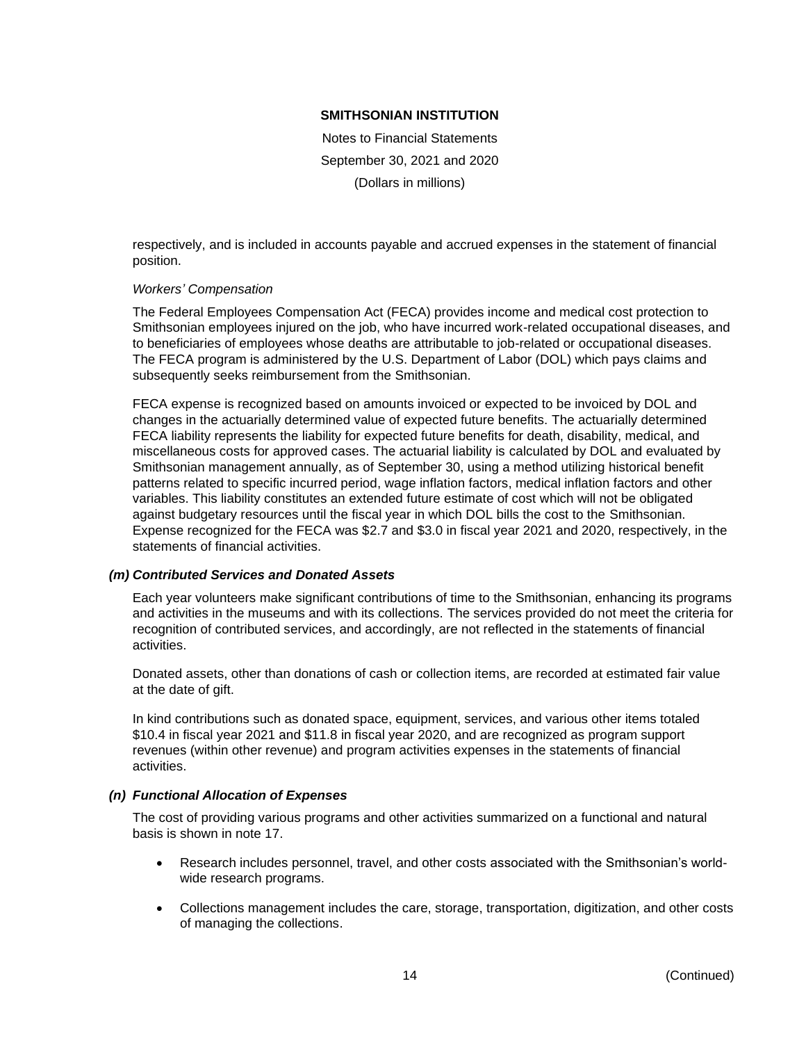respectively, and is included in accounts payable and accrued expenses in the statement of financial position.

*Workers' Compensation*

The Federal Employees Compensation Act (FECA) provides income and medical cost protection to Smithsonian employees injured on the job, who have incurred work-related occupational diseases, and to beneficiaries of employees whose deaths are attributable to job-related or occupational diseases. The FECA program is administered by the U.S. Department of Labor (DOL) which pays claims and subsequently seeks reimbursement from the Smithsonian.

FECA expense is recognized based on amounts invoiced or expected to be invoiced by DOL and changes in the actuarially determined value of expected future benefits. The actuarially determined FECA liability represents the liability for expected future benefits for death, disability, medical, and miscellaneous costs for approved cases. The actuarial liability is calculated by DOL and evaluated by Smithsonian management annually, as of September 30, using a method utilizing historical benefit patterns related to specific incurred period, wage inflation factors, medical inflation factors and other variables. This liability constitutes an extended future estimate of cost which will not be obligated against budgetary resources until the fiscal year in which DOL bills the cost to the Smithsonian. Expense recognized for the FECA was $2.7 and $3.0 in fiscal year 2021 and 2020, respectively, in the statements of financial activities.

### *(m) Contributed Services and Donated Assets*

Each year volunteers make significant contributions of time to the Smithsonian, enhancing its programs and activities in the museums and with its collections. The services provided do not meet the criteria for recognition of contributed services, and accordingly, are not reflected in the statements of financial activities.

Donated assets, other than donations of cash or collection items, are recorded at estimated fair value at the date of gift.

In kind contributions such as donated space, equipment, services, and various other items totaled $10.4 in fiscal year 2021 and $11.8 in fiscal year 2020, and are recognized as program support revenues (within other revenue) and program activities expenses in the statements of financial activities.

### *(n) Functional Allocation of Expenses*

The cost of providing various programs and other activities summarized on a functional and natural basis is shown in note 17.

- Research includes personnel, travel, and other costs associated with the Smithsonian's world-wide research programs.
- Collections management includes the care, storage, transportation, digitization, and other costs of managing the collections.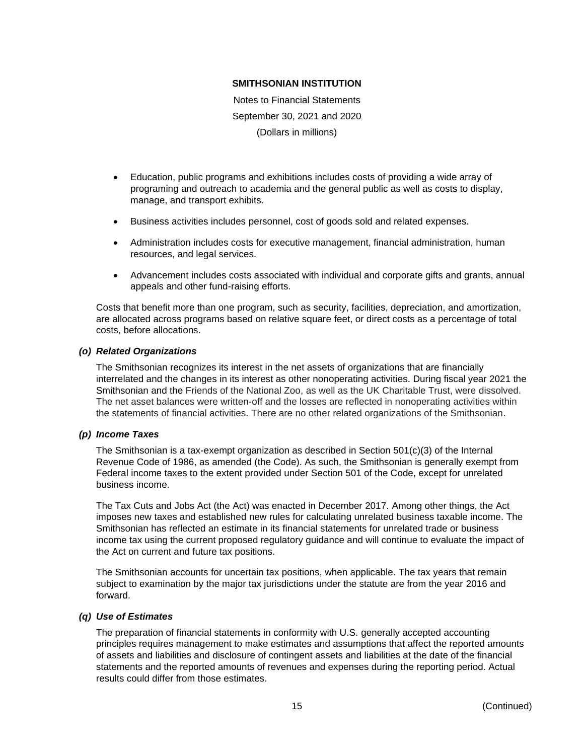- Education, public programs and exhibitions includes costs of providing a wide array of programing and outreach to academia and the general public as well as costs to display, manage, and transport exhibits.

- Business activities includes personnel, cost of goods sold and related expenses.

- Administration includes costs for executive management, financial administration, human resources, and legal services.

- Advancement includes costs associated with individual and corporate gifts and grants, annual appeals and other fund-raising efforts.

Costs that benefit more than one program, such as security, facilities, depreciation, and amortization, are allocated across programs based on relative square feet, or direct costs as a percentage of total costs, before allocations.

### *(o) Related Organizations*

The Smithsonian recognizes its interest in the net assets of organizations that are financially interrelated and the changes in its interest as other nonoperating activities. During fiscal year 2021 the Smithsonian and the Friends of the National Zoo, as well as the UK Charitable Trust, were dissolved. The net asset balances were written-off and the losses are reflected in nonoperating activities within the statements of financial activities. There are no other related organizations of the Smithsonian.

### *(p) Income Taxes*

The Smithsonian is a tax-exempt organization as described in Section 501(c)(3) of the Internal Revenue Code of 1986, as amended (the Code). As such, the Smithsonian is generally exempt from Federal income taxes to the extent provided under Section 501 of the Code, except for unrelated business income.

The Tax Cuts and Jobs Act (the Act) was enacted in December 2017. Among other things, the Act imposes new taxes and established new rules for calculating unrelated business taxable income. The Smithsonian has reflected an estimate in its financial statements for unrelated trade or business income tax using the current proposed regulatory guidance and will continue to evaluate the impact of the Act on current and future tax positions.

The Smithsonian accounts for uncertain tax positions, when applicable. The tax years that remain subject to examination by the major tax jurisdictions under the statute are from the year 2016 and forward.

### *(q) Use of Estimates*

The preparation of financial statements in conformity with U.S. generally accepted accounting principles requires management to make estimates and assumptions that affect the reported amounts of assets and liabilities and disclosure of contingent assets and liabilities at the date of the financial statements and the reported amounts of revenues and expenses during the reporting period. Actual results could differ from those estimates.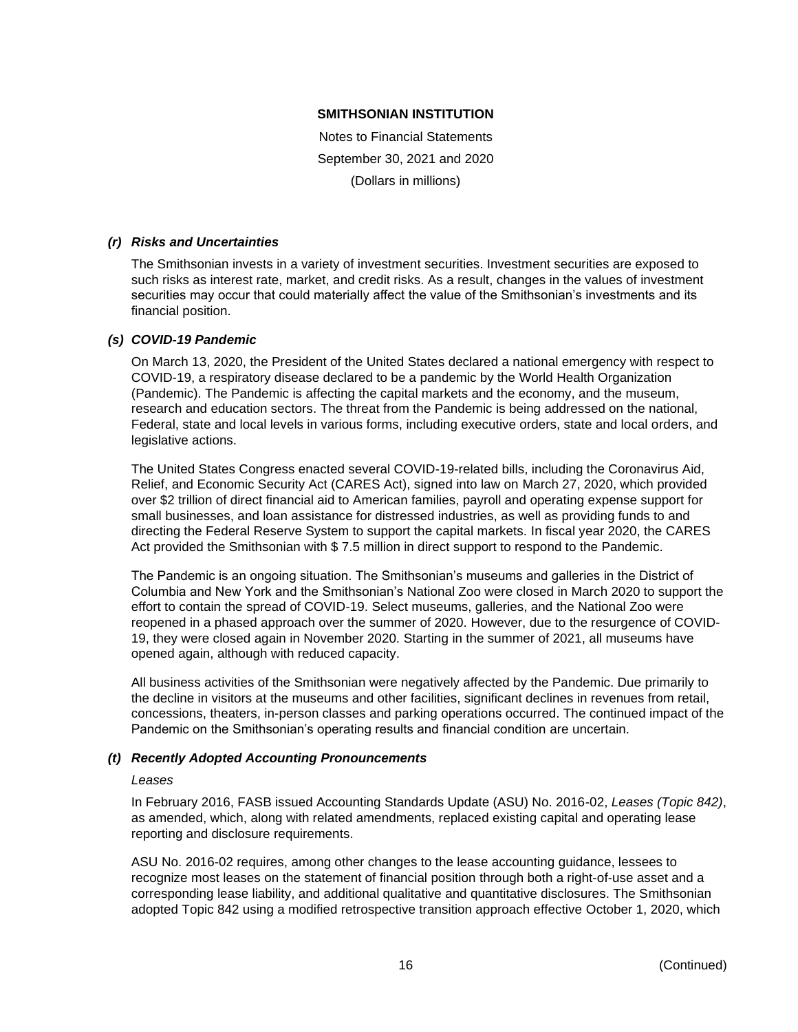#### *(r) Risks and Uncertainties*

The Smithsonian invests in a variety of investment securities. Investment securities are exposed to such risks as interest rate, market, and credit risks. As a result, changes in the values of investment securities may occur that could materially affect the value of the Smithsonian's investments and its financial position.

#### *(s) COVID-19 Pandemic*

On March 13, 2020, the President of the United States declared a national emergency with respect to COVID-19, a respiratory disease declared to be a pandemic by the World Health Organization (Pandemic). The Pandemic is affecting the capital markets and the economy, and the museum, research and education sectors. The threat from the Pandemic is being addressed on the national, Federal, state and local levels in various forms, including executive orders, state and local orders, and legislative actions.

The United States Congress enacted several COVID-19-related bills, including the Coronavirus Aid, Relief, and Economic Security Act (CARES Act), signed into law on March 27, 2020, which provided over $2 trillion of direct financial aid to American families, payroll and operating expense support for small businesses, and loan assistance for distressed industries, as well as providing funds to and directing the Federal Reserve System to support the capital markets. In fiscal year 2020, the CARES Act provided the Smithsonian with $ 7.5 million in direct support to respond to the Pandemic.

The Pandemic is an ongoing situation. The Smithsonian's museums and galleries in the District of Columbia and New York and the Smithsonian's National Zoo were closed in March 2020 to support the effort to contain the spread of COVID-19. Select museums, galleries, and the National Zoo were reopened in a phased approach over the summer of 2020. However, due to the resurgence of COVID-19, they were closed again in November 2020. Starting in the summer of 2021, all museums have opened again, although with reduced capacity.

All business activities of the Smithsonian were negatively affected by the Pandemic. Due primarily to the decline in visitors at the museums and other facilities, significant declines in revenues from retail, concessions, theaters, in-person classes and parking operations occurred. The continued impact of the Pandemic on the Smithsonian's operating results and financial condition are uncertain.

#### *(t) Recently Adopted Accounting Pronouncements*

*Leases*

In February 2016, FASB issued Accounting Standards Update (ASU) No. 2016-02, *Leases (Topic 842)*, as amended, which, along with related amendments, replaced existing capital and operating lease reporting and disclosure requirements.

ASU No. 2016-02 requires, among other changes to the lease accounting guidance, lessees to recognize most leases on the statement of financial position through both a right-of-use asset and a corresponding lease liability, and additional qualitative and quantitative disclosures. The Smithsonian adopted Topic 842 using a modified retrospective transition approach effective October 1, 2020, which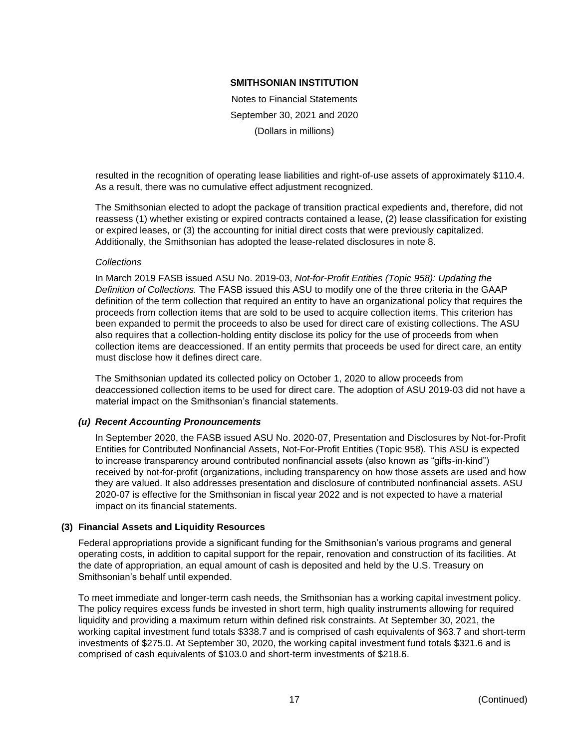resulted in the recognition of operating lease liabilities and right-of-use assets of approximately $110.4. As a result, there was no cumulative effect adjustment recognized.

The Smithsonian elected to adopt the package of transition practical expedients and, therefore, did not reassess (1) whether existing or expired contracts contained a lease, (2) lease classification for existing or expired leases, or (3) the accounting for initial direct costs that were previously capitalized. Additionally, the Smithsonian has adopted the lease-related disclosures in note 8.

*Collections*

In March 2019 FASB issued ASU No. 2019-03, *Not-for-Profit Entities (Topic 958): Updating the Definition of Collections.* The FASB issued this ASU to modify one of the three criteria in the GAAP definition of the term collection that required an entity to have an organizational policy that requires the proceeds from collection items that are sold to be used to acquire collection items. This criterion has been expanded to permit the proceeds to also be used for direct care of existing collections. The ASU also requires that a collection-holding entity disclose its policy for the use of proceeds from when collection items are deaccessioned. If an entity permits that proceeds be used for direct care, an entity must disclose how it defines direct care.

The Smithsonian updated its collected policy on October 1, 2020 to allow proceeds from deaccessioned collection items to be used for direct care. The adoption of ASU 2019-03 did not have a material impact on the Smithsonian's financial statements.

### *(u) Recent Accounting Pronouncements*

In September 2020, the FASB issued ASU No. 2020-07, Presentation and Disclosures by Not-for-Profit Entities for Contributed Nonfinancial Assets, Not-For-Profit Entities (Topic 958). This ASU is expected to increase transparency around contributed nonfinancial assets (also known as "gifts-in-kind") received by not-for-profit (organizations, including transparency on how those assets are used and how they are valued. It also addresses presentation and disclosure of contributed nonfinancial assets. ASU 2020-07 is effective for the Smithsonian in fiscal year 2022 and is not expected to have a material impact on its financial statements.

## (3) Financial Assets and Liquidity Resources

Federal appropriations provide a significant funding for the Smithsonian's various programs and general operating costs, in addition to capital support for the repair, renovation and construction of its facilities. At the date of appropriation, an equal amount of cash is deposited and held by the U.S. Treasury on Smithsonian's behalf until expended.

To meet immediate and longer-term cash needs, the Smithsonian has a working capital investment policy. The policy requires excess funds be invested in short term, high quality instruments allowing for required liquidity and providing a maximum return within defined risk constraints. At September 30, 2021, the working capital investment fund totals $338.7 and is comprised of cash equivalents of $63.7 and short-term investments of $275.0. At September 30, 2020, the working capital investment fund totals $321.6 and is comprised of cash equivalents of $103.0 and short-term investments of $218.6.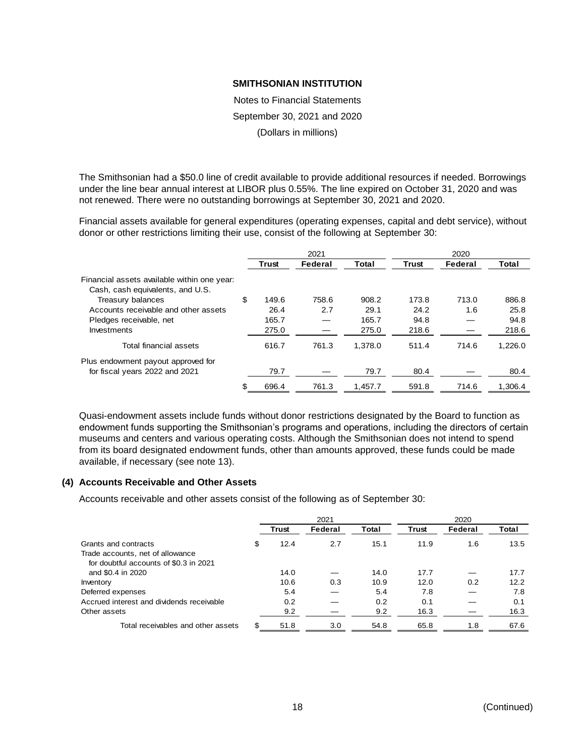The Smithsonian had a $50.0 line of credit available to provide additional resources if needed. Borrowings under the line bear annual interest at LIBOR plus 0.55%. The line expired on October 31, 2020 and was not renewed. There were no outstanding borrowings at September 30, 2021 and 2020.

Financial assets available for general expenditures (operating expenses, capital and debt service), without donor or other restrictions limiting their use, consist of the following at September 30:

| | 2021 | | | 2020 | | |
|---|---|---|---|---|---|---|
| | **Trust** | **Federal** | **Total** | **Trust** | **Federal** | **Total** |
| Financial assets available within one year: | | | | | | |
| Cash, cash equivalents, and U.S. Treasury balances | $ 149.6 | 758.6 | 908.2 | 173.8 | 713.0 | 886.8 |
| Accounts receivable and other assets | 26.4 | 2.7 | 29.1 | 24.2 | 1.6 | 25.8 |
| Pledges receivable, net | 165.7 | — | 165.7 | 94.8 | — | 94.8 |
| Investments | 275.0 | — | 275.0 | 218.6 | — | 218.6 |
| Total financial assets | 616.7 | 761.3 | 1,378.0 | 511.4 | 714.6 | 1,226.0 |
| Plus endowment payout approved for for fiscal years 2022 and 2021 | 79.7 | — | 79.7 | 80.4 | — | 80.4 |
| | $ 696.4 | 761.3 | 1,457.7 | 591.8 | 714.6 | 1,306.4 |

Quasi-endowment assets include funds without donor restrictions designated by the Board to function as endowment funds supporting the Smithsonian's programs and operations, including the directors of certain museums and centers and various operating costs. Although the Smithsonian does not intend to spend from its board designated endowment funds, other than amounts approved, these funds could be made available, if necessary (see note 13).

### (4) Accounts Receivable and Other Assets

Accounts receivable and other assets consist of the following as of September 30:

| | 2021 | | | 2020 | | |
|---|---|---|---|---|---|---|
| | **Trust** | **Federal** | **Total** | **Trust** | **Federal** | **Total** |
| Grants and contracts | $ 12.4 | 2.7 | 15.1 | 11.9 | 1.6 | 13.5 |
| Trade accounts, net of allowance for doubtful accounts of $0.3 in 2021 and $0.4 in 2020 | 14.0 | — | 14.0 | 17.7 | — | 17.7 |
| Inventory | 10.6 | 0.3 | 10.9 | 12.0 | 0.2 | 12.2 |
| Deferred expenses | 5.4 | — | 5.4 | 7.8 | — | 7.8 |
| Accrued interest and dividends receivable | 0.2 | — | 0.2 | 0.1 | — | 0.1 |
| Other assets | 9.2 | — | 9.2 | 16.3 | — | 16.3 |
| Total receivables and other assets | $ 51.8 | 3.0 | 54.8 | 65.8 | 1.8 | 67.6 |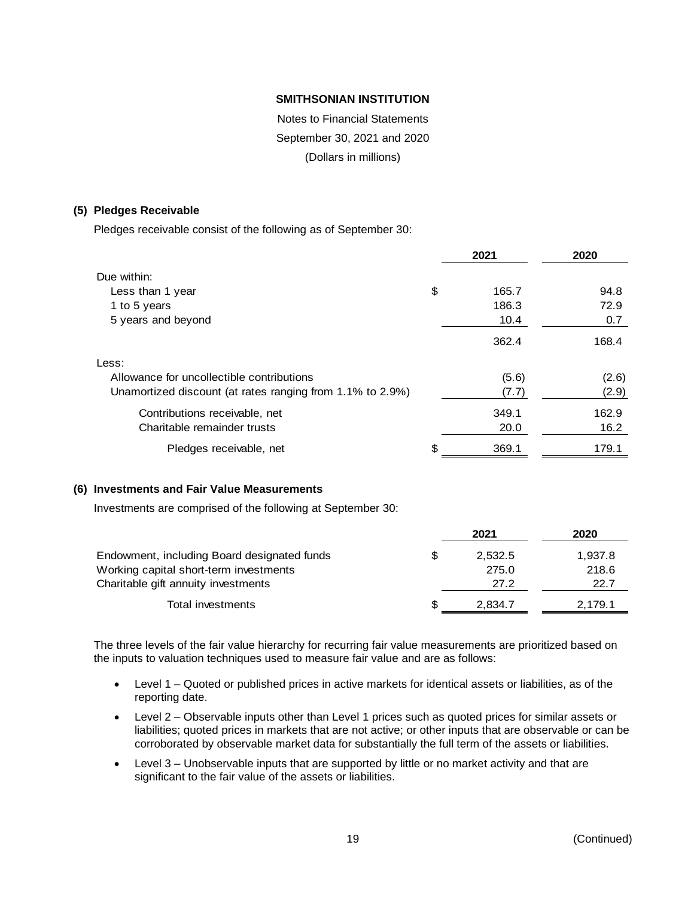**SMITHSONIAN INSTITUTION**

Notes to Financial Statements

September 30, 2021 and 2020

(Dollars in millions)

### (5) Pledges Receivable

Pledges receivable consist of the following as of September 30:

| | 2021 | 2020 |
|---|---|---|
| Due within: | | |
| Less than 1 year | $ 165.7 | 94.8 |
| 1 to 5 years | 186.3 | 72.9 |
| 5 years and beyond | 10.4 | 0.7 |
| | 362.4 | 168.4 |
| Less: | | |
| Allowance for uncollectible contributions | (5.6) | (2.6) |
| Unamortized discount (at rates ranging from 1.1% to 2.9%) | (7.7) | (2.9) |
| Contributions receivable, net | 349.1 | 162.9 |
| Charitable remainder trusts | 20.0 | 16.2 |
| Pledges receivable, net | $ 369.1 | 179.1 |

### (6) Investments and Fair Value Measurements

Investments are comprised of the following at September 30:

| | 2021 | 2020 |
|---|---|---|
| Endowment, including Board designated funds | $ 2,532.5 | 1,937.8 |
| Working capital short-term investments | 275.0 | 218.6 |
| Charitable gift annuity investments | 27.2 | 22.7 |
| Total investments | $ 2,834.7 | 2,179.1 |

The three levels of the fair value hierarchy for recurring fair value measurements are prioritized based on the inputs to valuation techniques used to measure fair value and are as follows:

- Level 1 – Quoted or published prices in active markets for identical assets or liabilities, as of the reporting date.
- Level 2 – Observable inputs other than Level 1 prices such as quoted prices for similar assets or liabilities; quoted prices in markets that are not active; or other inputs that are observable or can be corroborated by observable market data for substantially the full term of the assets or liabilities.
- Level 3 – Unobservable inputs that are supported by little or no market activity and that are significant to the fair value of the assets or liabilities.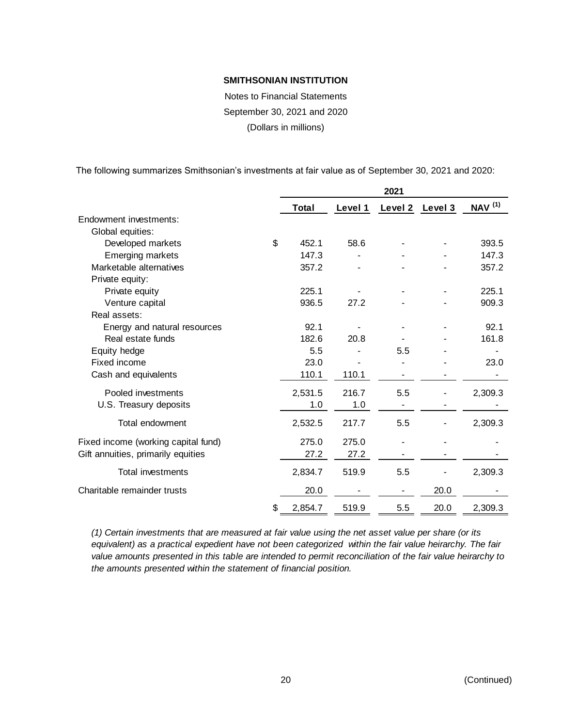**SMITHSONIAN INSTITUTION**

Notes to Financial Statements

September 30, 2021 and 2020

(Dollars in millions)

The following summarizes Smithsonian's investments at fair value as of September 30, 2021 and 2020:

| | 2021 | | | | |
|---|---|---|---|---|---|
| | **Total** | **Level 1** | **Level 2** | **Level 3** | **NAV (1)** |
| Endowment investments: | | | | | |
| Global equities: | | | | | |
| Developed markets | $ 452.1 | 58.6 | - | - | 393.5 |
| Emerging markets | 147.3 | - | - | - | 147.3 |
| Marketable alternatives | 357.2 | - | - | - | 357.2 |
| Private equity: | | | | | |
| Private equity | 225.1 | - | - | - | 225.1 |
| Venture capital | 936.5 | 27.2 | - | - | 909.3 |
| Real assets: | | | | | |
| Energy and natural resources | 92.1 | - | - | - | 92.1 |
| Real estate funds | 182.6 | 20.8 | - | - | 161.8 |
| Equity hedge | 5.5 | - | 5.5 | - | - |
| Fixed income | 23.0 | - | - | - | 23.0 |
| Cash and equivalents | 110.1 | 110.1 | - | - | - |
| Pooled investments | 2,531.5 | 216.7 | 5.5 | - | 2,309.3 |
| U.S. Treasury deposits | 1.0 | 1.0 | - | - | - |
| Total endowment | 2,532.5 | 217.7 | 5.5 | - | 2,309.3 |
| Fixed income (working capital fund) | 275.0 | 275.0 | - | - | - |
| Gift annuities, primarily equities | 27.2 | 27.2 | - | - | - |
| Total investments | 2,834.7 | 519.9 | 5.5 | - | 2,309.3 |
| Charitable remainder trusts | 20.0 | - | - | 20.0 | - |
| | $ 2,854.7 | 519.9 | 5.5 | 20.0 | 2,309.3 |

*(1) Certain investments that are measured at fair value using the net asset value per share (or its equivalent) as a practical expedient have not been categorized within the fair value heirarchy. The fair value amounts presented in this table are intended to permit reconciliation of the fair value heirarchy to the amounts presented within the statement of financial position.*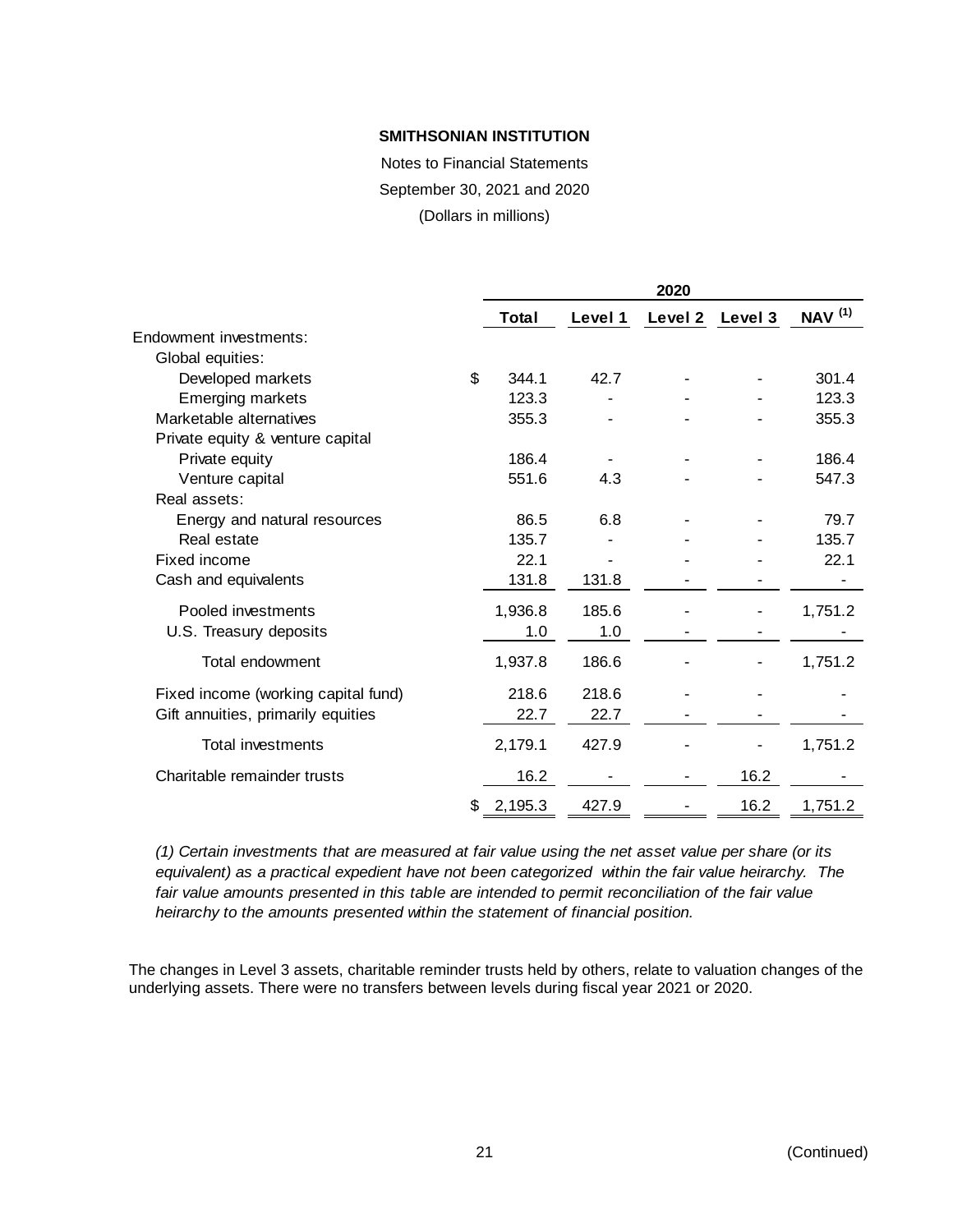**SMITHSONIAN INSTITUTION**

Notes to Financial Statements

September 30, 2021 and 2020

(Dollars in millions)

| | 2020 | | | | |
|---|---|---|---|---|---|
| | **Total** | **Level 1** | **Level 2** | **Level 3** | **NAV (1)** |
| Endowment investments: | | | | | |
| Global equities: | | | | | |
| Developed markets | $ 344.1 | 42.7 | - | - | 301.4 |
| Emerging markets | 123.3 | - | - | - | 123.3 |
| Marketable alternatives | 355.3 | - | - | - | 355.3 |
| Private equity & venture capital | | | | | |
| Private equity | 186.4 | - | - | - | 186.4 |
| Venture capital | 551.6 | 4.3 | - | - | 547.3 |
| Real assets: | | | | | |
| Energy and natural resources | 86.5 | 6.8 | - | - | 79.7 |
| Real estate | 135.7 | - | - | - | 135.7 |
| Fixed income | 22.1 | - | - | - | 22.1 |
| Cash and equivalents | 131.8 | 131.8 | - | - | - |
| Pooled investments | 1,936.8 | 185.6 | - | - | 1,751.2 |
| U.S. Treasury deposits | 1.0 | 1.0 | - | - | - |
| Total endowment | 1,937.8 | 186.6 | - | - | 1,751.2 |
| Fixed income (working capital fund) | 218.6 | 218.6 | - | - | - |
| Gift annuities, primarily equities | 22.7 | 22.7 | - | - | - |
| Total investments | 2,179.1 | 427.9 | - | - | 1,751.2 |
| Charitable remainder trusts | 16.2 | - | - | 16.2 | - |
| | $ 2,195.3 | 427.9 | - | 16.2 | 1,751.2 |

*(1) Certain investments that are measured at fair value using the net asset value per share (or its equivalent) as a practical expedient have not been categorized within the fair value heirarchy. The fair value amounts presented in this table are intended to permit reconciliation of the fair value heirarchy to the amounts presented within the statement of financial position.*

The changes in Level 3 assets, charitable reminder trusts held by others, relate to valuation changes of the underlying assets. There were no transfers between levels during fiscal year 2021 or 2020.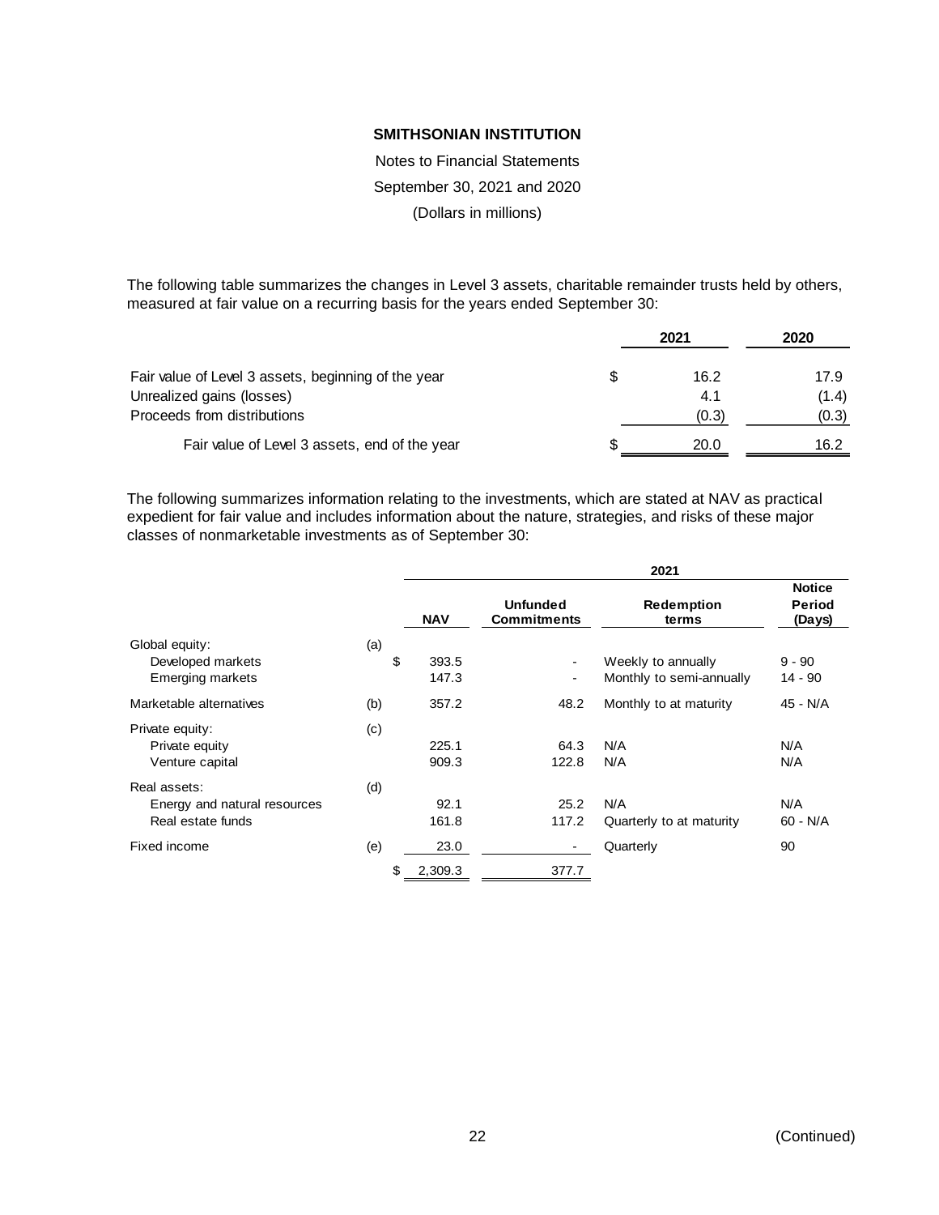**SMITHSONIAN INSTITUTION**

Notes to Financial Statements

September 30, 2021 and 2020

(Dollars in millions)

The following table summarizes the changes in Level 3 assets, charitable remainder trusts held by others, measured at fair value on a recurring basis for the years ended September 30:

| | 2021 | 2020 |
|---|---|---|
| Fair value of Level 3 assets, beginning of the year | $ 16.2 | 17.9 |
| Unrealized gains (losses) | 4.1 | (1.4) |
| Proceeds from distributions | (0.3) | (0.3) |
| Fair value of Level 3 assets, end of the year | $ 20.0 | 16.2 |

The following summarizes information relating to the investments, which are stated at NAV as practical expedient for fair value and includes information about the nature, strategies, and risks of these major classes of nonmarketable investments as of September 30:

| | | 2021 | | | |
|---|---|---|---|---|---|
| | | **NAV** | **Unfunded Commitments** | **Redemption terms** | **Notice Period (Days)** |
| Global equity: | (a) | | | | |
| Developed markets | | $ 393.5 | - | Weekly to annually | 9 - 90 |
| Emerging markets | | 147.3 | - | Monthly to semi-annually | 14 - 90 |
| Marketable alternatives | (b) | 357.2 | 48.2 | Monthly to at maturity | 45 - N/A |
| Private equity: | (c) | | | | |
| Private equity | | 225.1 | 64.3 | N/A | N/A |
| Venture capital | | 909.3 | 122.8 | N/A | N/A |
| Real assets: | (d) | | | | |
| Energy and natural resources | | 92.1 | 25.2 | N/A | N/A |
| Real estate funds | | 161.8 | 117.2 | Quarterly to at maturity | 60 - N/A |
| Fixed income | (e) | 23.0 | - | Quarterly | 90 |
| | | $ 2,309.3 | 377.7 | | |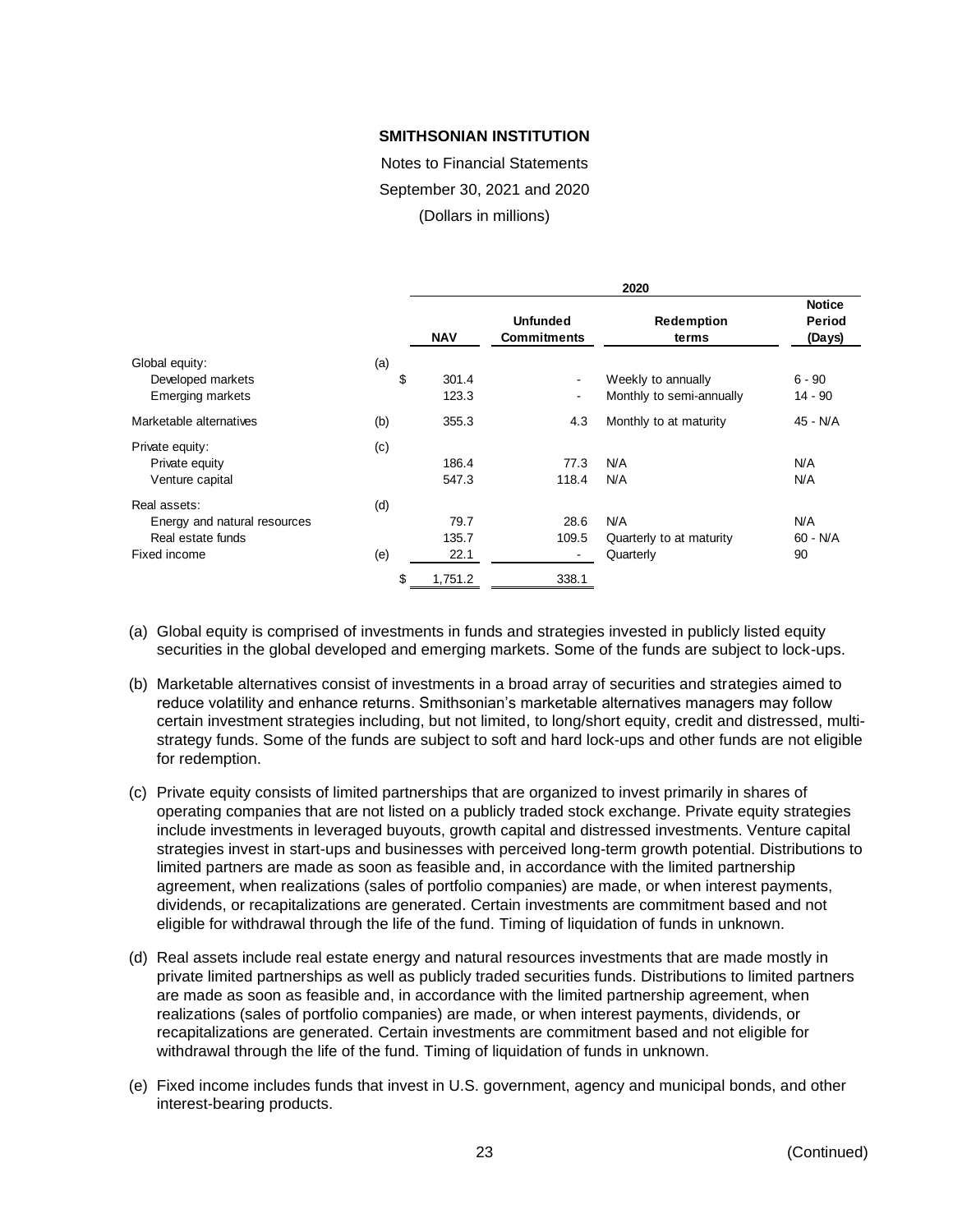**SMITHSONIAN INSTITUTION**

Notes to Financial Statements

September 30, 2021 and 2020

(Dollars in millions)

| | | 2020 | | | |
|---|---|---|---|---|---|
| | | **NAV** | **Unfunded Commitments** | **Redemption terms** | **Notice Period (Days)** |
| Global equity: | (a) | | | | |
| Developed markets | | $ 301.4 | - | Weekly to annually | 6 - 90 |
| Emerging markets | | 123.3 | - | Monthly to semi-annually | 14 - 90 |
| Marketable alternatives | (b) | 355.3 | 4.3 | Monthly to at maturity | 45 - N/A |
| Private equity: | (c) | | | | |
| Private equity | | 186.4 | 77.3 | N/A | N/A |
| Venture capital | | 547.3 | 118.4 | N/A | N/A |
| Real assets: | (d) | | | | |
| Energy and natural resources | | 79.7 | 28.6 | N/A | N/A |
| Real estate funds | | 135.7 | 109.5 | Quarterly to at maturity | 60 - N/A |
| Fixed income | (e) | 22.1 | - | Quarterly | 90 |
| | | $ 1,751.2 | 338.1 | | |

(a) Global equity is comprised of investments in funds and strategies invested in publicly listed equity securities in the global developed and emerging markets. Some of the funds are subject to lock-ups.

(b) Marketable alternatives consist of investments in a broad array of securities and strategies aimed to reduce volatility and enhance returns. Smithsonian's marketable alternatives managers may follow certain investment strategies including, but not limited, to long/short equity, credit and distressed, multi-strategy funds. Some of the funds are subject to soft and hard lock-ups and other funds are not eligible for redemption.

(c) Private equity consists of limited partnerships that are organized to invest primarily in shares of operating companies that are not listed on a publicly traded stock exchange. Private equity strategies include investments in leveraged buyouts, growth capital and distressed investments. Venture capital strategies invest in start-ups and businesses with perceived long-term growth potential. Distributions to limited partners are made as soon as feasible and, in accordance with the limited partnership agreement, when realizations (sales of portfolio companies) are made, or when interest payments, dividends, or recapitalizations are generated. Certain investments are commitment based and not eligible for withdrawal through the life of the fund. Timing of liquidation of funds in unknown.

(d) Real assets include real estate energy and natural resources investments that are made mostly in private limited partnerships as well as publicly traded securities funds. Distributions to limited partners are made as soon as feasible and, in accordance with the limited partnership agreement, when realizations (sales of portfolio companies) are made, or when interest payments, dividends, or recapitalizations are generated. Certain investments are commitment based and not eligible for withdrawal through the life of the fund. Timing of liquidation of funds in unknown.

(e) Fixed income includes funds that invest in U.S. government, agency and municipal bonds, and other interest-bearing products.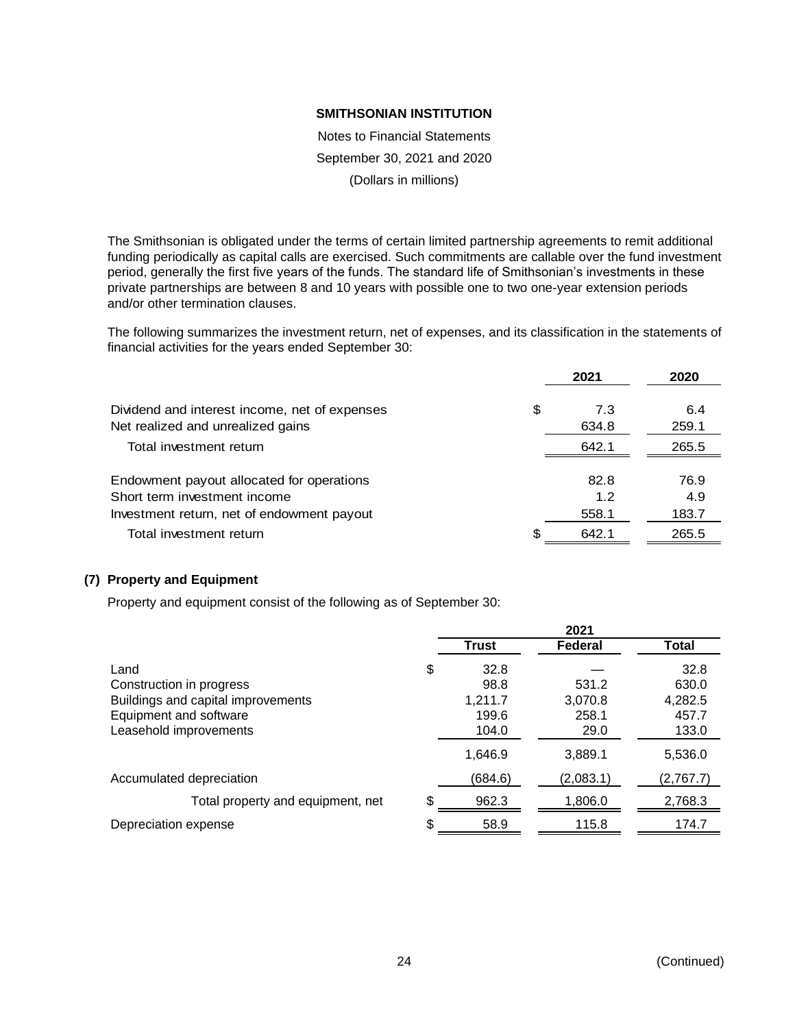The Smithsonian is obligated under the terms of certain limited partnership agreements to remit additional funding periodically as capital calls are exercised. Such commitments are callable over the fund investment period, generally the first five years of the funds. The standard life of Smithsonian's investments in these private partnerships are between 8 and 10 years with possible one to two one-year extension periods and/or other termination clauses.

The following summarizes the investment return, net of expenses, and its classification in the statements of financial activities for the years ended September 30:

| | 2021 | 2020 |
|---|---|---|
| Dividend and interest income, net of expenses | $ 7.3 | 6.4 |
| Net realized and unrealized gains | 634.8 | 259.1 |
| Total investment return | 642.1 | 265.5 |
| Endowment payout allocated for operations | 82.8 | 76.9 |
| Short term investment income | 1.2 | 4.9 |
| Investment return, net of endowment payout | 558.1 | 183.7 |
| Total investment return | $ 642.1 | 265.5 |

## (7) Property and Equipment

Property and equipment consist of the following as of September 30:

| | 2021 | | |
|---|---|---|---|
| | Trust | Federal | Total |
| Land | $ 32.8 | — | 32.8 |
| Construction in progress | 98.8 | 531.2 | 630.0 |
| Buildings and capital improvements | 1,211.7 | 3,070.8 | 4,282.5 |
| Equipment and software | 199.6 | 258.1 | 457.7 |
| Leasehold improvements | 104.0 | 29.0 | 133.0 |
| | 1,646.9 | 3,889.1 | 5,536.0 |
| Accumulated depreciation | (684.6) | (2,083.1) | (2,767.7) |
| Total property and equipment, net | $ 962.3 | 1,806.0 | 2,768.3 |
| Depreciation expense | $ 58.9 | 115.8 | 174.7 |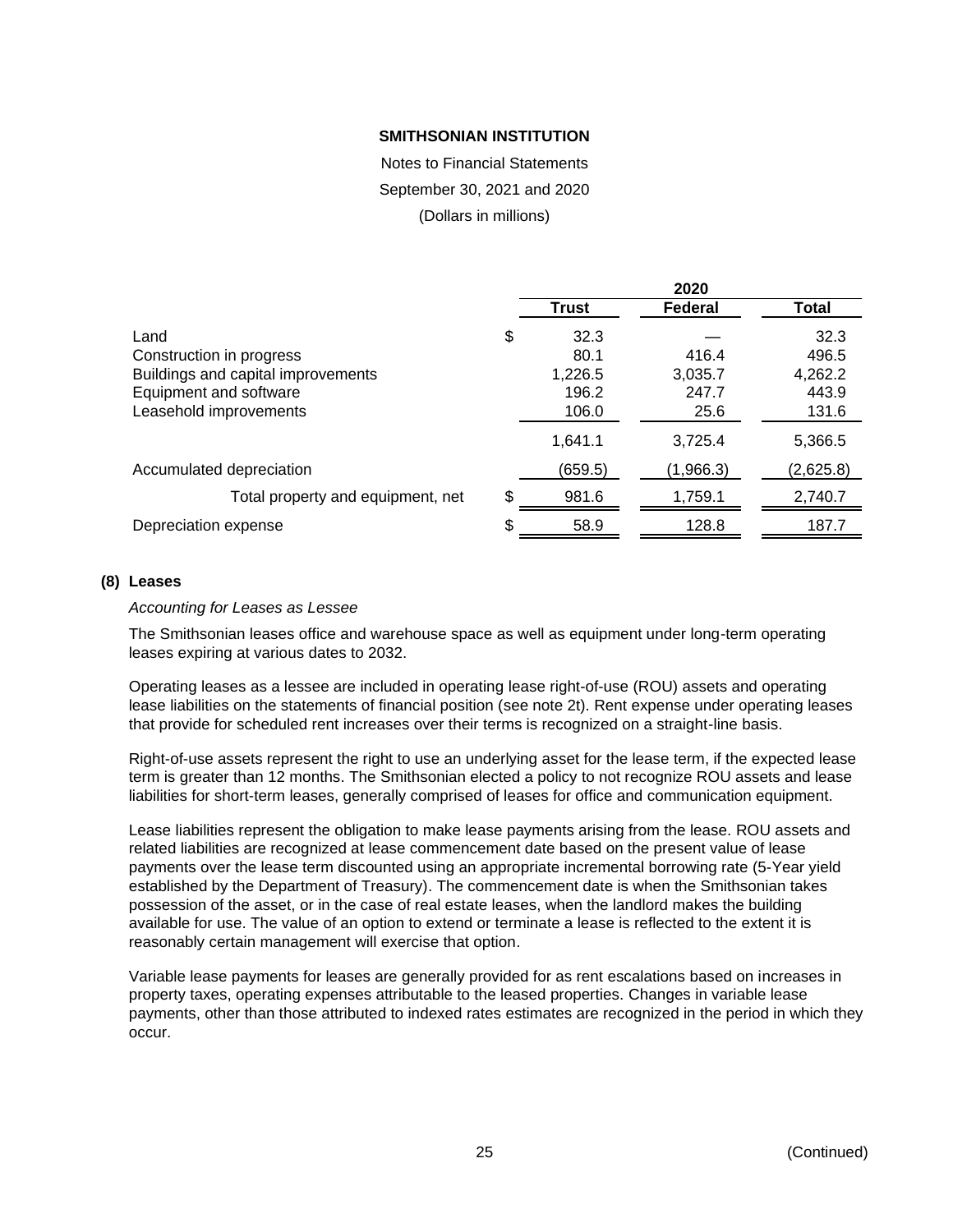**SMITHSONIAN INSTITUTION**

Notes to Financial Statements

September 30, 2021 and 2020

(Dollars in millions)

| | 2020 | | |
|---|---|---|---|
| | **Trust** | **Federal** | **Total** |
| Land | $ 32.3 | — | 32.3 |
| Construction in progress | 80.1 | 416.4 | 496.5 |
| Buildings and capital improvements | 1,226.5 | 3,035.7 | 4,262.2 |
| Equipment and software | 196.2 | 247.7 | 443.9 |
| Leasehold improvements | 106.0 | 25.6 | 131.6 |
| | 1,641.1 | 3,725.4 | 5,366.5 |
| Accumulated depreciation | (659.5) | (1,966.3) | (2,625.8) |
| Total property and equipment, net | $ 981.6 | 1,759.1 | 2,740.7 |
| Depreciation expense | $ 58.9 | 128.8 | 187.7 |

## (8) Leases

*Accounting for Leases as Lessee*

The Smithsonian leases office and warehouse space as well as equipment under long-term operating leases expiring at various dates to 2032.

Operating leases as a lessee are included in operating lease right-of-use (ROU) assets and operating lease liabilities on the statements of financial position (see note 2t). Rent expense under operating leases that provide for scheduled rent increases over their terms is recognized on a straight-line basis.

Right-of-use assets represent the right to use an underlying asset for the lease term, if the expected lease term is greater than 12 months. The Smithsonian elected a policy to not recognize ROU assets and lease liabilities for short-term leases, generally comprised of leases for office and communication equipment.

Lease liabilities represent the obligation to make lease payments arising from the lease. ROU assets and related liabilities are recognized at lease commencement date based on the present value of lease payments over the lease term discounted using an appropriate incremental borrowing rate (5-Year yield established by the Department of Treasury). The commencement date is when the Smithsonian takes possession of the asset, or in the case of real estate leases, when the landlord makes the building available for use. The value of an option to extend or terminate a lease is reflected to the extent it is reasonably certain management will exercise that option.

Variable lease payments for leases are generally provided for as rent escalations based on increases in property taxes, operating expenses attributable to the leased properties. Changes in variable lease payments, other than those attributed to indexed rates estimates are recognized in the period in which they occur.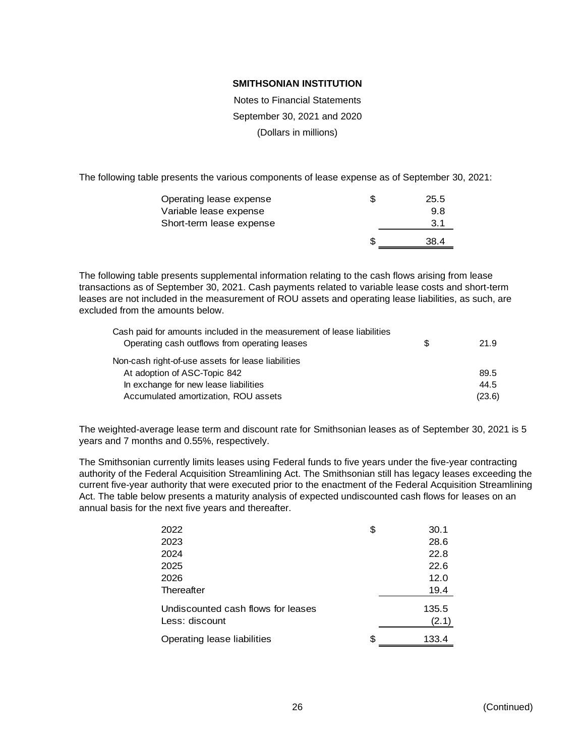**SMITHSONIAN INSTITUTION**

Notes to Financial Statements

September 30, 2021 and 2020

(Dollars in millions)

The following table presents the various components of lease expense as of September 30, 2021:

| | | |
|---|---|---|
| Operating lease expense | $ | 25.5 |
| Variable lease expense | | 9.8 |
| Short-term lease expense | | 3.1 |
| | $ | 38.4 |

The following table presents supplemental information relating to the cash flows arising from lease transactions as of September 30, 2021. Cash payments related to variable lease costs and short-term leases are not included in the measurement of ROU assets and operating lease liabilities, as such, are excluded from the amounts below.

| | | |
|---|---|---|
| Cash paid for amounts included in the measurement of lease liabilities | | |
| Operating cash outflows from operating leases | $ | 21.9 |
| Non-cash right-of-use assets for lease liabilities | | |
| At adoption of ASC-Topic 842 | | 89.5 |
| In exchange for new lease liabilities | | 44.5 |
| Accumulated amortization, ROU assets | | (23.6) |

The weighted-average lease term and discount rate for Smithsonian leases as of September 30, 2021 is 5 years and 7 months and 0.55%, respectively.

The Smithsonian currently limits leases using Federal funds to five years under the five-year contracting authority of the Federal Acquisition Streamlining Act. The Smithsonian still has legacy leases exceeding the current five-year authority that were executed prior to the enactment of the Federal Acquisition Streamlining Act. The table below presents a maturity analysis of expected undiscounted cash flows for leases on an annual basis for the next five years and thereafter.

| | | |
|---|---|---|
| 2022 | $ | 30.1 |
| 2023 | | 28.6 |
| 2024 | | 22.8 |
| 2025 | | 22.6 |
| 2026 | | 12.0 |
| Thereafter | | 19.4 |
| Undiscounted cash flows for leases | | 135.5 |
| Less: discount | | (2.1) |
| Operating lease liabilities | $ | 133.4 |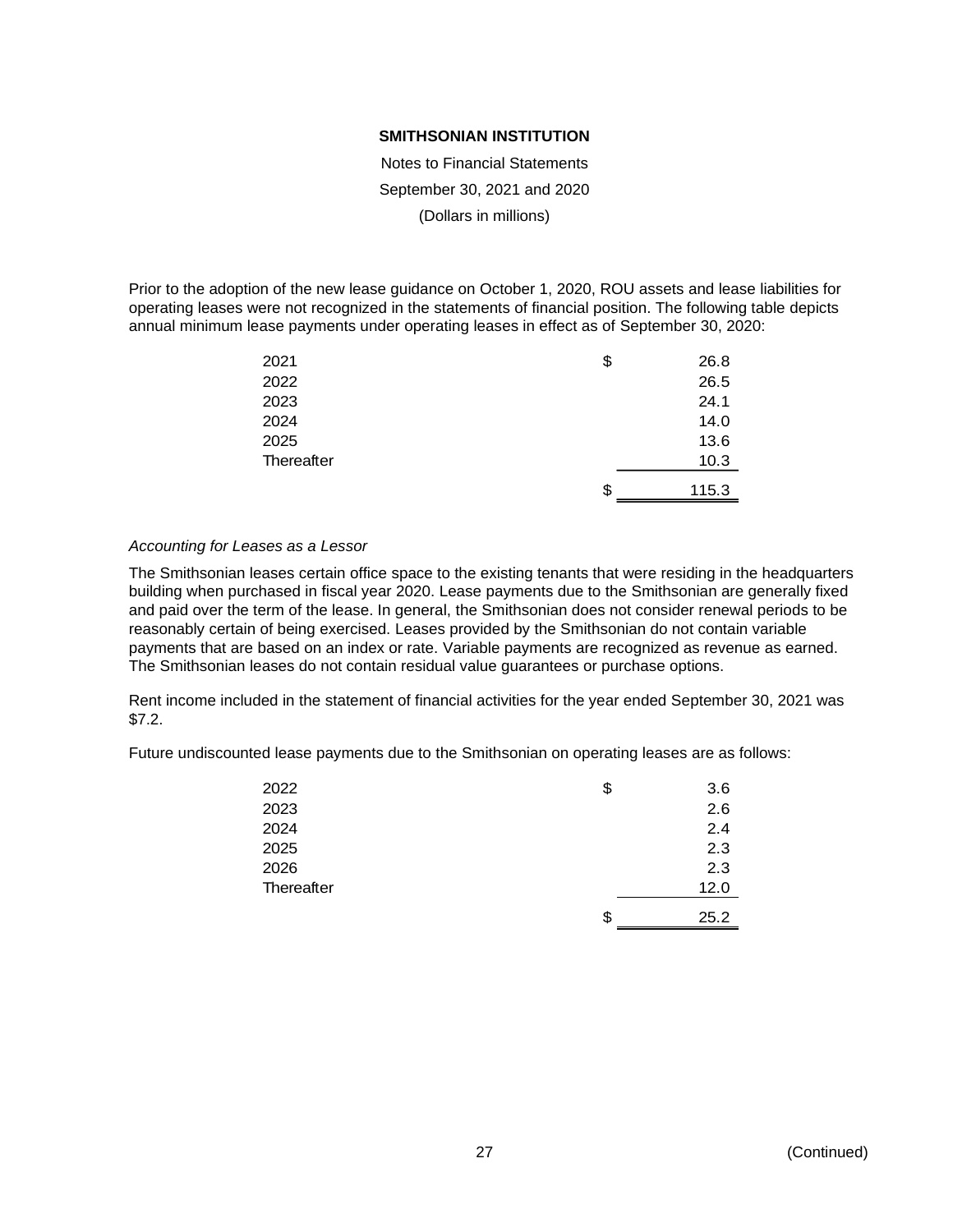**SMITHSONIAN INSTITUTION**

Notes to Financial Statements

September 30, 2021 and 2020

(Dollars in millions)

Prior to the adoption of the new lease guidance on October 1, 2020, ROU assets and lease liabilities for operating leases were not recognized in the statements of financial position. The following table depicts annual minimum lease payments under operating leases in effect as of September 30, 2020:

| | |
|---|---|
| 2021 | $ 26.8 |
| 2022 | 26.5 |
| 2023 | 24.1 |
| 2024 | 14.0 |
| 2025 | 13.6 |
| Thereafter | 10.3 |
| | $ 115.3 |

*Accounting for Leases as a Lessor*

The Smithsonian leases certain office space to the existing tenants that were residing in the headquarters building when purchased in fiscal year 2020. Lease payments due to the Smithsonian are generally fixed and paid over the term of the lease. In general, the Smithsonian does not consider renewal periods to be reasonably certain of being exercised. Leases provided by the Smithsonian do not contain variable payments that are based on an index or rate. Variable payments are recognized as revenue as earned. The Smithsonian leases do not contain residual value guarantees or purchase options.

Rent income included in the statement of financial activities for the year ended September 30, 2021 was $7.2.

Future undiscounted lease payments due to the Smithsonian on operating leases are as follows:

| | |
|---|---|
| 2022 | $ 3.6 |
| 2023 | 2.6 |
| 2024 | 2.4 |
| 2025 | 2.3 |
| 2026 | 2.3 |
| Thereafter | 12.0 |
| | $ 25.2 |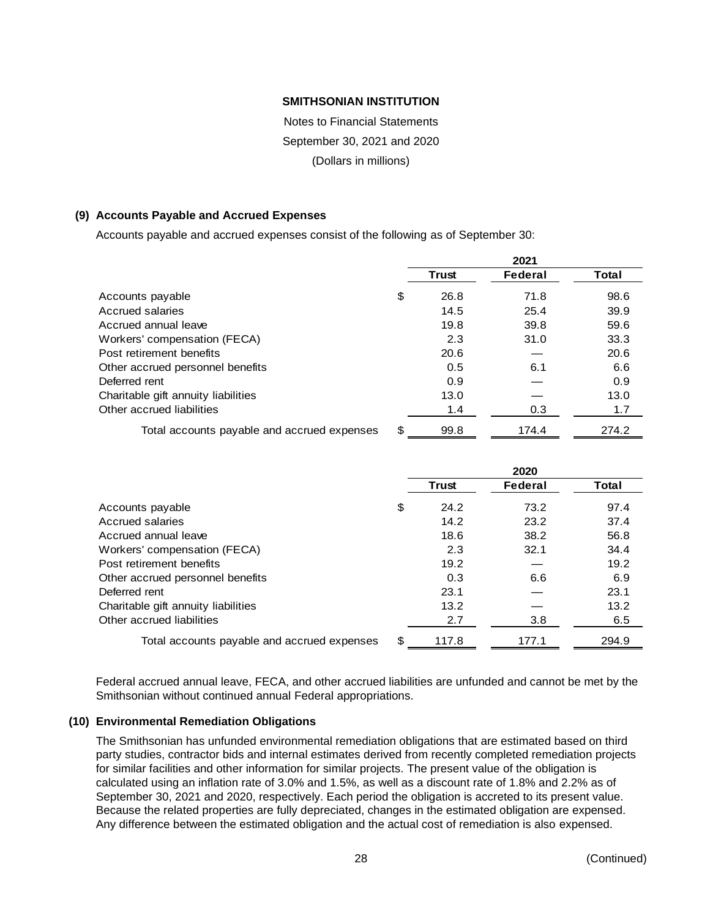# SMITHSONIAN INSTITUTION

Notes to Financial Statements

September 30, 2021 and 2020

(Dollars in millions)

### (9) Accounts Payable and Accrued Expenses

Accounts payable and accrued expenses consist of the following as of September 30:

| | 2021 | | |
|---|---|---|---|
| | **Trust** | **Federal** | **Total** |
| Accounts payable | $ 26.8 | 71.8 | 98.6 |
| Accrued salaries | 14.5 | 25.4 | 39.9 |
| Accrued annual leave | 19.8 | 39.8 | 59.6 |
| Workers' compensation (FECA) | 2.3 | 31.0 | 33.3 |
| Post retirement benefits | 20.6 | — | 20.6 |
| Other accrued personnel benefits | 0.5 | 6.1 | 6.6 |
| Deferred rent | 0.9 | — | 0.9 |
| Charitable gift annuity liabilities | 13.0 | — | 13.0 |
| Other accrued liabilities | 1.4 | 0.3 | 1.7 |
| Total accounts payable and accrued expenses | $ 99.8 | 174.4 | 274.2 |

| | 2020 | | |
|---|---|---|---|
| | **Trust** | **Federal** | **Total** |
| Accounts payable | $ 24.2 | 73.2 | 97.4 |
| Accrued salaries | 14.2 | 23.2 | 37.4 |
| Accrued annual leave | 18.6 | 38.2 | 56.8 |
| Workers' compensation (FECA) | 2.3 | 32.1 | 34.4 |
| Post retirement benefits | 19.2 | — | 19.2 |
| Other accrued personnel benefits | 0.3 | 6.6 | 6.9 |
| Deferred rent | 23.1 | — | 23.1 |
| Charitable gift annuity liabilities | 13.2 | — | 13.2 |
| Other accrued liabilities | 2.7 | 3.8 | 6.5 |
| Total accounts payable and accrued expenses | $ 117.8 | 177.1 | 294.9 |

Federal accrued annual leave, FECA, and other accrued liabilities are unfunded and cannot be met by the Smithsonian without continued annual Federal appropriations.

### (10) Environmental Remediation Obligations

The Smithsonian has unfunded environmental remediation obligations that are estimated based on third party studies, contractor bids and internal estimates derived from recently completed remediation projects for similar facilities and other information for similar projects. The present value of the obligation is calculated using an inflation rate of 3.0% and 1.5%, as well as a discount rate of 1.8% and 2.2% as of September 30, 2021 and 2020, respectively. Each period the obligation is accreted to its present value. Because the related properties are fully depreciated, changes in the estimated obligation are expensed. Any difference between the estimated obligation and the actual cost of remediation is also expensed.

(Continued)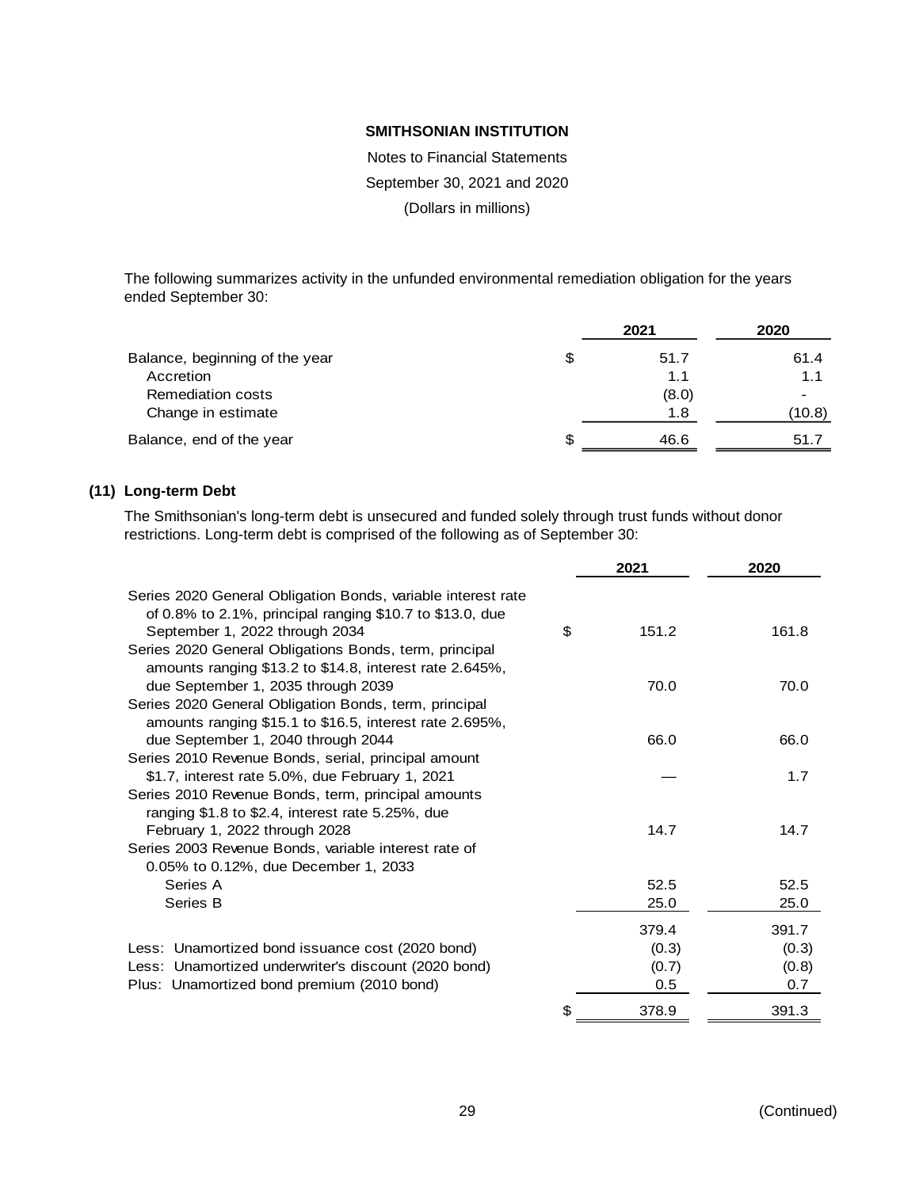The following summarizes activity in the unfunded environmental remediation obligation for the years ended September 30:

| | | 2021 | 2020 |
|---|---|---|---|
| Balance, beginning of the year | $ | 51.7 | 61.4 |
| Accretion | | 1.1 | 1.1 |
| Remediation costs | | (8.0) | - |
| Change in estimate | | 1.8 | (10.8) |
| Balance, end of the year | $ | 46.6 | 51.7 |

## (11) Long-term Debt

The Smithsonian's long-term debt is unsecured and funded solely through trust funds without donor restrictions. Long-term debt is comprised of the following as of September 30:

| | | 2021 | 2020 |
|---|---|---|---|
| Series 2020 General Obligation Bonds, variable interest rate of 0.8% to 2.1%, principal ranging $10.7 to $13.0, due September 1, 2022 through 2034 | $ | 151.2 | 161.8 |
| Series 2020 General Obligations Bonds, term, principal amounts ranging $13.2 to $14.8, interest rate 2.645%, due September 1, 2035 through 2039 | | 70.0 | 70.0 |
| Series 2020 General Obligation Bonds, term, principal amounts ranging $15.1 to $16.5, interest rate 2.695%, due September 1, 2040 through 2044 | | 66.0 | 66.0 |
| Series 2010 Revenue Bonds, serial, principal amount $1.7, interest rate 5.0%, due February 1, 2021 | | — | 1.7 |
| Series 2010 Revenue Bonds, term, principal amounts ranging $1.8 to $2.4, interest rate 5.25%, due February 1, 2022 through 2028 | | 14.7 | 14.7 |
| Series 2003 Revenue Bonds, variable interest rate of 0.05% to 0.12%, due December 1, 2033 | | | |
| Series A | | 52.5 | 52.5 |
| Series B | | 25.0 | 25.0 |
| | | 379.4 | 391.7 |
| Less: Unamortized bond issuance cost (2020 bond) | | (0.3) | (0.3) |
| Less: Unamortized underwriter's discount (2020 bond) | | (0.7) | (0.8) |
| Plus: Unamortized bond premium (2010 bond) | | 0.5 | 0.7 |
| | $ | 378.9 | 391.3 |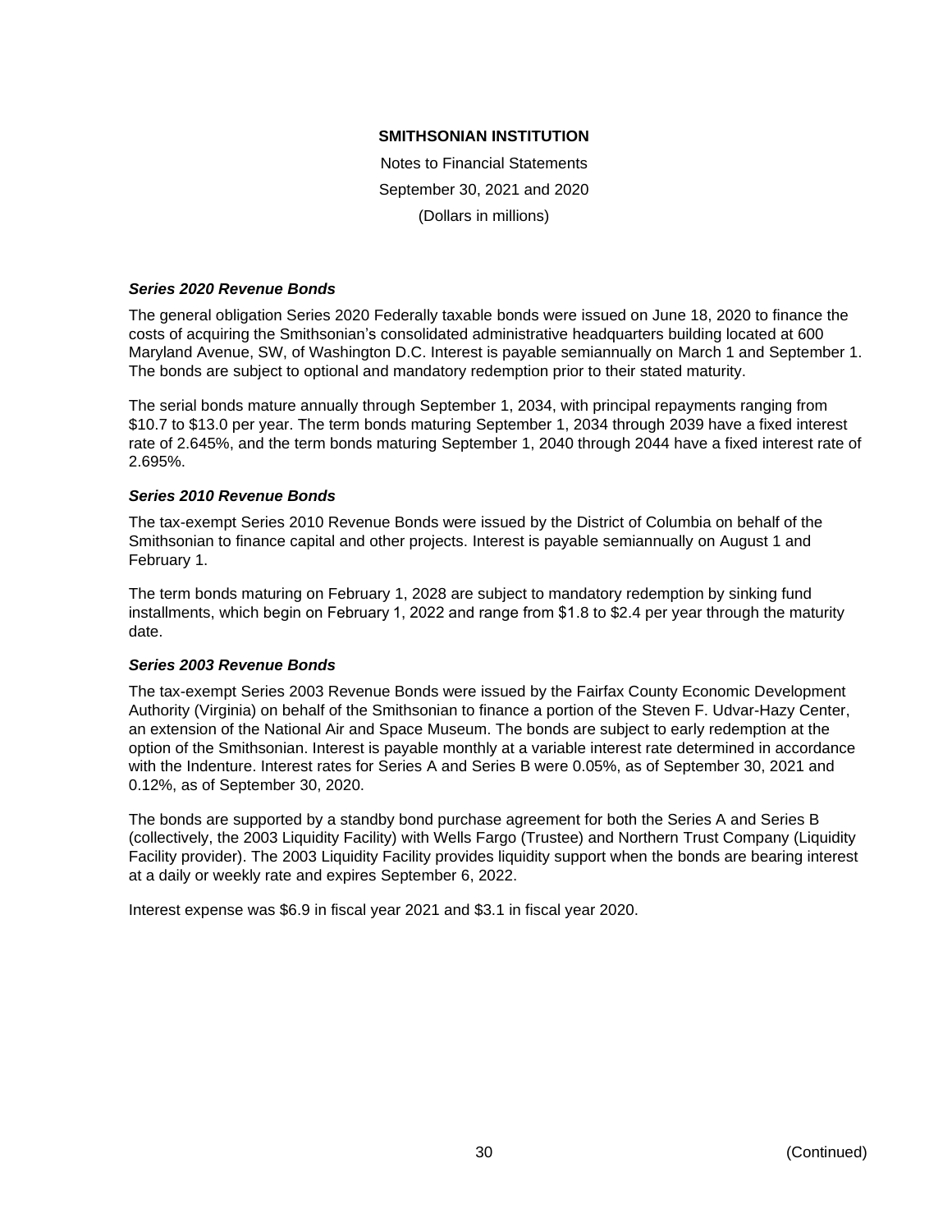### *Series 2020 Revenue Bonds*

The general obligation Series 2020 Federally taxable bonds were issued on June 18, 2020 to finance the costs of acquiring the Smithsonian's consolidated administrative headquarters building located at 600 Maryland Avenue, SW, of Washington D.C. Interest is payable semiannually on March 1 and September 1. The bonds are subject to optional and mandatory redemption prior to their stated maturity.

The serial bonds mature annually through September 1, 2034, with principal repayments ranging from \$10.7 to \$13.0 per year. The term bonds maturing September 1, 2034 through 2039 have a fixed interest rate of 2.645%, and the term bonds maturing September 1, 2040 through 2044 have a fixed interest rate of 2.695%.

### *Series 2010 Revenue Bonds*

The tax-exempt Series 2010 Revenue Bonds were issued by the District of Columbia on behalf of the Smithsonian to finance capital and other projects. Interest is payable semiannually on August 1 and February 1.

The term bonds maturing on February 1, 2028 are subject to mandatory redemption by sinking fund installments, which begin on February 1, 2022 and range from \$1.8 to \$2.4 per year through the maturity date.

### *Series 2003 Revenue Bonds*

The tax-exempt Series 2003 Revenue Bonds were issued by the Fairfax County Economic Development Authority (Virginia) on behalf of the Smithsonian to finance a portion of the Steven F. Udvar-Hazy Center, an extension of the National Air and Space Museum. The bonds are subject to early redemption at the option of the Smithsonian. Interest is payable monthly at a variable interest rate determined in accordance with the Indenture. Interest rates for Series A and Series B were 0.05%, as of September 30, 2021 and 0.12%, as of September 30, 2020.

The bonds are supported by a standby bond purchase agreement for both the Series A and Series B (collectively, the 2003 Liquidity Facility) with Wells Fargo (Trustee) and Northern Trust Company (Liquidity Facility provider). The 2003 Liquidity Facility provides liquidity support when the bonds are bearing interest at a daily or weekly rate and expires September 6, 2022.

Interest expense was \$6.9 in fiscal year 2021 and \$3.1 in fiscal year 2020.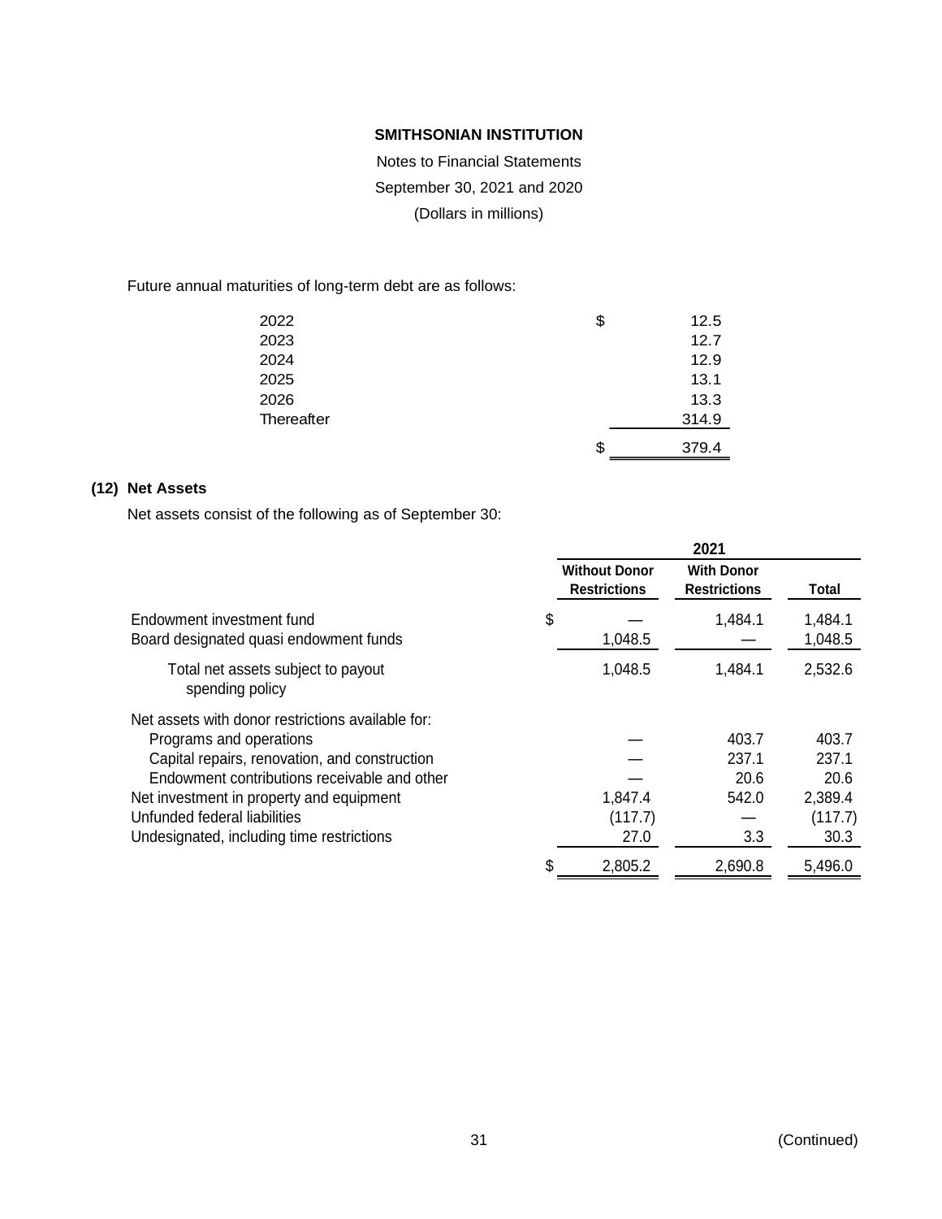**SMITHSONIAN INSTITUTION**

Notes to Financial Statements

September 30, 2021 and 2020

(Dollars in millions)

Future annual maturities of long-term debt are as follows:

| | |
|---|---|
| 2022 | $ 12.5 |
| 2023 | 12.7 |
| 2024 | 12.9 |
| 2025 | 13.1 |
| 2026 | 13.3 |
| Thereafter | 314.9 |
| | $ 379.4 |

## (12) Net Assets

Net assets consist of the following as of September 30:

| | 2021 | | |
|---|---|---|---|
| | Without Donor Restrictions | With Donor Restrictions | Total |
| Endowment investment fund | $ — | 1,484.1 | 1,484.1 |
| Board designated quasi endowment funds | 1,048.5 | — | 1,048.5 |
| Total net assets subject to payout spending policy | 1,048.5 | 1,484.1 | 2,532.6 |
| Net assets with donor restrictions available for: | | | |
| Programs and operations | — | 403.7 | 403.7 |
| Capital repairs, renovation, and construction | — | 237.1 | 237.1 |
| Endowment contributions receivable and other | — | 20.6 | 20.6 |
| Net investment in property and equipment | 1,847.4 | 542.0 | 2,389.4 |
| Unfunded federal liabilities | (117.7) | — | (117.7) |
| Undesignated, including time restrictions | 27.0 | 3.3 | 30.3 |
| | $ 2,805.2 | 2,690.8 | 5,496.0 |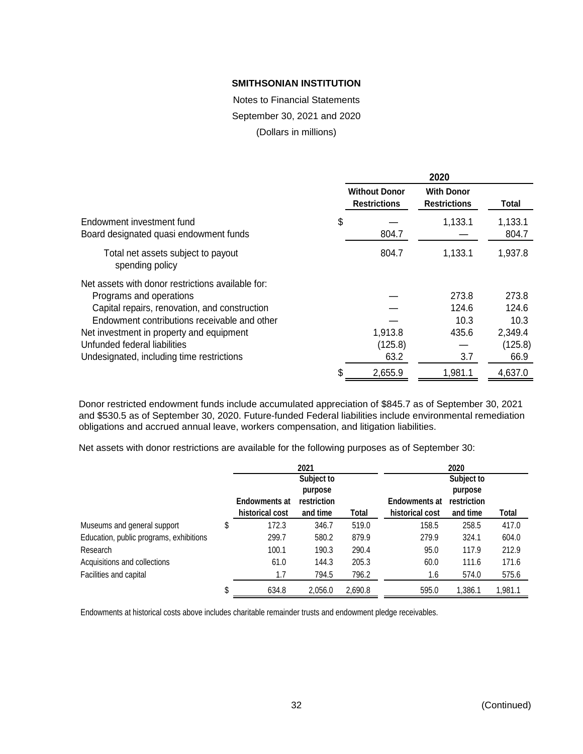**SMITHSONIAN INSTITUTION**

Notes to Financial Statements

September 30, 2021 and 2020

(Dollars in millions)

| | 2020 | | |
|---|---|---|---|
| | **Without Donor Restrictions** | **With Donor Restrictions** | **Total** |
| Endowment investment fund | $ — | 1,133.1 | 1,133.1 |
| Board designated quasi endowment funds | 804.7 | — | 804.7 |
| Total net assets subject to payout spending policy | 804.7 | 1,133.1 | 1,937.8 |
| Net assets with donor restrictions available for: | | | |
| Programs and operations | — | 273.8 | 273.8 |
| Capital repairs, renovation, and construction | — | 124.6 | 124.6 |
| Endowment contributions receivable and other | — | 10.3 | 10.3 |
| Net investment in property and equipment | 1,913.8 | 435.6 | 2,349.4 |
| Unfunded federal liabilities | (125.8) | — | (125.8) |
| Undesignated, including time restrictions | 63.2 | 3.7 | 66.9 |
| | $ 2,655.9 | 1,981.1 | 4,637.0 |

Donor restricted endowment funds include accumulated appreciation of $845.7 as of September 30, 2021 and $530.5 as of September 30, 2020. Future-funded Federal liabilities include environmental remediation obligations and accrued annual leave, workers compensation, and litigation liabilities.

Net assets with donor restrictions are available for the following purposes as of September 30:

| | 2021 | | | 2020 | | |
|---|---|---|---|---|---|---|
| | Endowments at historical cost | Subject to purpose restriction and time | Total | Endowments at historical cost | Subject to purpose restriction and time | Total |
| Museums and general support | $ 172.3 | 346.7 | 519.0 | 158.5 | 258.5 | 417.0 |
| Education, public programs, exhibitions | 299.7 | 580.2 | 879.9 | 279.9 | 324.1 | 604.0 |
| Research | 100.1 | 190.3 | 290.4 | 95.0 | 117.9 | 212.9 |
| Acquisitions and collections | 61.0 | 144.3 | 205.3 | 60.0 | 111.6 | 171.6 |
| Facilities and capital | 1.7 | 794.5 | 796.2 | 1.6 | 574.0 | 575.6 |
| | $ 634.8 | 2,056.0 | 2,690.8 | 595.0 | 1,386.1 | 1,981.1 |

Endowments at historical costs above includes charitable remainder trusts and endowment pledge receivables.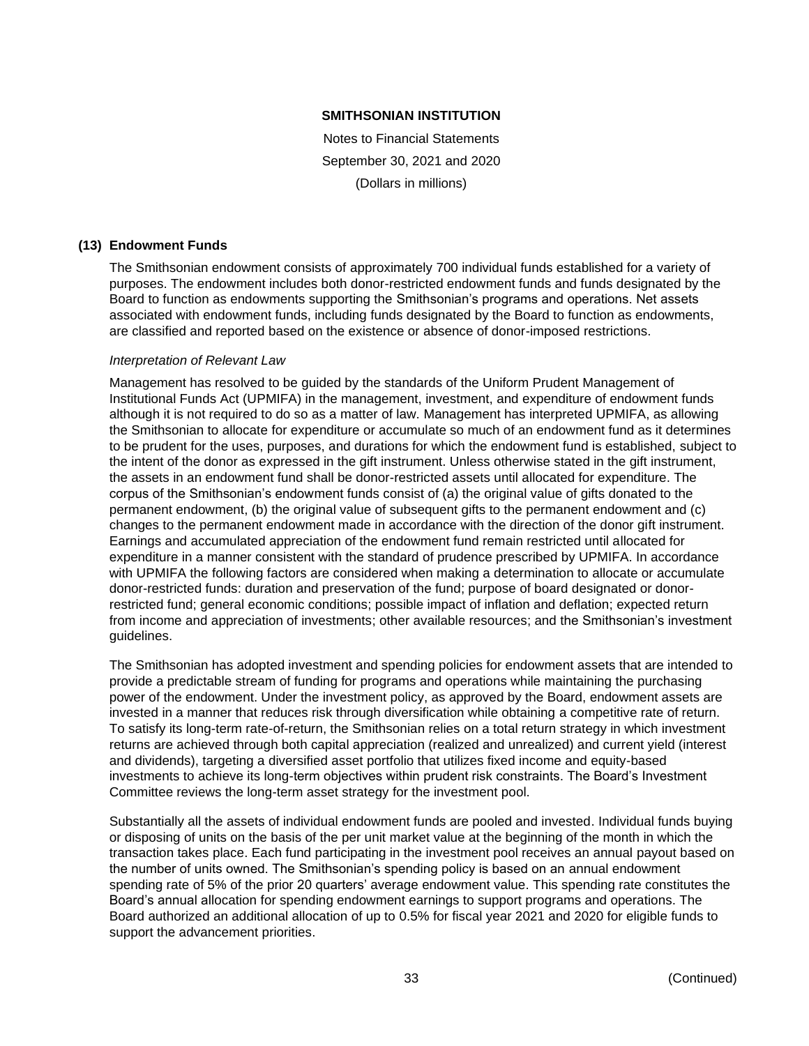# SMITHSONIAN INSTITUTION

Notes to Financial Statements

September 30, 2021 and 2020

(Dollars in millions)

## (13) Endowment Funds

The Smithsonian endowment consists of approximately 700 individual funds established for a variety of purposes. The endowment includes both donor-restricted endowment funds and funds designated by the Board to function as endowments supporting the Smithsonian's programs and operations. Net assets associated with endowment funds, including funds designated by the Board to function as endowments, are classified and reported based on the existence or absence of donor-imposed restrictions.

### *Interpretation of Relevant Law*

Management has resolved to be guided by the standards of the Uniform Prudent Management of Institutional Funds Act (UPMIFA) in the management, investment, and expenditure of endowment funds although it is not required to do so as a matter of law. Management has interpreted UPMIFA, as allowing the Smithsonian to allocate for expenditure or accumulate so much of an endowment fund as it determines to be prudent for the uses, purposes, and durations for which the endowment fund is established, subject to the intent of the donor as expressed in the gift instrument. Unless otherwise stated in the gift instrument, the assets in an endowment fund shall be donor-restricted assets until allocated for expenditure. The corpus of the Smithsonian's endowment funds consist of (a) the original value of gifts donated to the permanent endowment, (b) the original value of subsequent gifts to the permanent endowment and (c) changes to the permanent endowment made in accordance with the direction of the donor gift instrument. Earnings and accumulated appreciation of the endowment fund remain restricted until allocated for expenditure in a manner consistent with the standard of prudence prescribed by UPMIFA. In accordance with UPMIFA the following factors are considered when making a determination to allocate or accumulate donor-restricted funds: duration and preservation of the fund; purpose of board designated or donor-restricted fund; general economic conditions; possible impact of inflation and deflation; expected return from income and appreciation of investments; other available resources; and the Smithsonian's investment guidelines.

The Smithsonian has adopted investment and spending policies for endowment assets that are intended to provide a predictable stream of funding for programs and operations while maintaining the purchasing power of the endowment. Under the investment policy, as approved by the Board, endowment assets are invested in a manner that reduces risk through diversification while obtaining a competitive rate of return. To satisfy its long-term rate-of-return, the Smithsonian relies on a total return strategy in which investment returns are achieved through both capital appreciation (realized and unrealized) and current yield (interest and dividends), targeting a diversified asset portfolio that utilizes fixed income and equity-based investments to achieve its long-term objectives within prudent risk constraints. The Board's Investment Committee reviews the long-term asset strategy for the investment pool.

Substantially all the assets of individual endowment funds are pooled and invested. Individual funds buying or disposing of units on the basis of the per unit market value at the beginning of the month in which the transaction takes place. Each fund participating in the investment pool receives an annual payout based on the number of units owned. The Smithsonian's spending policy is based on an annual endowment spending rate of 5% of the prior 20 quarters' average endowment value. This spending rate constitutes the Board's annual allocation for spending endowment earnings to support programs and operations. The Board authorized an additional allocation of up to 0.5% for fiscal year 2021 and 2020 for eligible funds to support the advancement priorities.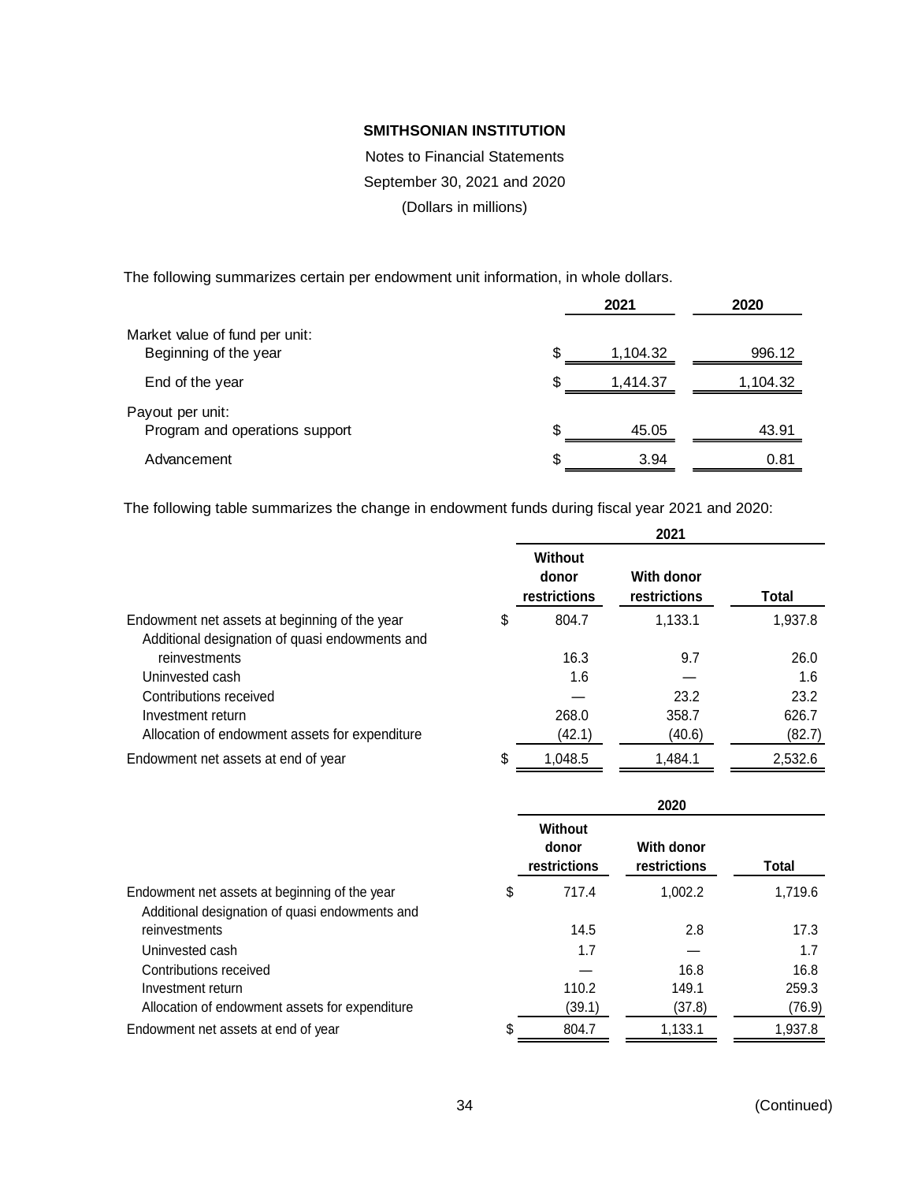**SMITHSONIAN INSTITUTION**

Notes to Financial Statements

September 30, 2021 and 2020

(Dollars in millions)

The following summarizes certain per endowment unit information, in whole dollars.

| | 2021 | 2020 |
|---|---|---|
| Market value of fund per unit: | | |
| Beginning of the year | $ 1,104.32 | 996.12 |
| End of the year | $ 1,414.37 | 1,104.32 |
| Payout per unit: | | |
| Program and operations support | $ 45.05 | 43.91 |
| Advancement | $ 3.94 | 0.81 |

The following table summarizes the change in endowment funds during fiscal year 2021 and 2020:

| | 2021 | | |
|---|---|---|---|
| | Without donor restrictions | With donor restrictions | Total |
| Endowment net assets at beginning of the year | $ 804.7 | 1,133.1 | 1,937.8 |
| Additional designation of quasi endowments and reinvestments | 16.3 | 9.7 | 26.0 |
| Uninvested cash | 1.6 | — | 1.6 |
| Contributions received | — | 23.2 | 23.2 |
| Investment return | 268.0 | 358.7 | 626.7 |
| Allocation of endowment assets for expenditure | (42.1) | (40.6) | (82.7) |
| Endowment net assets at end of year | $ 1,048.5 | 1,484.1 | 2,532.6 |

| | 2020 | | |
|---|---|---|---|
| | Without donor restrictions | With donor restrictions | Total |
| Endowment net assets at beginning of the year | $ 717.4 | 1,002.2 | 1,719.6 |
| Additional designation of quasi endowments and reinvestments | 14.5 | 2.8 | 17.3 |
| Uninvested cash | 1.7 | — | 1.7 |
| Contributions received | — | 16.8 | 16.8 |
| Investment return | 110.2 | 149.1 | 259.3 |
| Allocation of endowment assets for expenditure | (39.1) | (37.8) | (76.9) |
| Endowment net assets at end of year | $ 804.7 | 1,133.1 | 1,937.8 |

(Continued)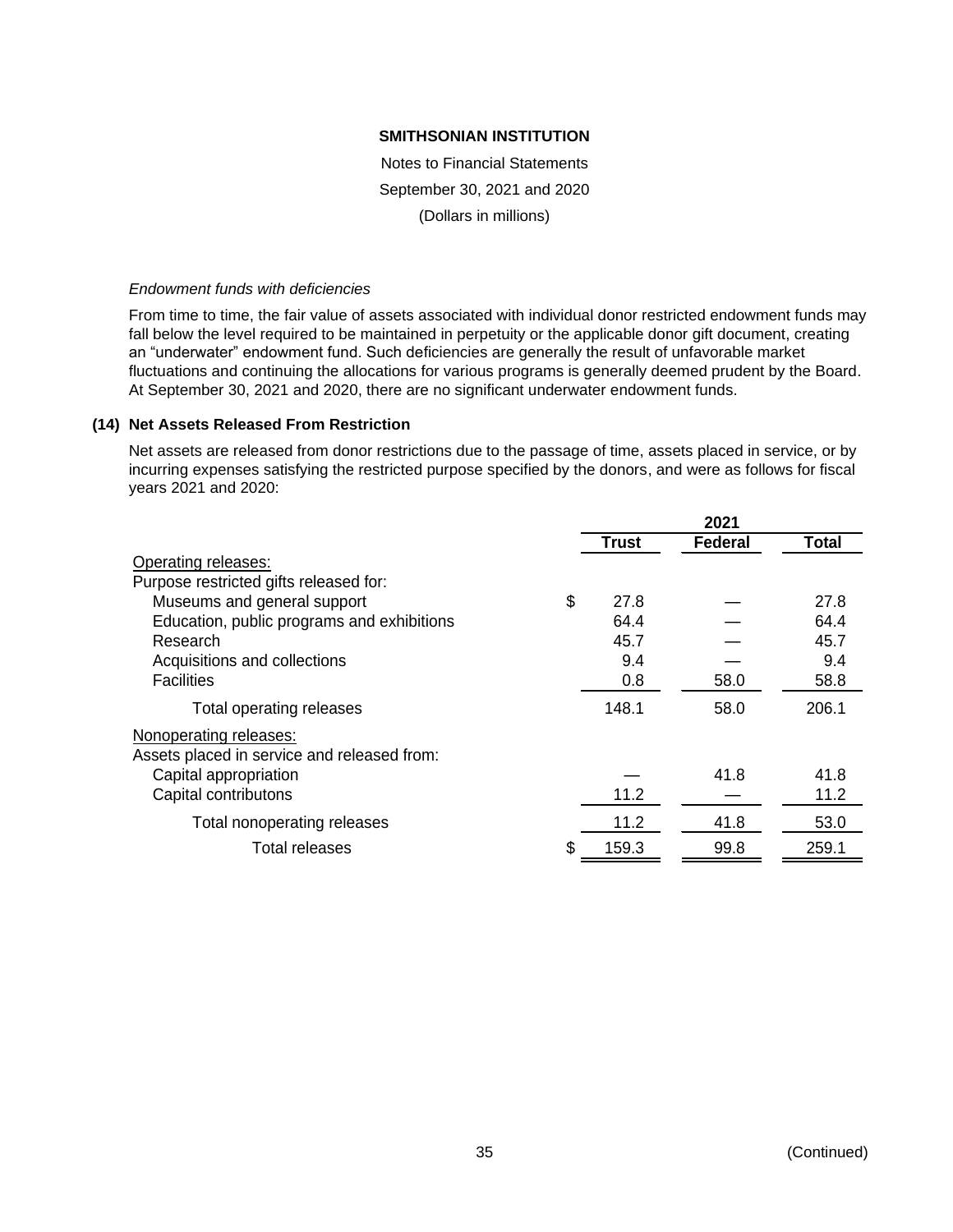**SMITHSONIAN INSTITUTION**

Notes to Financial Statements

September 30, 2021 and 2020

(Dollars in millions)

*Endowment funds with deficiencies*

From time to time, the fair value of assets associated with individual donor restricted endowment funds may fall below the level required to be maintained in perpetuity or the applicable donor gift document, creating an "underwater" endowment fund. Such deficiencies are generally the result of unfavorable market fluctuations and continuing the allocations for various programs is generally deemed prudent by the Board. At September 30, 2021 and 2020, there are no significant underwater endowment funds.

**(14) Net Assets Released From Restriction**

Net assets are released from donor restrictions due to the passage of time, assets placed in service, or by incurring expenses satisfying the restricted purpose specified by the donors, and were as follows for fiscal years 2021 and 2020:

| | 2021 | | |
|---|---|---|---|
| | **Trust** | **Federal** | **Total** |
| Operating releases: | | | |
| Purpose restricted gifts released for: | | | |
| Museums and general support | $ 27.8 | — | 27.8 |
| Education, public programs and exhibitions | 64.4 | — | 64.4 |
| Research | 45.7 | — | 45.7 |
| Acquisitions and collections | 9.4 | — | 9.4 |
| Facilities | 0.8 | 58.0 | 58.8 |
| Total operating releases | 148.1 | 58.0 | 206.1 |
| Nonoperating releases: | | | |
| Assets placed in service and released from: | | | |
| Capital appropriation | — | 41.8 | 41.8 |
| Capital contributons | 11.2 | — | 11.2 |
| Total nonoperating releases | 11.2 | 41.8 | 53.0 |
| Total releases | $ 159.3 | 99.8 | 259.1 |

(Continued)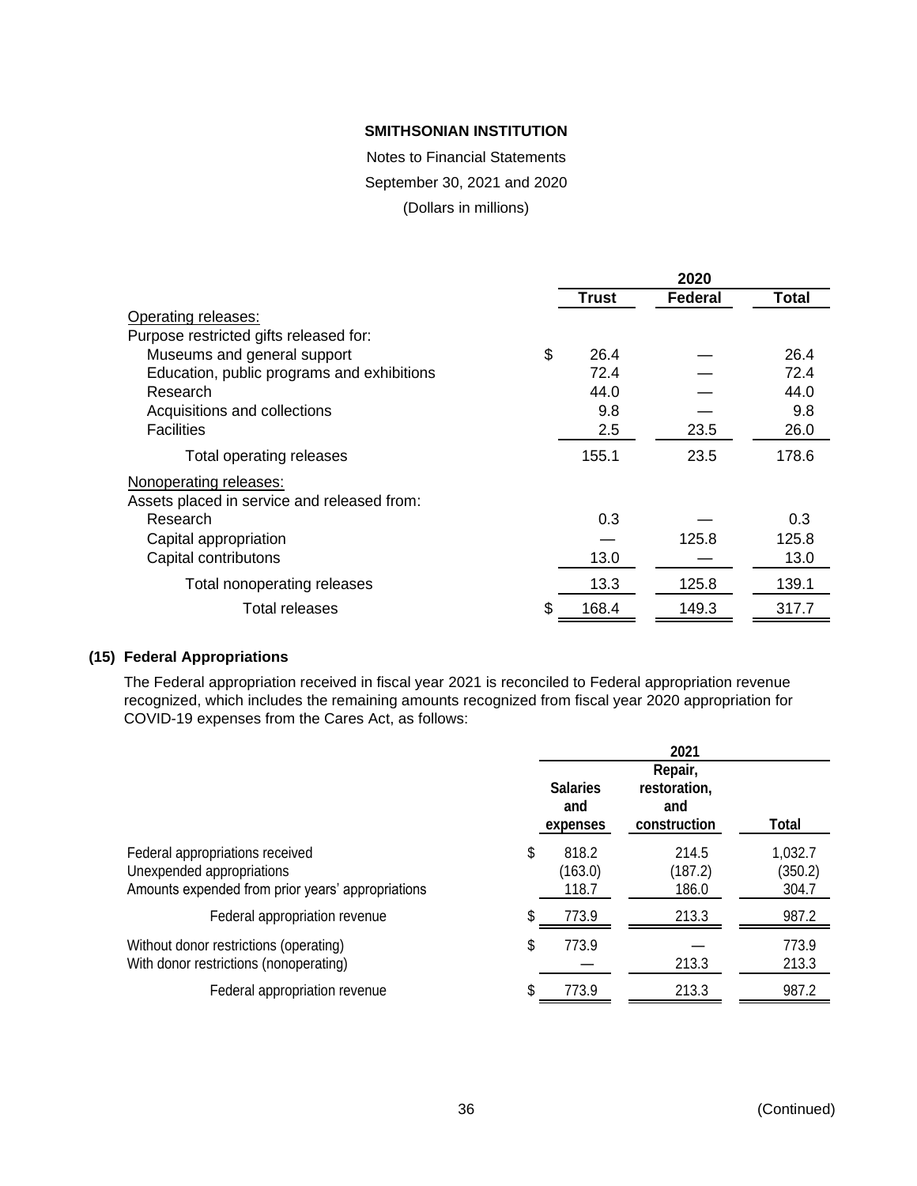**SMITHSONIAN INSTITUTION**

Notes to Financial Statements

September 30, 2021 and 2020

(Dollars in millions)

| | 2020 | | |
|---|---|---|---|
| | **Trust** | **Federal** | **Total** |
| Operating releases: | | | |
| Purpose restricted gifts released for: | | | |
| Museums and general support | $ 26.4 | — | 26.4 |
| Education, public programs and exhibitions | 72.4 | — | 72.4 |
| Research | 44.0 | — | 44.0 |
| Acquisitions and collections | 9.8 | — | 9.8 |
| Facilities | 2.5 | 23.5 | 26.0 |
| Total operating releases | 155.1 | 23.5 | 178.6 |
| Nonoperating releases: | | | |
| Assets placed in service and released from: | | | |
| Research | 0.3 | — | 0.3 |
| Capital appropriation | — | 125.8 | 125.8 |
| Capital contributons | 13.0 | — | 13.0 |
| Total nonoperating releases | 13.3 | 125.8 | 139.1 |
| Total releases | $ 168.4 | 149.3 | 317.7 |

## (15) Federal Appropriations

The Federal appropriation received in fiscal year 2021 is reconciled to Federal appropriation revenue recognized, which includes the remaining amounts recognized from fiscal year 2020 appropriation for COVID-19 expenses from the Cares Act, as follows:

| | 2021 | | |
|---|---|---|---|
| | **Salaries and expenses** | **Repair, restoration, and construction** | **Total** |
| Federal appropriations received | $ 818.2 | 214.5 | 1,032.7 |
| Unexpended appropriations | (163.0) | (187.2) | (350.2) |
| Amounts expended from prior years' appropriations | 118.7 | 186.0 | 304.7 |
| Federal appropriation revenue | $ 773.9 | 213.3 | 987.2 |
| Without donor restrictions (operating) | $ 773.9 | — | 773.9 |
| With donor restrictions (nonoperating) | — | 213.3 | 213.3 |
| Federal appropriation revenue | $ 773.9 | 213.3 | 987.2 |

(Continued)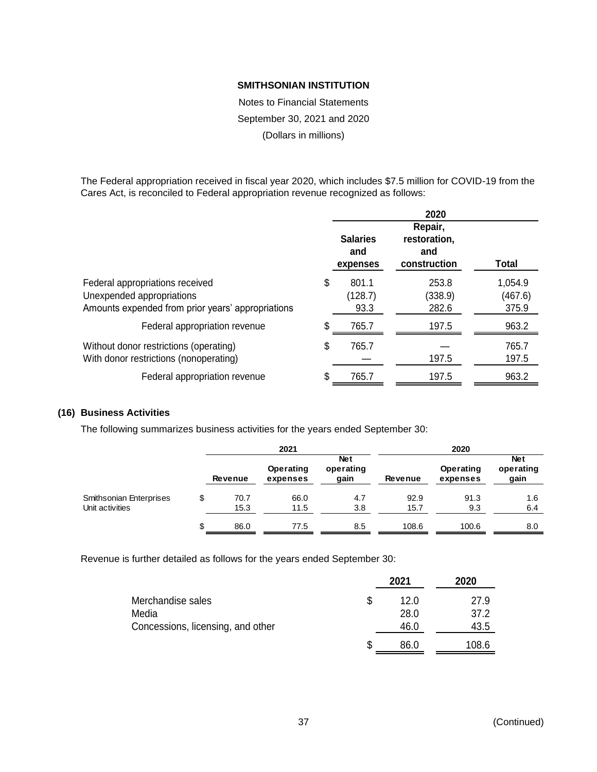**SMITHSONIAN INSTITUTION**

Notes to Financial Statements

September 30, 2021 and 2020

(Dollars in millions)

The Federal appropriation received in fiscal year 2020, which includes $7.5 million for COVID-19 from the Cares Act, is reconciled to Federal appropriation revenue recognized as follows:

| | 2020 | | |
|---|---|---|---|
| | Salaries and expenses | Repair, restoration, and construction | Total |
| Federal appropriations received | $ 801.1 | 253.8 | 1,054.9 |
| Unexpended appropriations | (128.7) | (338.9) | (467.6) |
| Amounts expended from prior years' appropriations | 93.3 | 282.6 | 375.9 |
| Federal appropriation revenue | $ 765.7 | 197.5 | 963.2 |
| Without donor restrictions (operating) | $ 765.7 | — | 765.7 |
| With donor restrictions (nonoperating) | — | 197.5 | 197.5 |
| Federal appropriation revenue | $ 765.7 | 197.5 | 963.2 |

## (16) Business Activities

The following summarizes business activities for the years ended September 30:

| | 2021 | | | 2020 | | |
|---|---|---|---|---|---|---|
| | Revenue | Operating expenses | Net operating gain | Revenue | Operating expenses | Net operating gain |
| Smithsonian Enterprises | $ 70.7 | 66.0 | 4.7 | 92.9 | 91.3 | 1.6 |
| Unit activities | 15.3 | 11.5 | 3.8 | 15.7 | 9.3 | 6.4 |
| | $ 86.0 | 77.5 | 8.5 | 108.6 | 100.6 | 8.0 |

Revenue is further detailed as follows for the years ended September 30:

| | 2021 | 2020 |
|---|---|---|
| Merchandise sales | $ 12.0 | 27.9 |
| Media | 28.0 | 37.2 |
| Concessions, licensing, and other | 46.0 | 43.5 |
| | $ 86.0 | 108.6 |

(Continued)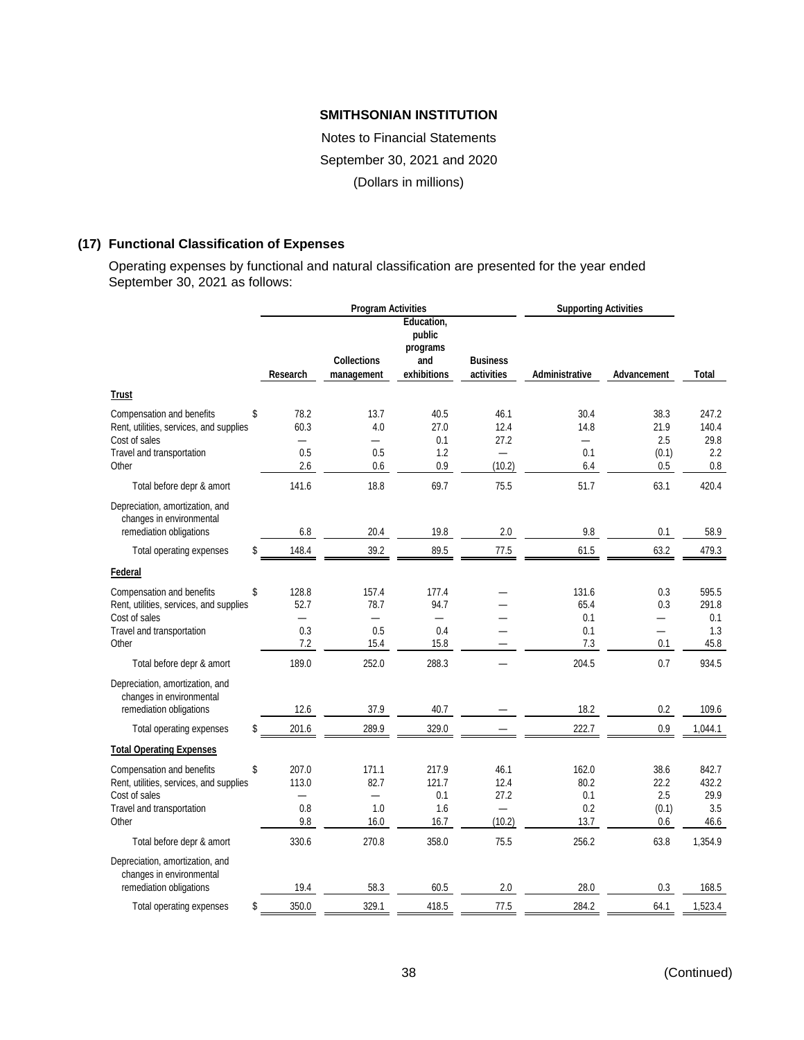**SMITHSONIAN INSTITUTION**

Notes to Financial Statements

September 30, 2021 and 2020

(Dollars in millions)

## (17) Functional Classification of Expenses

Operating expenses by functional and natural classification are presented for the year ended September 30, 2021 as follows:

| | Program Activities | | | | Supporting Activities | | |
|---|---|---|---|---|---|---|---|
| | Research | Collections management | Education, public programs and exhibitions | Business activities | Administrative | Advancement | Total |
| **Trust** | | | | | | | |
| Compensation and benefits | $ 78.2 | 13.7 | 40.5 | 46.1 | 30.4 | 38.3 | 247.2 |
| Rent, utilities, services, and supplies | 60.3 | 4.0 | 27.0 | 12.4 | 14.8 | 21.9 | 140.4 |
| Cost of sales | — | — | 0.1 | 27.2 | — | 2.5 | 29.8 |
| Travel and transportation | 0.5 | 0.5 | 1.2 | — | 0.1 | (0.1) | 2.2 |
| Other | 2.6 | 0.6 | 0.9 | (10.2) | 6.4 | 0.5 | 0.8 |
| Total before depr & amort | 141.6 | 18.8 | 69.7 | 75.5 | 51.7 | 63.1 | 420.4 |
| Depreciation, amortization, and changes in environmental remediation obligations | 6.8 | 20.4 | 19.8 | 2.0 | 9.8 | 0.1 | 58.9 |
| Total operating expenses | $ 148.4 | 39.2 | 89.5 | 77.5 | 61.5 | 63.2 | 479.3 |
| **Federal** | | | | | | | |
| Compensation and benefits | $ 128.8 | 157.4 | 177.4 | — | 131.6 | 0.3 | 595.5 |
| Rent, utilities, services, and supplies | 52.7 | 78.7 | 94.7 | — | 65.4 | 0.3 | 291.8 |
| Cost of sales | — | — | — | — | 0.1 | — | 0.1 |
| Travel and transportation | 0.3 | 0.5 | 0.4 | — | 0.1 | — | 1.3 |
| Other | 7.2 | 15.4 | 15.8 | — | 7.3 | 0.1 | 45.8 |
| Total before depr & amort | 189.0 | 252.0 | 288.3 | — | 204.5 | 0.7 | 934.5 |
| Depreciation, amortization, and changes in environmental remediation obligations | 12.6 | 37.9 | 40.7 | — | 18.2 | 0.2 | 109.6 |
| Total operating expenses | $ 201.6 | 289.9 | 329.0 | — | 222.7 | 0.9 | 1,044.1 |
| **Total Operating Expenses** | | | | | | | |
| Compensation and benefits | $ 207.0 | 171.1 | 217.9 | 46.1 | 162.0 | 38.6 | 842.7 |
| Rent, utilities, services, and supplies | 113.0 | 82.7 | 121.7 | 12.4 | 80.2 | 22.2 | 432.2 |
| Cost of sales | — | — | 0.1 | 27.2 | 0.1 | 2.5 | 29.9 |
| Travel and transportation | 0.8 | 1.0 | 1.6 | — | 0.2 | (0.1) | 3.5 |
| Other | 9.8 | 16.0 | 16.7 | (10.2) | 13.7 | 0.6 | 46.6 |
| Total before depr & amort | 330.6 | 270.8 | 358.0 | 75.5 | 256.2 | 63.8 | 1,354.9 |
| Depreciation, amortization, and changes in environmental remediation obligations | 19.4 | 58.3 | 60.5 | 2.0 | 28.0 | 0.3 | 168.5 |
| Total operating expenses | $ 350.0 | 329.1 | 418.5 | 77.5 | 284.2 | 64.1 | 1,523.4 |

(Continued)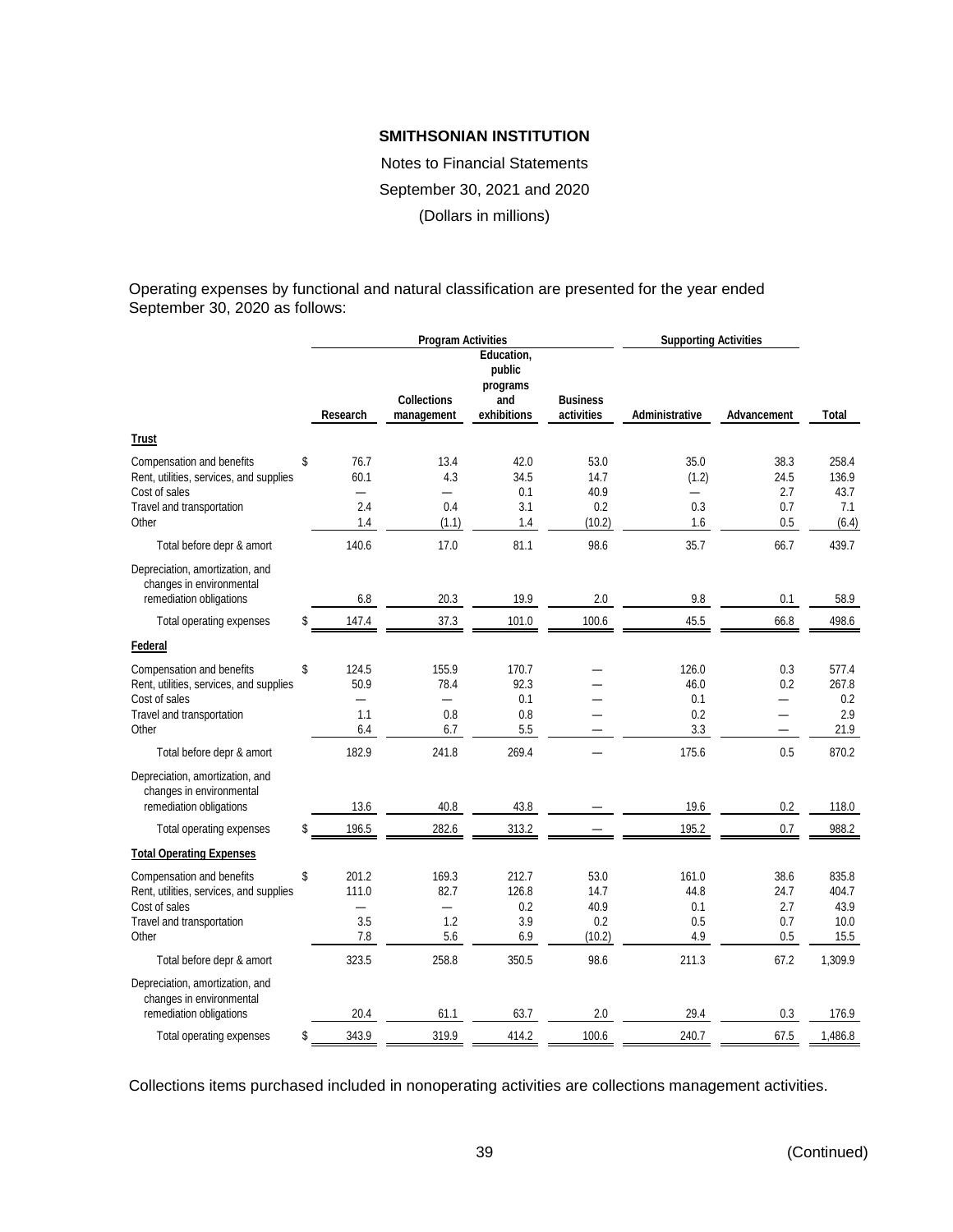# SMITHSONIAN INSTITUTION

Notes to Financial Statements

September 30, 2021 and 2020

(Dollars in millions)

Operating expenses by functional and natural classification are presented for the year ended September 30, 2020 as follows:

| | Program Activities | | | | Supporting Activities | | |
|---|---|---|---|---|---|---|---|
| | Research | Collections management | Education, public programs and exhibitions | Business activities | Administrative | Advancement | Total |
| **Trust** | | | | | | | |
| Compensation and benefits | $ 76.7 | 13.4 | 42.0 | 53.0 | 35.0 | 38.3 | 258.4 |
| Rent, utilities, services, and supplies | 60.1 | 4.3 | 34.5 | 14.7 | (1.2) | 24.5 | 136.9 |
| Cost of sales | — | — | 0.1 | 40.9 | — | 2.7 | 43.7 |
| Travel and transportation | 2.4 | 0.4 | 3.1 | 0.2 | 0.3 | 0.7 | 7.1 |
| Other | 1.4 | (1.1) | 1.4 | (10.2) | 1.6 | 0.5 | (6.4) |
| Total before depr & amort | 140.6 | 17.0 | 81.1 | 98.6 | 35.7 | 66.7 | 439.7 |
| Depreciation, amortization, and changes in environmental remediation obligations | 6.8 | 20.3 | 19.9 | 2.0 | 9.8 | 0.1 | 58.9 |
| Total operating expenses | $ 147.4 | 37.3 | 101.0 | 100.6 | 45.5 | 66.8 | 498.6 |
| **Federal** | | | | | | | |
| Compensation and benefits | $ 124.5 | 155.9 | 170.7 | — | 126.0 | 0.3 | 577.4 |
| Rent, utilities, services, and supplies | 50.9 | 78.4 | 92.3 | — | 46.0 | 0.2 | 267.8 |
| Cost of sales | — | — | 0.1 | — | 0.1 | — | 0.2 |
| Travel and transportation | 1.1 | 0.8 | 0.8 | — | 0.2 | — | 2.9 |
| Other | 6.4 | 6.7 | 5.5 | — | 3.3 | — | 21.9 |
| Total before depr & amort | 182.9 | 241.8 | 269.4 | — | 175.6 | 0.5 | 870.2 |
| Depreciation, amortization, and changes in environmental remediation obligations | 13.6 | 40.8 | 43.8 | — | 19.6 | 0.2 | 118.0 |
| Total operating expenses | $ 196.5 | 282.6 | 313.2 | — | 195.2 | 0.7 | 988.2 |
| **Total Operating Expenses** | | | | | | | |
| Compensation and benefits | $ 201.2 | 169.3 | 212.7 | 53.0 | 161.0 | 38.6 | 835.8 |
| Rent, utilities, services, and supplies | 111.0 | 82.7 | 126.8 | 14.7 | 44.8 | 24.7 | 404.7 |
| Cost of sales | — | — | 0.2 | 40.9 | 0.1 | 2.7 | 43.9 |
| Travel and transportation | 3.5 | 1.2 | 3.9 | 0.2 | 0.5 | 0.7 | 10.0 |
| Other | 7.8 | 5.6 | 6.9 | (10.2) | 4.9 | 0.5 | 15.5 |
| Total before depr & amort | 323.5 | 258.8 | 350.5 | 98.6 | 211.3 | 67.2 | 1,309.9 |
| Depreciation, amortization, and changes in environmental remediation obligations | 20.4 | 61.1 | 63.7 | 2.0 | 29.4 | 0.3 | 176.9 |
| Total operating expenses | $ 343.9 | 319.9 | 414.2 | 100.6 | 240.7 | 67.5 | 1,486.8 |

Collections items purchased included in nonoperating activities are collections management activities.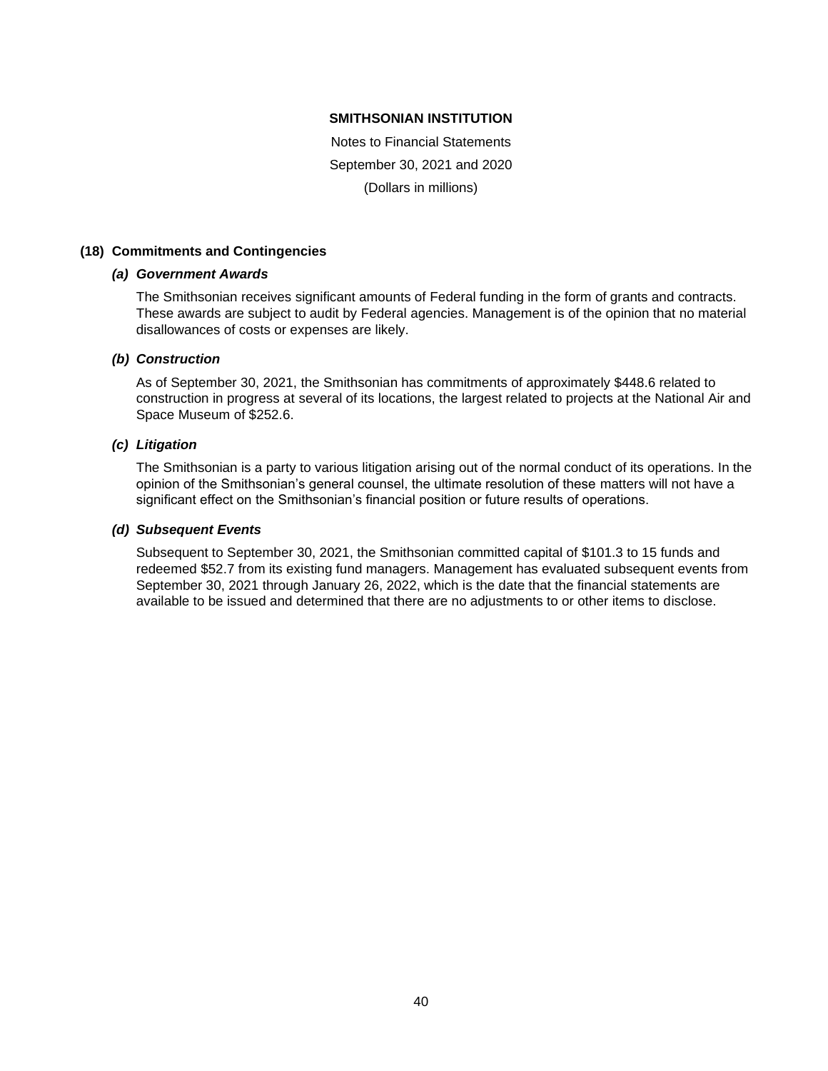**SMITHSONIAN INSTITUTION**

Notes to Financial Statements

September 30, 2021 and 2020

(Dollars in millions)

## (18) Commitments and Contingencies

### *(a) Government Awards*

The Smithsonian receives significant amounts of Federal funding in the form of grants and contracts. These awards are subject to audit by Federal agencies. Management is of the opinion that no material disallowances of costs or expenses are likely.

### *(b) Construction*

As of September 30, 2021, the Smithsonian has commitments of approximately $448.6 related to construction in progress at several of its locations, the largest related to projects at the National Air and Space Museum of $252.6.

### *(c) Litigation*

The Smithsonian is a party to various litigation arising out of the normal conduct of its operations. In the opinion of the Smithsonian's general counsel, the ultimate resolution of these matters will not have a significant effect on the Smithsonian's financial position or future results of operations.

### *(d) Subsequent Events*

Subsequent to September 30, 2021, the Smithsonian committed capital of $101.3 to 15 funds and redeemed $52.7 from its existing fund managers. Management has evaluated subsequent events from September 30, 2021 through January 26, 2022, which is the date that the financial statements are available to be issued and determined that there are no adjustments to or other items to disclose.